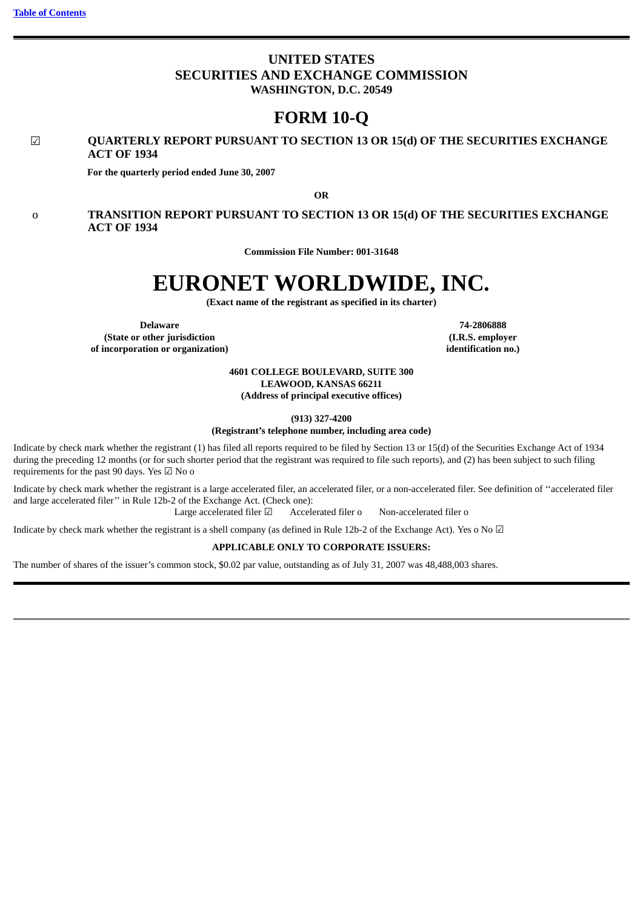[Table of Contents](#)

# UNITED STATES
# SECURITIES AND EXCHANGE COMMISSION
**WASHINGTON, D.C. 20549**

# FORM 10-Q

☑ **QUARTERLY REPORT PURSUANT TO SECTION 13 OR 15(d) OF THE SECURITIES EXCHANGE ACT OF 1934**

**For the quarterly period ended June 30, 2007**

**OR**

o **TRANSITION REPORT PURSUANT TO SECTION 13 OR 15(d) OF THE SECURITIES EXCHANGE ACT OF 1934**

**Commission File Number: 001-31648**

# EURONET WORLDWIDE, INC.
**(Exact name of the registrant as specified in its charter)**

| **Delaware** | **74-2806888** |
|---|---|
| **(State or other jurisdiction of incorporation or organization)** | **(I.R.S. employer identification no.)** |

**4601 COLLEGE BOULEVARD, SUITE 300**
**LEAWOOD, KANSAS 66211**
**(Address of principal executive offices)**

**(913) 327-4200**
**(Registrant's telephone number, including area code)**

Indicate by check mark whether the registrant (1) has filed all reports required to be filed by Section 13 or 15(d) of the Securities Exchange Act of 1934 during the preceding 12 months (or for such shorter period that the registrant was required to file such reports), and (2) has been subject to such filing requirements for the past 90 days. Yes ☑ No o

Indicate by check mark whether the registrant is a large accelerated filer, an accelerated filer, or a non-accelerated filer. See definition of ''accelerated filer and large accelerated filer'' in Rule 12b-2 of the Exchange Act. (Check one):

Large accelerated filer ☑ Accelerated filer o Non-accelerated filer o

Indicate by check mark whether the registrant is a shell company (as defined in Rule 12b-2 of the Exchange Act). Yes o No ☑

**APPLICABLE ONLY TO CORPORATE ISSUERS:**

The number of shares of the issuer's common stock, $0.02 par value, outstanding as of July 31, 2007 was 48,488,003 shares.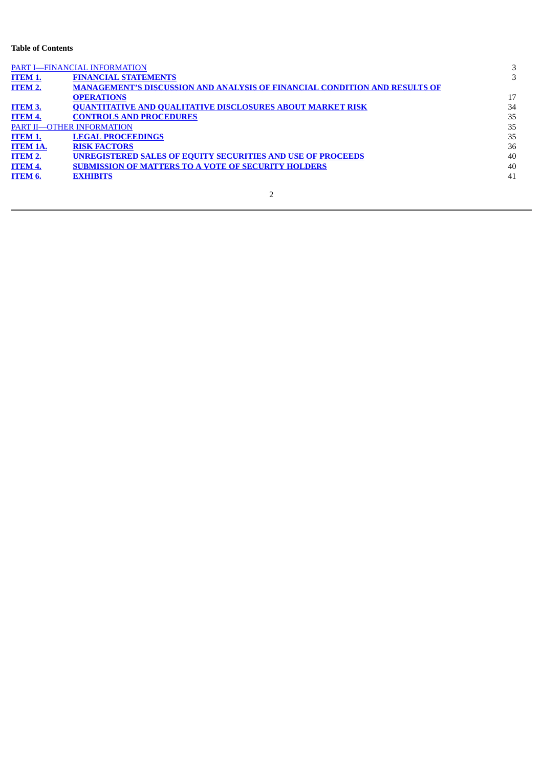**Table of Contents**

| | | |
|---|---|---|
| PART I—FINANCIAL INFORMATION | | 3 |
| **ITEM 1.** | **FINANCIAL STATEMENTS** | 3 |
| **ITEM 2.** | **MANAGEMENT'S DISCUSSION AND ANALYSIS OF FINANCIAL CONDITION AND RESULTS OF OPERATIONS** | 17 |
| **ITEM 3.** | **QUANTITATIVE AND QUALITATIVE DISCLOSURES ABOUT MARKET RISK** | 34 |
| **ITEM 4.** | **CONTROLS AND PROCEDURES** | 35 |
| PART II—OTHER INFORMATION | | 35 |
| **ITEM 1.** | **LEGAL PROCEEDINGS** | 35 |
| **ITEM 1A.** | **RISK FACTORS** | 36 |
| **ITEM 2.** | **UNREGISTERED SALES OF EQUITY SECURITIES AND USE OF PROCEEDS** | 40 |
| **ITEM 4.** | **SUBMISSION OF MATTERS TO A VOTE OF SECURITY HOLDERS** | 40 |
| **ITEM 6.** | **EXHIBITS** | 41 |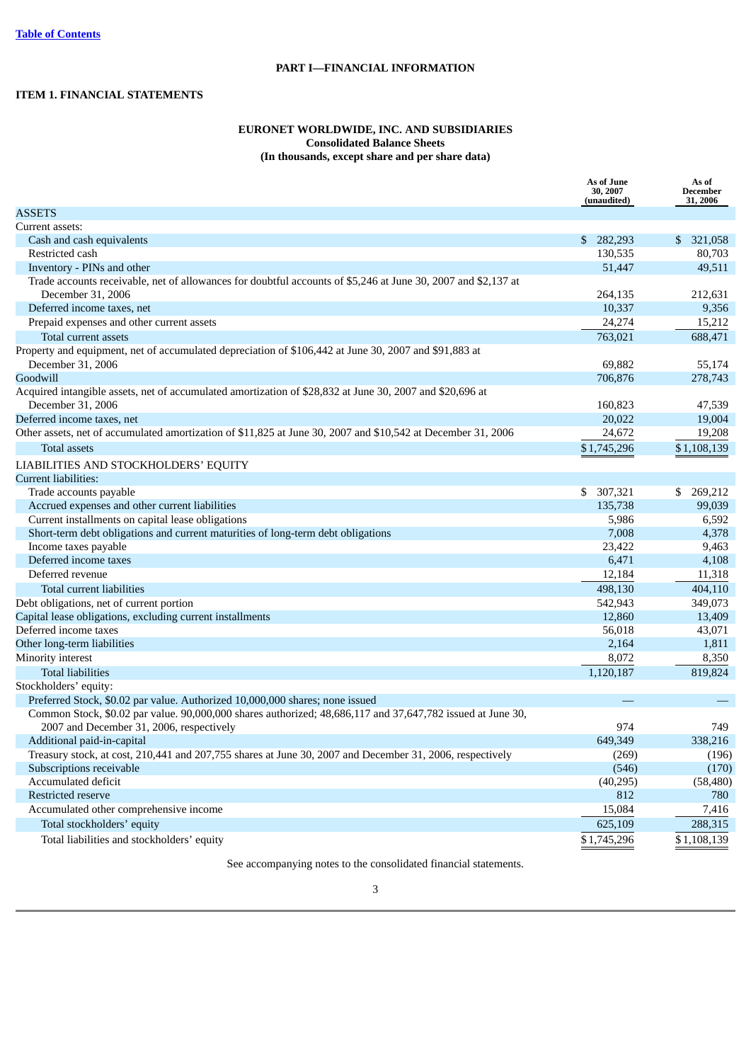# PART I—FINANCIAL INFORMATION

## ITEM 1. FINANCIAL STATEMENTS

### EURONET WORLDWIDE, INC. AND SUBSIDIARIES
**Consolidated Balance Sheets**
**(In thousands, except share and per share data)**

| | As of June 30, 2007 (unaudited) | As of December 31, 2006 |
|---|---|---|
| ASSETS | | |
| Current assets: | | |
| Cash and cash equivalents | $ 282,293 | $ 321,058 |
| Restricted cash | 130,535 | 80,703 |
| Inventory - PINs and other | 51,447 | 49,511 |
| Trade accounts receivable, net of allowances for doubtful accounts of $5,246 at June 30, 2007 and $2,137 at December 31, 2006 | 264,135 | 212,631 |
| Deferred income taxes, net | 10,337 | 9,356 |
| Prepaid expenses and other current assets | 24,274 | 15,212 |
| Total current assets | 763,021 | 688,471 |
| Property and equipment, net of accumulated depreciation of $106,442 at June 30, 2007 and $91,883 at December 31, 2006 | 69,882 | 55,174 |
| Goodwill | 706,876 | 278,743 |
| Acquired intangible assets, net of accumulated amortization of $28,832 at June 30, 2007 and $20,696 at December 31, 2006 | 160,823 | 47,539 |
| Deferred income taxes, net | 20,022 | 19,004 |
| Other assets, net of accumulated amortization of $11,825 at June 30, 2007 and $10,542 at December 31, 2006 | 24,672 | 19,208 |
| Total assets | $1,745,296 | $1,108,139 |
| LIABILITIES AND STOCKHOLDERS' EQUITY | | |
| Current liabilities: | | |
| Trade accounts payable | $ 307,321 | $ 269,212 |
| Accrued expenses and other current liabilities | 135,738 | 99,039 |
| Current installments on capital lease obligations | 5,986 | 6,592 |
| Short-term debt obligations and current maturities of long-term debt obligations | 7,008 | 4,378 |
| Income taxes payable | 23,422 | 9,463 |
| Deferred income taxes | 6,471 | 4,108 |
| Deferred revenue | 12,184 | 11,318 |
| Total current liabilities | 498,130 | 404,110 |
| Debt obligations, net of current portion | 542,943 | 349,073 |
| Capital lease obligations, excluding current installments | 12,860 | 13,409 |
| Deferred income taxes | 56,018 | 43,071 |
| Other long-term liabilities | 2,164 | 1,811 |
| Minority interest | 8,072 | 8,350 |
| Total liabilities | 1,120,187 | 819,824 |
| Stockholders' equity: | | |
| Preferred Stock, $0.02 par value. Authorized 10,000,000 shares; none issued | — | — |
| Common Stock, $0.02 par value. 90,000,000 shares authorized; 48,686,117 and 37,647,782 issued at June 30, 2007 and December 31, 2006, respectively | 974 | 749 |
| Additional paid-in-capital | 649,349 | 338,216 |
| Treasury stock, at cost, 210,441 and 207,755 shares at June 30, 2007 and December 31, 2006, respectively | (269) | (196) |
| Subscriptions receivable | (546) | (170) |
| Accumulated deficit | (40,295) | (58,480) |
| Restricted reserve | 812 | 780 |
| Accumulated other comprehensive income | 15,084 | 7,416 |
| Total stockholders' equity | 625,109 | 288,315 |
| Total liabilities and stockholders' equity | $1,745,296 | $1,108,139 |

See accompanying notes to the consolidated financial statements.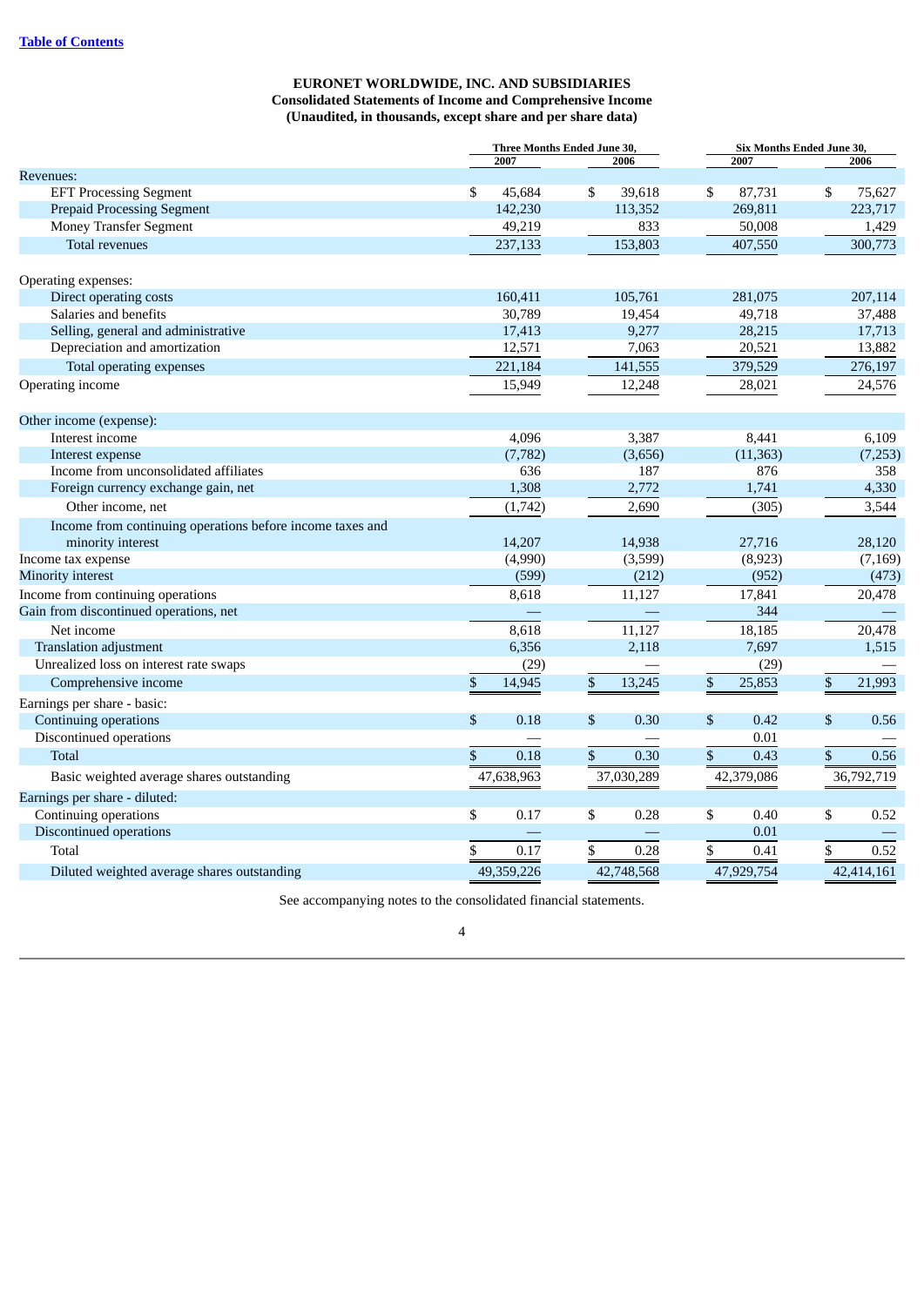**EURONET WORLDWIDE, INC. AND SUBSIDIARIES**
**Consolidated Statements of Income and Comprehensive Income**
**(Unaudited, in thousands, except share and per share data)**

| | Three Months Ended June 30, | | Six Months Ended June 30, | |
|---|---|---|---|---|
| | 2007 | 2006 | 2007 | 2006 |
| Revenues: | | | | |
| EFT Processing Segment | $ 45,684 | $ 39,618 | $ 87,731 | $ 75,627 |
| Prepaid Processing Segment | 142,230 | 113,352 | 269,811 | 223,717 |
| Money Transfer Segment | 49,219 | 833 | 50,008 | 1,429 |
| Total revenues | 237,133 | 153,803 | 407,550 | 300,773 |
| Operating expenses: | | | | |
| Direct operating costs | 160,411 | 105,761 | 281,075 | 207,114 |
| Salaries and benefits | 30,789 | 19,454 | 49,718 | 37,488 |
| Selling, general and administrative | 17,413 | 9,277 | 28,215 | 17,713 |
| Depreciation and amortization | 12,571 | 7,063 | 20,521 | 13,882 |
| Total operating expenses | 221,184 | 141,555 | 379,529 | 276,197 |
| Operating income | 15,949 | 12,248 | 28,021 | 24,576 |
| Other income (expense): | | | | |
| Interest income | 4,096 | 3,387 | 8,441 | 6,109 |
| Interest expense | (7,782) | (3,656) | (11,363) | (7,253) |
| Income from unconsolidated affiliates | 636 | 187 | 876 | 358 |
| Foreign currency exchange gain, net | 1,308 | 2,772 | 1,741 | 4,330 |
| Other income, net | (1,742) | 2,690 | (305) | 3,544 |
| Income from continuing operations before income taxes and minority interest | 14,207 | 14,938 | 27,716 | 28,120 |
| Income tax expense | (4,990) | (3,599) | (8,923) | (7,169) |
| Minority interest | (599) | (212) | (952) | (473) |
| Income from continuing operations | 8,618 | 11,127 | 17,841 | 20,478 |
| Gain from discontinued operations, net | — | — | 344 | — |
| Net income | 8,618 | 11,127 | 18,185 | 20,478 |
| Translation adjustment | 6,356 | 2,118 | 7,697 | 1,515 |
| Unrealized loss on interest rate swaps | (29) | — | (29) | — |
| Comprehensive income | $ 14,945 | $ 13,245 | $ 25,853 | $ 21,993 |
| Earnings per share - basic: | | | | |
| Continuing operations | $ 0.18 | $ 0.30 | $ 0.42 | $ 0.56 |
| Discontinued operations | — | — | 0.01 | — |
| Total | $ 0.18 | $ 0.30 | $ 0.43 | $ 0.56 |
| Basic weighted average shares outstanding | 47,638,963 | 37,030,289 | 42,379,086 | 36,792,719 |
| Earnings per share - diluted: | | | | |
| Continuing operations | $ 0.17 | $ 0.28 | $ 0.40 | $ 0.52 |
| Discontinued operations | — | — | 0.01 | — |
| Total | $ 0.17 | $ 0.28 | $ 0.41 | $ 0.52 |
| Diluted weighted average shares outstanding | 49,359,226 | 42,748,568 | 47,929,754 | 42,414,161 |

See accompanying notes to the consolidated financial statements.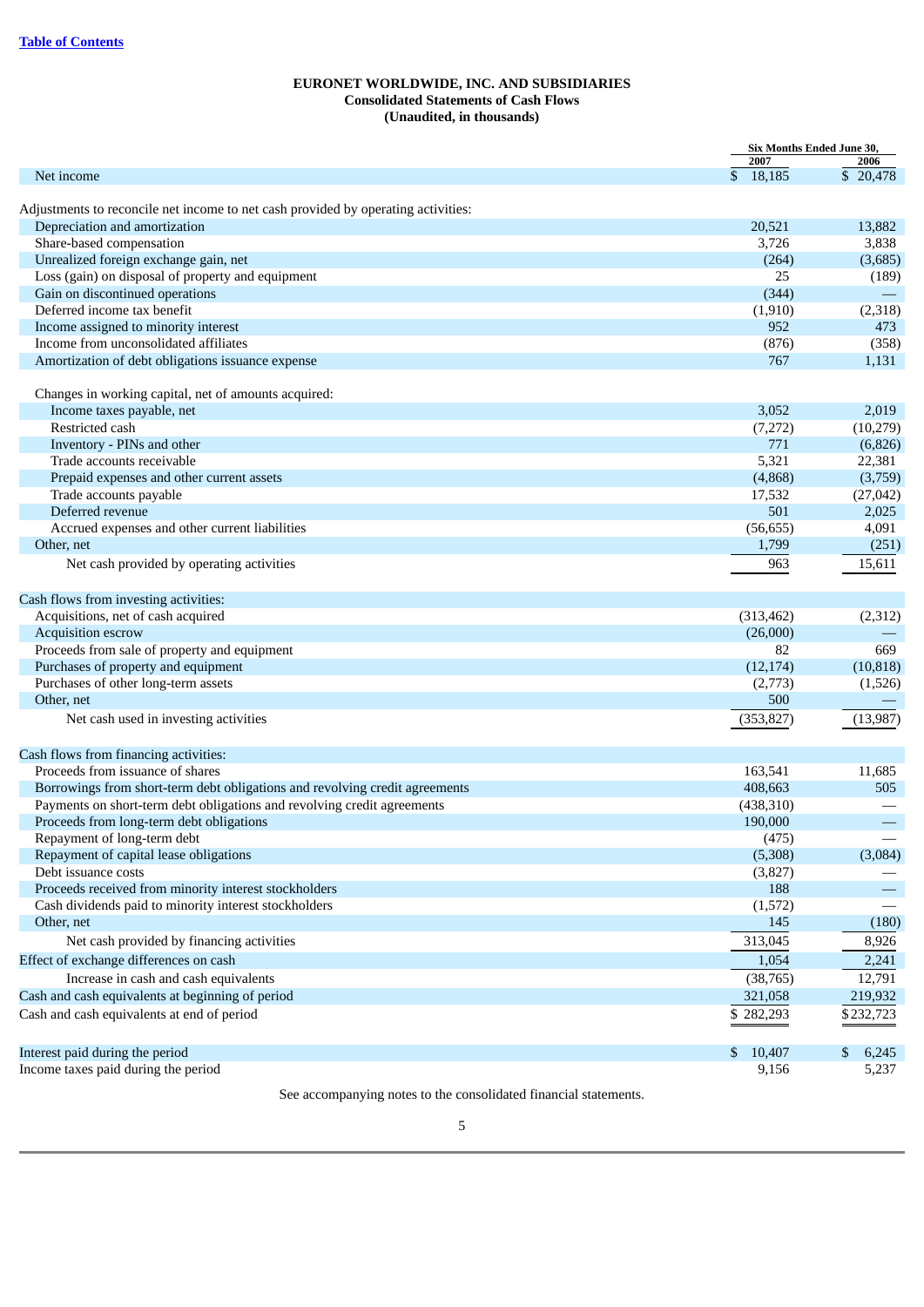[Table of Contents](#)

**EURONET WORLDWIDE, INC. AND SUBSIDIARIES**
**Consolidated Statements of Cash Flows**
**(Unaudited, in thousands)**

| | Six Months Ended June 30, | |
|---|---|---|
| | 2007 | 2006 |
| Net income | $ 18,185 | $ 20,478 |
| Adjustments to reconcile net income to net cash provided by operating activities: | | |
| Depreciation and amortization | 20,521 | 13,882 |
| Share-based compensation | 3,726 | 3,838 |
| Unrealized foreign exchange gain, net | (264) | (3,685) |
| Loss (gain) on disposal of property and equipment | 25 | (189) |
| Gain on discontinued operations | (344) | — |
| Deferred income tax benefit | (1,910) | (2,318) |
| Income assigned to minority interest | 952 | 473 |
| Income from unconsolidated affiliates | (876) | (358) |
| Amortization of debt obligations issuance expense | 767 | 1,131 |
| Changes in working capital, net of amounts acquired: | | |
| Income taxes payable, net | 3,052 | 2,019 |
| Restricted cash | (7,272) | (10,279) |
| Inventory - PINs and other | 771 | (6,826) |
| Trade accounts receivable | 5,321 | 22,381 |
| Prepaid expenses and other current assets | (4,868) | (3,759) |
| Trade accounts payable | 17,532 | (27,042) |
| Deferred revenue | 501 | 2,025 |
| Accrued expenses and other current liabilities | (56,655) | 4,091 |
| Other, net | 1,799 | (251) |
| Net cash provided by operating activities | 963 | 15,611 |
| Cash flows from investing activities: | | |
| Acquisitions, net of cash acquired | (313,462) | (2,312) |
| Acquisition escrow | (26,000) | — |
| Proceeds from sale of property and equipment | 82 | 669 |
| Purchases of property and equipment | (12,174) | (10,818) |
| Purchases of other long-term assets | (2,773) | (1,526) |
| Other, net | 500 | — |
| Net cash used in investing activities | (353,827) | (13,987) |
| Cash flows from financing activities: | | |
| Proceeds from issuance of shares | 163,541 | 11,685 |
| Borrowings from short-term debt obligations and revolving credit agreements | 408,663 | 505 |
| Payments on short-term debt obligations and revolving credit agreements | (438,310) | — |
| Proceeds from long-term debt obligations | 190,000 | — |
| Repayment of long-term debt | (475) | — |
| Repayment of capital lease obligations | (5,308) | (3,084) |
| Debt issuance costs | (3,827) | — |
| Proceeds received from minority interest stockholders | 188 | — |
| Cash dividends paid to minority interest stockholders | (1,572) | — |
| Other, net | 145 | (180) |
| Net cash provided by financing activities | 313,045 | 8,926 |
| Effect of exchange differences on cash | 1,054 | 2,241 |
| Increase in cash and cash equivalents | (38,765) | 12,791 |
| Cash and cash equivalents at beginning of period | 321,058 | 219,932 |
| Cash and cash equivalents at end of period | $ 282,293 | $ 232,723 |
| Interest paid during the period | $ 10,407 | $ 6,245 |
| Income taxes paid during the period | 9,156 | 5,237 |

See accompanying notes to the consolidated financial statements.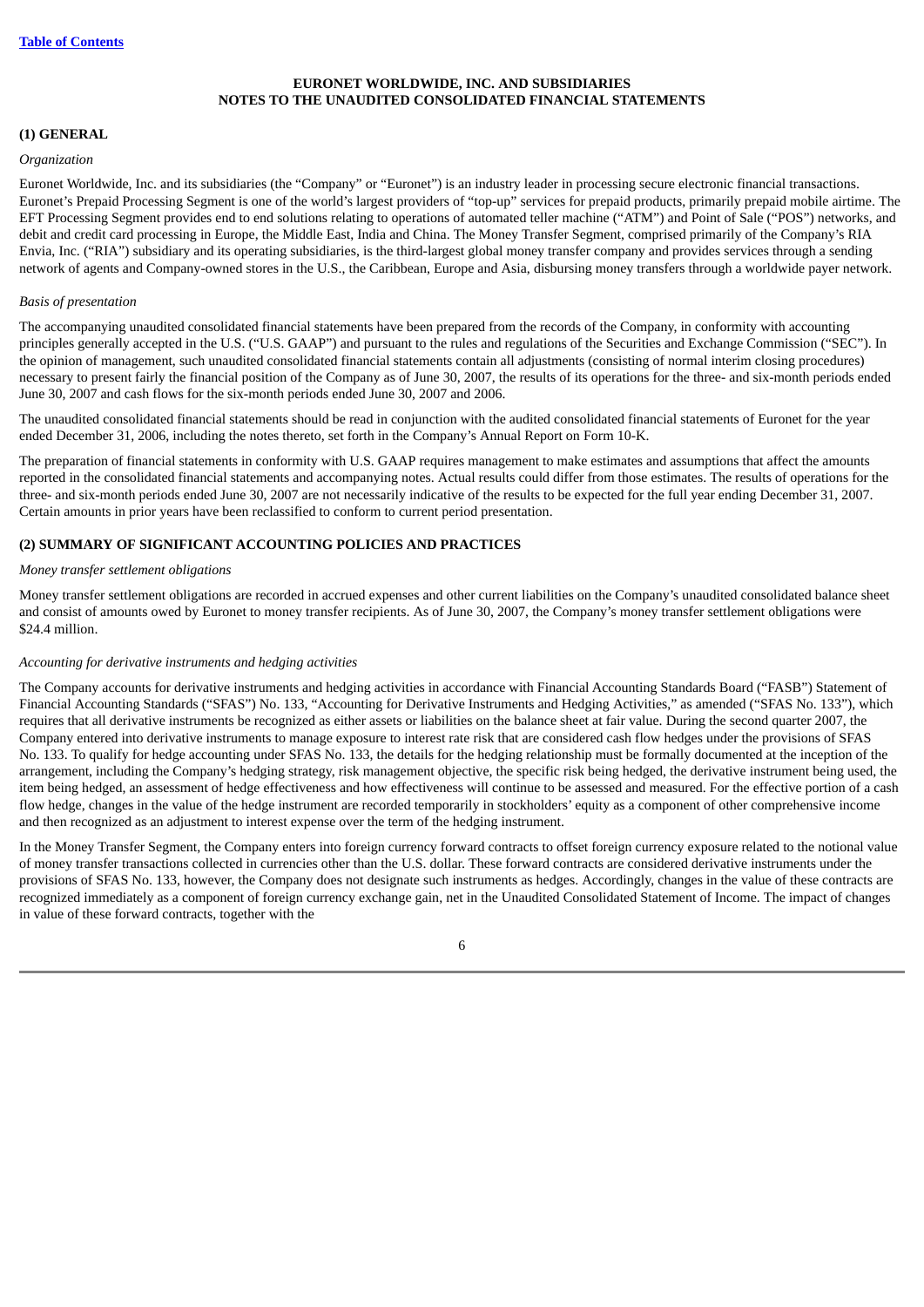**EURONET WORLDWIDE, INC. AND SUBSIDIARIES**
**NOTES TO THE UNAUDITED CONSOLIDATED FINANCIAL STATEMENTS**

## (1) GENERAL

*Organization*

Euronet Worldwide, Inc. and its subsidiaries (the "Company" or "Euronet") is an industry leader in processing secure electronic financial transactions. Euronet's Prepaid Processing Segment is one of the world's largest providers of "top-up" services for prepaid products, primarily prepaid mobile airtime. The EFT Processing Segment provides end to end solutions relating to operations of automated teller machine ("ATM") and Point of Sale ("POS") networks, and debit and credit card processing in Europe, the Middle East, India and China. The Money Transfer Segment, comprised primarily of the Company's RIA Envia, Inc. ("RIA") subsidiary and its operating subsidiaries, is the third-largest global money transfer company and provides services through a sending network of agents and Company-owned stores in the U.S., the Caribbean, Europe and Asia, disbursing money transfers through a worldwide payer network.

*Basis of presentation*

The accompanying unaudited consolidated financial statements have been prepared from the records of the Company, in conformity with accounting principles generally accepted in the U.S. ("U.S. GAAP") and pursuant to the rules and regulations of the Securities and Exchange Commission ("SEC"). In the opinion of management, such unaudited consolidated financial statements contain all adjustments (consisting of normal interim closing procedures) necessary to present fairly the financial position of the Company as of June 30, 2007, the results of its operations for the three- and six-month periods ended June 30, 2007 and cash flows for the six-month periods ended June 30, 2007 and 2006.

The unaudited consolidated financial statements should be read in conjunction with the audited consolidated financial statements of Euronet for the year ended December 31, 2006, including the notes thereto, set forth in the Company's Annual Report on Form 10-K.

The preparation of financial statements in conformity with U.S. GAAP requires management to make estimates and assumptions that affect the amounts reported in the consolidated financial statements and accompanying notes. Actual results could differ from those estimates. The results of operations for the three- and six-month periods ended June 30, 2007 are not necessarily indicative of the results to be expected for the full year ending December 31, 2007. Certain amounts in prior years have been reclassified to conform to current period presentation.

## (2) SUMMARY OF SIGNIFICANT ACCOUNTING POLICIES AND PRACTICES

*Money transfer settlement obligations*

Money transfer settlement obligations are recorded in accrued expenses and other current liabilities on the Company's unaudited consolidated balance sheet and consist of amounts owed by Euronet to money transfer recipients. As of June 30, 2007, the Company's money transfer settlement obligations were $24.4 million.

*Accounting for derivative instruments and hedging activities*

The Company accounts for derivative instruments and hedging activities in accordance with Financial Accounting Standards Board ("FASB") Statement of Financial Accounting Standards ("SFAS") No. 133, "Accounting for Derivative Instruments and Hedging Activities," as amended ("SFAS No. 133"), which requires that all derivative instruments be recognized as either assets or liabilities on the balance sheet at fair value. During the second quarter 2007, the Company entered into derivative instruments to manage exposure to interest rate risk that are considered cash flow hedges under the provisions of SFAS No. 133. To qualify for hedge accounting under SFAS No. 133, the details for the hedging relationship must be formally documented at the inception of the arrangement, including the Company's hedging strategy, risk management objective, the specific risk being hedged, the derivative instrument being used, the item being hedged, an assessment of hedge effectiveness and how effectiveness will continue to be assessed and measured. For the effective portion of a cash flow hedge, changes in the value of the hedge instrument are recorded temporarily in stockholders' equity as a component of other comprehensive income and then recognized as an adjustment to interest expense over the term of the hedging instrument.

In the Money Transfer Segment, the Company enters into foreign currency forward contracts to offset foreign currency exposure related to the notional value of money transfer transactions collected in currencies other than the U.S. dollar. These forward contracts are considered derivative instruments under the provisions of SFAS No. 133, however, the Company does not designate such instruments as hedges. Accordingly, changes in the value of these contracts are recognized immediately as a component of foreign currency exchange gain, net in the Unaudited Consolidated Statement of Income. The impact of changes in value of these forward contracts, together with the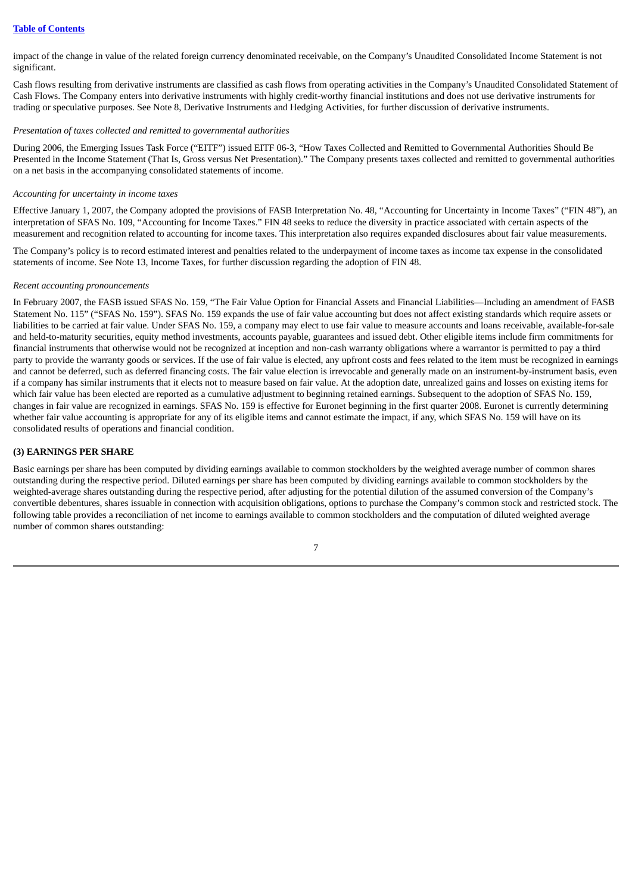impact of the change in value of the related foreign currency denominated receivable, on the Company's Unaudited Consolidated Income Statement is not significant.

Cash flows resulting from derivative instruments are classified as cash flows from operating activities in the Company's Unaudited Consolidated Statement of Cash Flows. The Company enters into derivative instruments with highly credit-worthy financial institutions and does not use derivative instruments for trading or speculative purposes. See Note 8, Derivative Instruments and Hedging Activities, for further discussion of derivative instruments.

*Presentation of taxes collected and remitted to governmental authorities*

During 2006, the Emerging Issues Task Force ("EITF") issued EITF 06-3, "How Taxes Collected and Remitted to Governmental Authorities Should Be Presented in the Income Statement (That Is, Gross versus Net Presentation)." The Company presents taxes collected and remitted to governmental authorities on a net basis in the accompanying consolidated statements of income.

*Accounting for uncertainty in income taxes*

Effective January 1, 2007, the Company adopted the provisions of FASB Interpretation No. 48, "Accounting for Uncertainty in Income Taxes" ("FIN 48"), an interpretation of SFAS No. 109, "Accounting for Income Taxes." FIN 48 seeks to reduce the diversity in practice associated with certain aspects of the measurement and recognition related to accounting for income taxes. This interpretation also requires expanded disclosures about fair value measurements.

The Company's policy is to record estimated interest and penalties related to the underpayment of income taxes as income tax expense in the consolidated statements of income. See Note 13, Income Taxes, for further discussion regarding the adoption of FIN 48.

*Recent accounting pronouncements*

In February 2007, the FASB issued SFAS No. 159, "The Fair Value Option for Financial Assets and Financial Liabilities—Including an amendment of FASB Statement No. 115" ("SFAS No. 159"). SFAS No. 159 expands the use of fair value accounting but does not affect existing standards which require assets or liabilities to be carried at fair value. Under SFAS No. 159, a company may elect to use fair value to measure accounts and loans receivable, available-for-sale and held-to-maturity securities, equity method investments, accounts payable, guarantees and issued debt. Other eligible items include firm commitments for financial instruments that otherwise would not be recognized at inception and non-cash warranty obligations where a warrantor is permitted to pay a third party to provide the warranty goods or services. If the use of fair value is elected, any upfront costs and fees related to the item must be recognized in earnings and cannot be deferred, such as deferred financing costs. The fair value election is irrevocable and generally made on an instrument-by-instrument basis, even if a company has similar instruments that it elects not to measure based on fair value. At the adoption date, unrealized gains and losses on existing items for which fair value has been elected are reported as a cumulative adjustment to beginning retained earnings. Subsequent to the adoption of SFAS No. 159, changes in fair value are recognized in earnings. SFAS No. 159 is effective for Euronet beginning in the first quarter 2008. Euronet is currently determining whether fair value accounting is appropriate for any of its eligible items and cannot estimate the impact, if any, which SFAS No. 159 will have on its consolidated results of operations and financial condition.

**(3) EARNINGS PER SHARE**

Basic earnings per share has been computed by dividing earnings available to common stockholders by the weighted average number of common shares outstanding during the respective period. Diluted earnings per share has been computed by dividing earnings available to common stockholders by the weighted-average shares outstanding during the respective period, after adjusting for the potential dilution of the assumed conversion of the Company's convertible debentures, shares issuable in connection with acquisition obligations, options to purchase the Company's common stock and restricted stock. The following table provides a reconciliation of net income to earnings available to common stockholders and the computation of diluted weighted average number of common shares outstanding: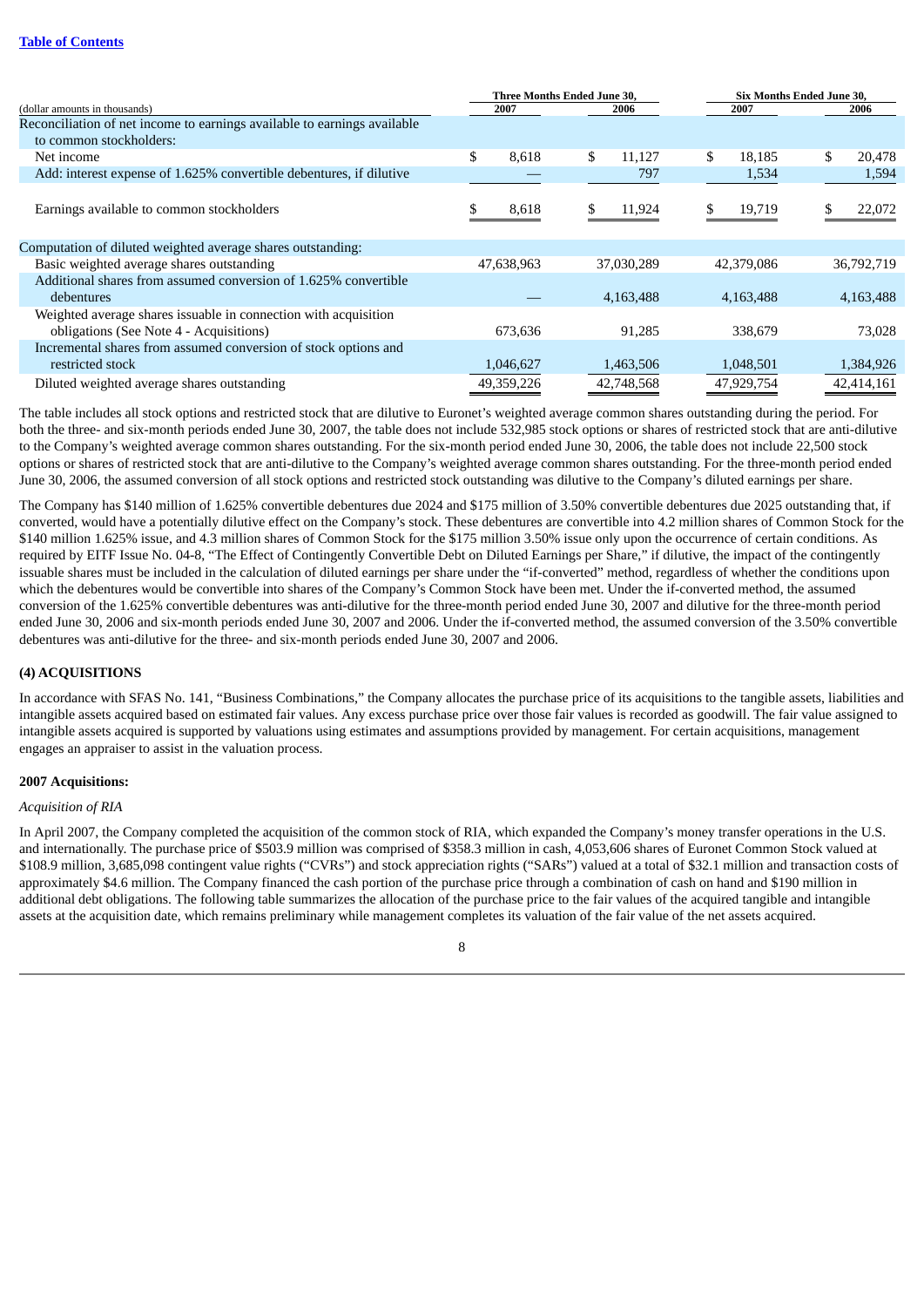| (dollar amounts in thousands) | Three Months Ended June 30, 2007 | Three Months Ended June 30, 2006 | Six Months Ended June 30, 2007 | Six Months Ended June 30, 2006 |
|---|---|---|---|---|
| Reconciliation of net income to earnings available to earnings available to common stockholders: | | | | |
| Net income | $ 8,618 | $ 11,127 | $ 18,185 | $ 20,478 |
| Add: interest expense of 1.625% convertible debentures, if dilutive | — | 797 | 1,534 | 1,594 |
| Earnings available to common stockholders | $ 8,618 | $ 11,924 | $ 19,719 | $ 22,072 |
| Computation of diluted weighted average shares outstanding: | | | | |
| Basic weighted average shares outstanding | 47,638,963 | 37,030,289 | 42,379,086 | 36,792,719 |
| Additional shares from assumed conversion of 1.625% convertible debentures | — | 4,163,488 | 4,163,488 | 4,163,488 |
| Weighted average shares issuable in connection with acquisition obligations (See Note 4 - Acquisitions) | 673,636 | 91,285 | 338,679 | 73,028 |
| Incremental shares from assumed conversion of stock options and restricted stock | 1,046,627 | 1,463,506 | 1,048,501 | 1,384,926 |
| Diluted weighted average shares outstanding | 49,359,226 | 42,748,568 | 47,929,754 | 42,414,161 |

The table includes all stock options and restricted stock that are dilutive to Euronet's weighted average common shares outstanding during the period. For both the three- and six-month periods ended June 30, 2007, the table does not include 532,985 stock options or shares of restricted stock that are anti-dilutive to the Company's weighted average common shares outstanding. For the six-month period ended June 30, 2006, the table does not include 22,500 stock options or shares of restricted stock that are anti-dilutive to the Company's weighted average common shares outstanding. For the three-month period ended June 30, 2006, the assumed conversion of all stock options and restricted stock outstanding was dilutive to the Company's diluted earnings per share.

The Company has $140 million of 1.625% convertible debentures due 2024 and $175 million of 3.50% convertible debentures due 2025 outstanding that, if converted, would have a potentially dilutive effect on the Company's stock. These debentures are convertible into 4.2 million shares of Common Stock for the $140 million 1.625% issue, and 4.3 million shares of Common Stock for the $175 million 3.50% issue only upon the occurrence of certain conditions. As required by EITF Issue No. 04-8, "The Effect of Contingently Convertible Debt on Diluted Earnings per Share," if dilutive, the impact of the contingently issuable shares must be included in the calculation of diluted earnings per share under the "if-converted" method, regardless of whether the conditions upon which the debentures would be convertible into shares of the Company's Common Stock have been met. Under the if-converted method, the assumed conversion of the 1.625% convertible debentures was anti-dilutive for the three-month period ended June 30, 2007 and dilutive for the three-month period ended June 30, 2006 and six-month periods ended June 30, 2007 and 2006. Under the if-converted method, the assumed conversion of the 3.50% convertible debentures was anti-dilutive for the three- and six-month periods ended June 30, 2007 and 2006.

## (4) ACQUISITIONS

In accordance with SFAS No. 141, "Business Combinations," the Company allocates the purchase price of its acquisitions to the tangible assets, liabilities and intangible assets acquired based on estimated fair values. Any excess purchase price over those fair values is recorded as goodwill. The fair value assigned to intangible assets acquired is supported by valuations using estimates and assumptions provided by management. For certain acquisitions, management engages an appraiser to assist in the valuation process.

### 2007 Acquisitions:

*Acquisition of RIA*

In April 2007, the Company completed the acquisition of the common stock of RIA, which expanded the Company's money transfer operations in the U.S. and internationally. The purchase price of $503.9 million was comprised of $358.3 million in cash, 4,053,606 shares of Euronet Common Stock valued at $108.9 million, 3,685,098 contingent value rights ("CVRs") and stock appreciation rights ("SARs") valued at a total of $32.1 million and transaction costs of approximately $4.6 million. The Company financed the cash portion of the purchase price through a combination of cash on hand and $190 million in additional debt obligations. The following table summarizes the allocation of the purchase price to the fair values of the acquired tangible and intangible assets at the acquisition date, which remains preliminary while management completes its valuation of the fair value of the net assets acquired.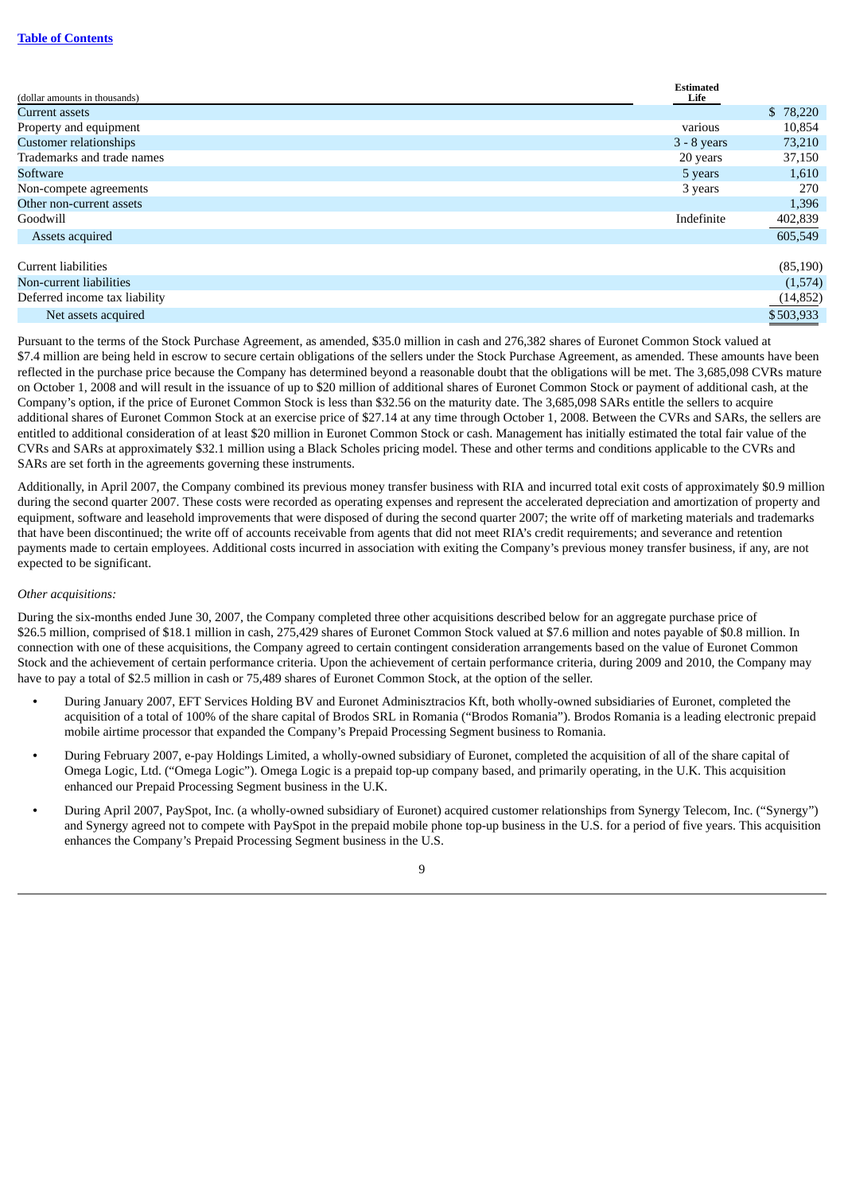| (dollar amounts in thousands) | Estimated Life | |
|---|---|---|
| Current assets | | $ 78,220 |
| Property and equipment | various | 10,854 |
| Customer relationships | 3 - 8 years | 73,210 |
| Trademarks and trade names | 20 years | 37,150 |
| Software | 5 years | 1,610 |
| Non-compete agreements | 3 years | 270 |
| Other non-current assets | | 1,396 |
| Goodwill | Indefinite | 402,839 |
| Assets acquired | | 605,549 |
| Current liabilities | | (85,190) |
| Non-current liabilities | | (1,574) |
| Deferred income tax liability | | (14,852) |
| Net assets acquired | | $503,933 |

Pursuant to the terms of the Stock Purchase Agreement, as amended, $35.0 million in cash and 276,382 shares of Euronet Common Stock valued at $7.4 million are being held in escrow to secure certain obligations of the sellers under the Stock Purchase Agreement, as amended. These amounts have been reflected in the purchase price because the Company has determined beyond a reasonable doubt that the obligations will be met. The 3,685,098 CVRs mature on October 1, 2008 and will result in the issuance of up to $20 million of additional shares of Euronet Common Stock or payment of additional cash, at the Company's option, if the price of Euronet Common Stock is less than $32.56 on the maturity date. The 3,685,098 SARs entitle the sellers to acquire additional shares of Euronet Common Stock at an exercise price of $27.14 at any time through October 1, 2008. Between the CVRs and SARs, the sellers are entitled to additional consideration of at least $20 million in Euronet Common Stock or cash. Management has initially estimated the total fair value of the CVRs and SARs at approximately $32.1 million using a Black Scholes pricing model. These and other terms and conditions applicable to the CVRs and SARs are set forth in the agreements governing these instruments.

Additionally, in April 2007, the Company combined its previous money transfer business with RIA and incurred total exit costs of approximately $0.9 million during the second quarter 2007. These costs were recorded as operating expenses and represent the accelerated depreciation and amortization of property and equipment, software and leasehold improvements that were disposed of during the second quarter 2007; the write off of marketing materials and trademarks that have been discontinued; the write off of accounts receivable from agents that did not meet RIA's credit requirements; and severance and retention payments made to certain employees. Additional costs incurred in association with exiting the Company's previous money transfer business, if any, are not expected to be significant.

*Other acquisitions:*

During the six-months ended June 30, 2007, the Company completed three other acquisitions described below for an aggregate purchase price of $26.5 million, comprised of $18.1 million in cash, 275,429 shares of Euronet Common Stock valued at $7.6 million and notes payable of $0.8 million. In connection with one of these acquisitions, the Company agreed to certain contingent consideration arrangements based on the value of Euronet Common Stock and the achievement of certain performance criteria. Upon the achievement of certain performance criteria, during 2009 and 2010, the Company may have to pay a total of $2.5 million in cash or 75,489 shares of Euronet Common Stock, at the option of the seller.

- During January 2007, EFT Services Holding BV and Euronet Adminisztracios Kft, both wholly-owned subsidiaries of Euronet, completed the acquisition of a total of 100% of the share capital of Brodos SRL in Romania ("Brodos Romania"). Brodos Romania is a leading electronic prepaid mobile airtime processor that expanded the Company's Prepaid Processing Segment business to Romania.
- During February 2007, e-pay Holdings Limited, a wholly-owned subsidiary of Euronet, completed the acquisition of all of the share capital of Omega Logic, Ltd. ("Omega Logic"). Omega Logic is a prepaid top-up company based, and primarily operating, in the U.K. This acquisition enhanced our Prepaid Processing Segment business in the U.K.
- During April 2007, PaySpot, Inc. (a wholly-owned subsidiary of Euronet) acquired customer relationships from Synergy Telecom, Inc. ("Synergy") and Synergy agreed not to compete with PaySpot in the prepaid mobile phone top-up business in the U.S. for a period of five years. This acquisition enhances the Company's Prepaid Processing Segment business in the U.S.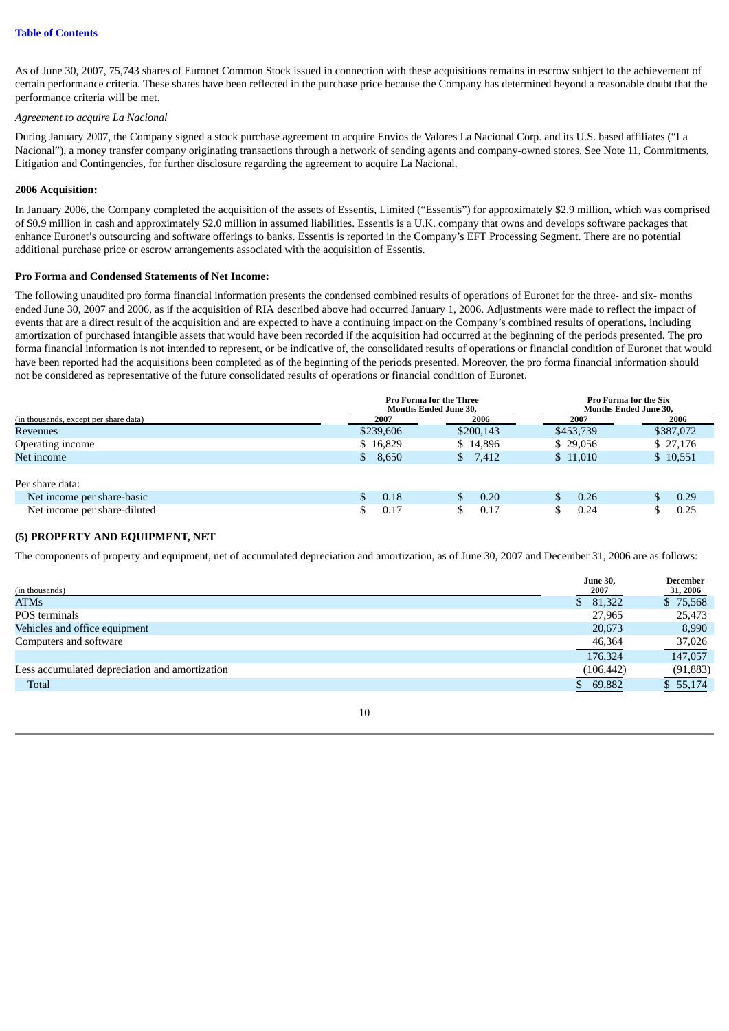As of June 30, 2007, 75,743 shares of Euronet Common Stock issued in connection with these acquisitions remains in escrow subject to the achievement of certain performance criteria. These shares have been reflected in the purchase price because the Company has determined beyond a reasonable doubt that the performance criteria will be met.

*Agreement to acquire La Nacional*

During January 2007, the Company signed a stock purchase agreement to acquire Envios de Valores La Nacional Corp. and its U.S. based affiliates ("La Nacional"), a money transfer company originating transactions through a network of sending agents and company-owned stores. See Note 11, Commitments, Litigation and Contingencies, for further disclosure regarding the agreement to acquire La Nacional.

**2006 Acquisition:**

In January 2006, the Company completed the acquisition of the assets of Essentis, Limited ("Essentis") for approximately $2.9 million, which was comprised of $0.9 million in cash and approximately $2.0 million in assumed liabilities. Essentis is a U.K. company that owns and develops software packages that enhance Euronet's outsourcing and software offerings to banks. Essentis is reported in the Company's EFT Processing Segment. There are no potential additional purchase price or escrow arrangements associated with the acquisition of Essentis.

**Pro Forma and Condensed Statements of Net Income:**

The following unaudited pro forma financial information presents the condensed combined results of operations of Euronet for the three- and six- months ended June 30, 2007 and 2006, as if the acquisition of RIA described above had occurred January 1, 2006. Adjustments were made to reflect the impact of events that are a direct result of the acquisition and are expected to have a continuing impact on the Company's combined results of operations, including amortization of purchased intangible assets that would have been recorded if the acquisition had occurred at the beginning of the periods presented. The pro forma financial information is not intended to represent, or be indicative of, the consolidated results of operations or financial condition of Euronet that would have been reported had the acquisitions been completed as of the beginning of the periods presented. Moreover, the pro forma financial information should not be considered as representative of the future consolidated results of operations or financial condition of Euronet.

| (in thousands, except per share data) | Pro Forma for the Three Months Ended June 30, | | Pro Forma for the Six Months Ended June 30, | |
|---|---|---|---|---|
| | 2007 | 2006 | 2007 | 2006 |
| Revenues | $239,606 | $200,143 | $453,739 | $387,072 |
| Operating income | $ 16,829 | $ 14,896 | $ 29,056 | $ 27,176 |
| Net income | $ 8,650 | $ 7,412 | $ 11,010 | $ 10,551 |
| Per share data: | | | | |
| Net income per share-basic | $ 0.18 | $ 0.20 | $ 0.26 | $ 0.29 |
| Net income per share-diluted | $ 0.17 | $ 0.17 | $ 0.24 | $ 0.25 |

**(5) PROPERTY AND EQUIPMENT, NET**

The components of property and equipment, net of accumulated depreciation and amortization, as of June 30, 2007 and December 31, 2006 are as follows:

| (in thousands) | June 30, 2007 | December 31, 2006 |
|---|---|---|
| ATMs | $ 81,322 | $ 75,568 |
| POS terminals | 27,965 | 25,473 |
| Vehicles and office equipment | 20,673 | 8,990 |
| Computers and software | 46,364 | 37,026 |
| | 176,324 | 147,057 |
| Less accumulated depreciation and amortization | (106,442) | (91,883) |
| Total | $ 69,882 | $ 55,174 |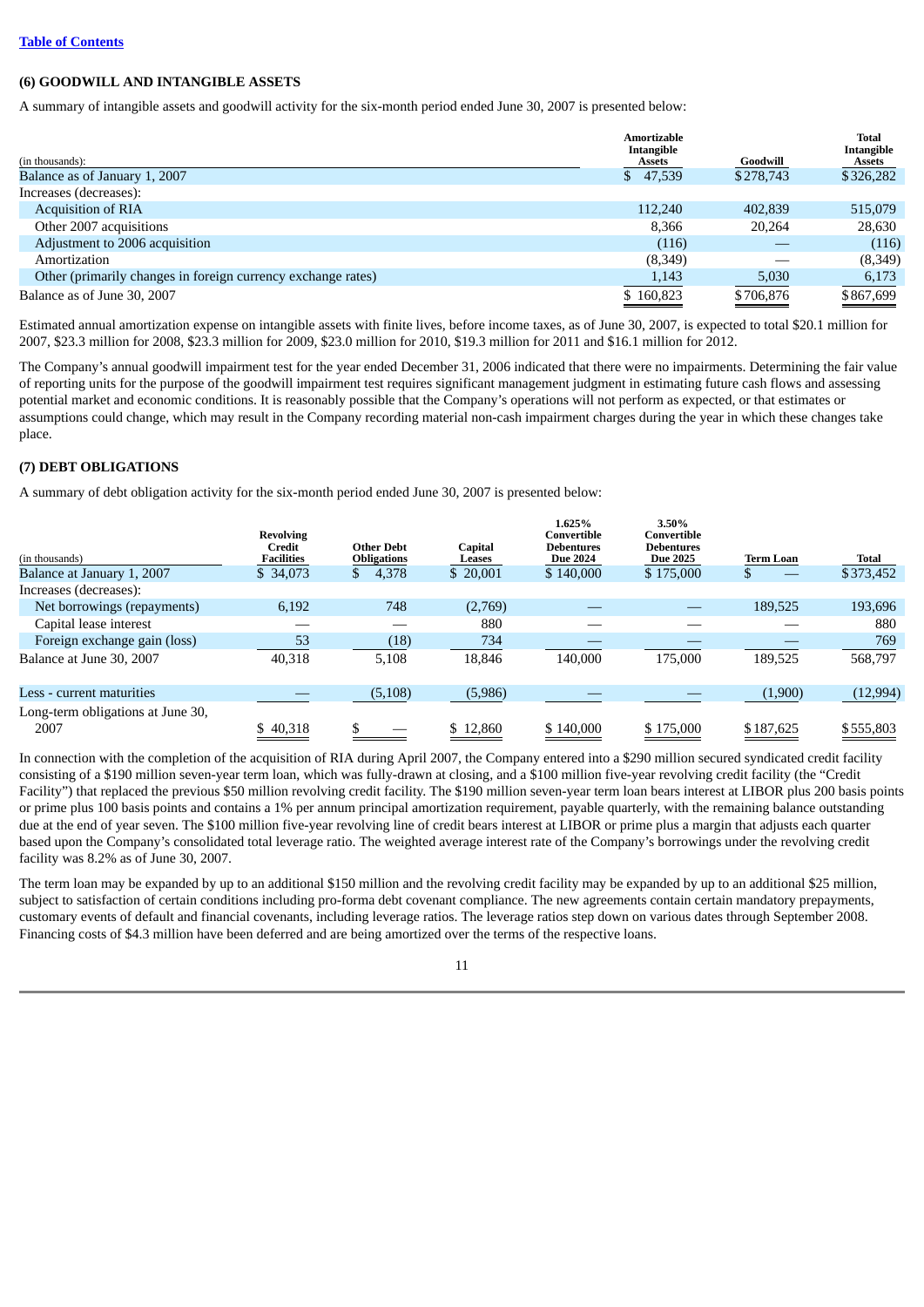[Table of Contents]

### (6) GOODWILL AND INTANGIBLE ASSETS

A summary of intangible assets and goodwill activity for the six-month period ended June 30, 2007 is presented below:

| (in thousands): | Amortizable Intangible Assets | Goodwill | Total Intangible Assets |
|---|---|---|---|
| Balance as of January 1, 2007 | $ 47,539 | $278,743 | $326,282 |
| Increases (decreases): | | | |
| Acquisition of RIA | 112,240 | 402,839 | 515,079 |
| Other 2007 acquisitions | 8,366 | 20,264 | 28,630 |
| Adjustment to 2006 acquisition | (116) | — | (116) |
| Amortization | (8,349) | — | (8,349) |
| Other (primarily changes in foreign currency exchange rates) | 1,143 | 5,030 | 6,173 |
| Balance as of June 30, 2007 | $ 160,823 | $706,876 | $867,699 |

Estimated annual amortization expense on intangible assets with finite lives, before income taxes, as of June 30, 2007, is expected to total $20.1 million for 2007, $23.3 million for 2008, $23.3 million for 2009, $23.0 million for 2010, $19.3 million for 2011 and $16.1 million for 2012.

The Company's annual goodwill impairment test for the year ended December 31, 2006 indicated that there were no impairments. Determining the fair value of reporting units for the purpose of the goodwill impairment test requires significant management judgment in estimating future cash flows and assessing potential market and economic conditions. It is reasonably possible that the Company's operations will not perform as expected, or that estimates or assumptions could change, which may result in the Company recording material non-cash impairment charges during the year in which these changes take place.

### (7) DEBT OBLIGATIONS

A summary of debt obligation activity for the six-month period ended June 30, 2007 is presented below:

| (in thousands) | Revolving Credit Facilities | Other Debt Obligations | Capital Leases | 1.625% Convertible Debentures Due 2024 | 3.50% Convertible Debentures Due 2025 | Term Loan | Total |
|---|---|---|---|---|---|---|---|
| Balance at January 1, 2007 | $ 34,073 | $ 4,378 | $ 20,001 | $ 140,000 | $ 175,000 | $ — | $373,452 |
| Increases (decreases): | | | | | | | |
| Net borrowings (repayments) | 6,192 | 748 | (2,769) | — | — | 189,525 | 193,696 |
| Capital lease interest | — | — | 880 | — | — | — | 880 |
| Foreign exchange gain (loss) | 53 | (18) | 734 | — | — | — | 769 |
| Balance at June 30, 2007 | 40,318 | 5,108 | 18,846 | 140,000 | 175,000 | 189,525 | 568,797 |
| Less - current maturities | — | (5,108) | (5,986) | — | — | (1,900) | (12,994) |
| Long-term obligations at June 30, 2007 | $ 40,318 | $ — | $ 12,860 | $ 140,000 | $ 175,000 | $187,625 | $555,803 |

In connection with the completion of the acquisition of RIA during April 2007, the Company entered into a $290 million secured syndicated credit facility consisting of a $190 million seven-year term loan, which was fully-drawn at closing, and a $100 million five-year revolving credit facility (the "Credit Facility") that replaced the previous $50 million revolving credit facility. The $190 million seven-year term loan bears interest at LIBOR plus 200 basis points or prime plus 100 basis points and contains a 1% per annum principal amortization requirement, payable quarterly, with the remaining balance outstanding due at the end of year seven. The $100 million five-year revolving line of credit bears interest at LIBOR or prime plus a margin that adjusts each quarter based upon the Company's consolidated total leverage ratio. The weighted average interest rate of the Company's borrowings under the revolving credit facility was 8.2% as of June 30, 2007.

The term loan may be expanded by up to an additional $150 million and the revolving credit facility may be expanded by up to an additional $25 million, subject to satisfaction of certain conditions including pro-forma debt covenant compliance. The new agreements contain certain mandatory prepayments, customary events of default and financial covenants, including leverage ratios. The leverage ratios step down on various dates through September 2008. Financing costs of $4.3 million have been deferred and are being amortized over the terms of the respective loans.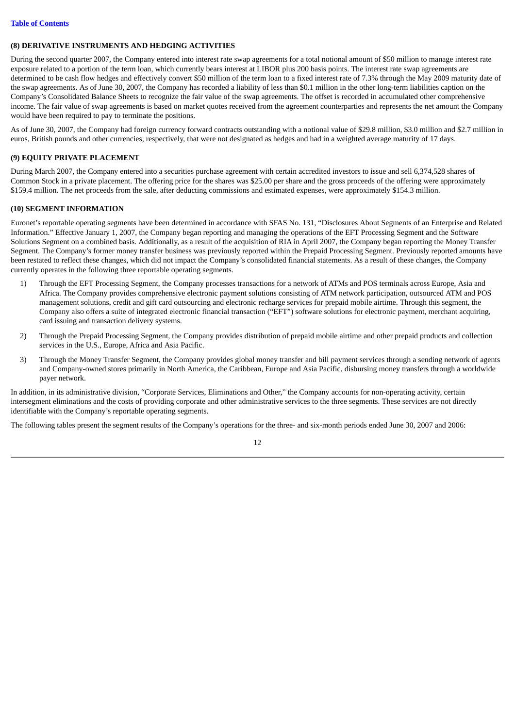[Table of Contents](#)

### (8) DERIVATIVE INSTRUMENTS AND HEDGING ACTIVITIES

During the second quarter 2007, the Company entered into interest rate swap agreements for a total notional amount of $50 million to manage interest rate exposure related to a portion of the term loan, which currently bears interest at LIBOR plus 200 basis points. The interest rate swap agreements are determined to be cash flow hedges and effectively convert $50 million of the term loan to a fixed interest rate of 7.3% through the May 2009 maturity date of the swap agreements. As of June 30, 2007, the Company has recorded a liability of less than $0.1 million in the other long-term liabilities caption on the Company's Consolidated Balance Sheets to recognize the fair value of the swap agreements. The offset is recorded in accumulated other comprehensive income. The fair value of swap agreements is based on market quotes received from the agreement counterparties and represents the net amount the Company would have been required to pay to terminate the positions.

As of June 30, 2007, the Company had foreign currency forward contracts outstanding with a notional value of $29.8 million, $3.0 million and $2.7 million in euros, British pounds and other currencies, respectively, that were not designated as hedges and had in a weighted average maturity of 17 days.

### (9) EQUITY PRIVATE PLACEMENT

During March 2007, the Company entered into a securities purchase agreement with certain accredited investors to issue and sell 6,374,528 shares of Common Stock in a private placement. The offering price for the shares was $25.00 per share and the gross proceeds of the offering were approximately $159.4 million. The net proceeds from the sale, after deducting commissions and estimated expenses, were approximately $154.3 million.

### (10) SEGMENT INFORMATION

Euronet's reportable operating segments have been determined in accordance with SFAS No. 131, "Disclosures About Segments of an Enterprise and Related Information." Effective January 1, 2007, the Company began reporting and managing the operations of the EFT Processing Segment and the Software Solutions Segment on a combined basis. Additionally, as a result of the acquisition of RIA in April 2007, the Company began reporting the Money Transfer Segment. The Company's former money transfer business was previously reported within the Prepaid Processing Segment. Previously reported amounts have been restated to reflect these changes, which did not impact the Company's consolidated financial statements. As a result of these changes, the Company currently operates in the following three reportable operating segments.

1) Through the EFT Processing Segment, the Company processes transactions for a network of ATMs and POS terminals across Europe, Asia and Africa. The Company provides comprehensive electronic payment solutions consisting of ATM network participation, outsourced ATM and POS management solutions, credit and gift card outsourcing and electronic recharge services for prepaid mobile airtime. Through this segment, the Company also offers a suite of integrated electronic financial transaction ("EFT") software solutions for electronic payment, merchant acquiring, card issuing and transaction delivery systems.

2) Through the Prepaid Processing Segment, the Company provides distribution of prepaid mobile airtime and other prepaid products and collection services in the U.S., Europe, Africa and Asia Pacific.

3) Through the Money Transfer Segment, the Company provides global money transfer and bill payment services through a sending network of agents and Company-owned stores primarily in North America, the Caribbean, Europe and Asia Pacific, disbursing money transfers through a worldwide payer network.

In addition, in its administrative division, "Corporate Services, Eliminations and Other," the Company accounts for non-operating activity, certain intersegment eliminations and the costs of providing corporate and other administrative services to the three segments. These services are not directly identifiable with the Company's reportable operating segments.

The following tables present the segment results of the Company's operations for the three- and six-month periods ended June 30, 2007 and 2006: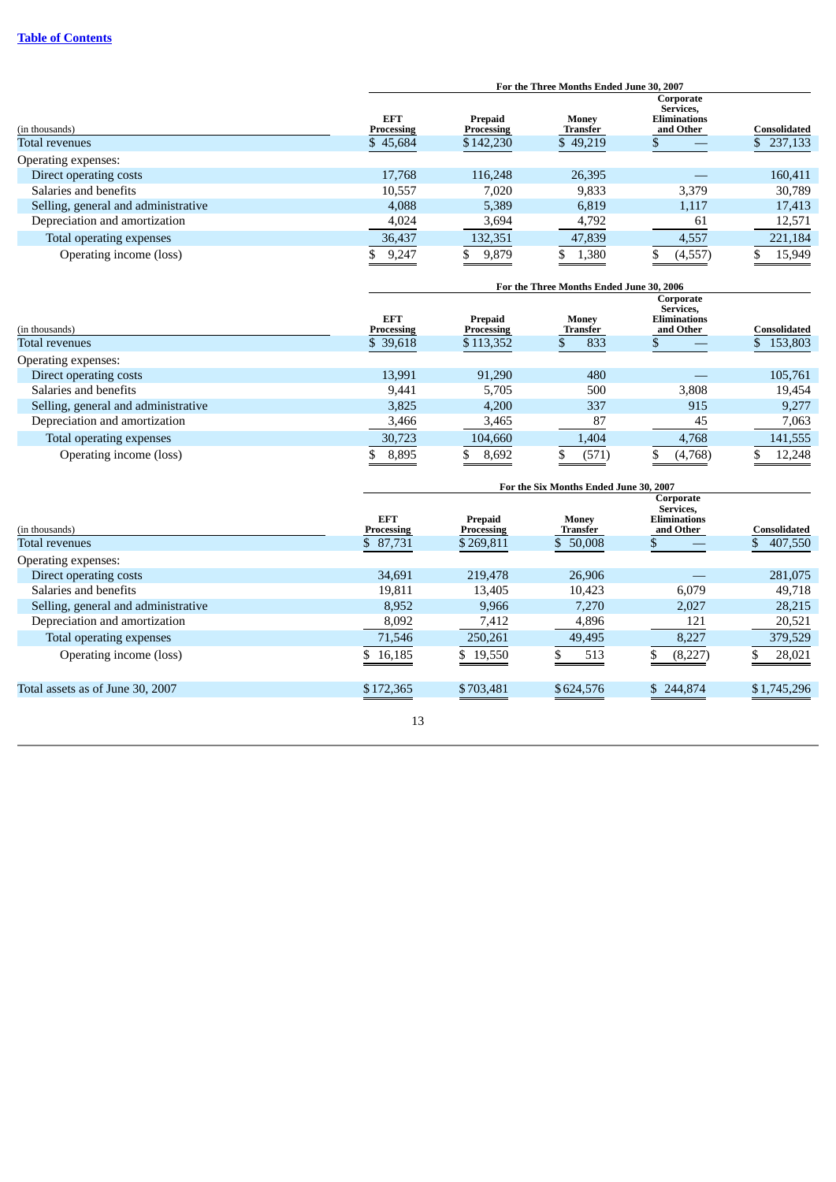**For the Three Months Ended June 30, 2007**

| (in thousands) | EFT Processing | Prepaid Processing | Money Transfer | Corporate Services, Eliminations and Other | Consolidated |
|---|---|---|---|---|---|
| Total revenues | $ 45,684 | $ 142,230 | $ 49,219 | $ — | $ 237,133 |
| Operating expenses: | | | | | |
| Direct operating costs | 17,768 | 116,248 | 26,395 | — | 160,411 |
| Salaries and benefits | 10,557 | 7,020 | 9,833 | 3,379 | 30,789 |
| Selling, general and administrative | 4,088 | 5,389 | 6,819 | 1,117 | 17,413 |
| Depreciation and amortization | 4,024 | 3,694 | 4,792 | 61 | 12,571 |
| Total operating expenses | 36,437 | 132,351 | 47,839 | 4,557 | 221,184 |
| Operating income (loss) | $ 9,247 | $ 9,879 | $ 1,380 | $ (4,557) | $ 15,949 |

**For the Three Months Ended June 30, 2006**

| (in thousands) | EFT Processing | Prepaid Processing | Money Transfer | Corporate Services, Eliminations and Other | Consolidated |
|---|---|---|---|---|---|
| Total revenues | $ 39,618 | $ 113,352 | $ 833 | $ — | $ 153,803 |
| Operating expenses: | | | | | |
| Direct operating costs | 13,991 | 91,290 | 480 | — | 105,761 |
| Salaries and benefits | 9,441 | 5,705 | 500 | 3,808 | 19,454 |
| Selling, general and administrative | 3,825 | 4,200 | 337 | 915 | 9,277 |
| Depreciation and amortization | 3,466 | 3,465 | 87 | 45 | 7,063 |
| Total operating expenses | 30,723 | 104,660 | 1,404 | 4,768 | 141,555 |
| Operating income (loss) | $ 8,895 | $ 8,692 | $ (571) | $ (4,768) | $ 12,248 |

**For the Six Months Ended June 30, 2007**

| (in thousands) | EFT Processing | Prepaid Processing | Money Transfer | Corporate Services, Eliminations and Other | Consolidated |
|---|---|---|---|---|---|
| Total revenues | $ 87,731 | $ 269,811 | $ 50,008 | $ — | $ 407,550 |
| Operating expenses: | | | | | |
| Direct operating costs | 34,691 | 219,478 | 26,906 | — | 281,075 |
| Salaries and benefits | 19,811 | 13,405 | 10,423 | 6,079 | 49,718 |
| Selling, general and administrative | 8,952 | 9,966 | 7,270 | 2,027 | 28,215 |
| Depreciation and amortization | 8,092 | 7,412 | 4,896 | 121 | 20,521 |
| Total operating expenses | 71,546 | 250,261 | 49,495 | 8,227 | 379,529 |
| Operating income (loss) | $ 16,185 | $ 19,550 | $ 513 | $ (8,227) | $ 28,021 |
| Total assets as of June 30, 2007 | $ 172,365 | $ 703,481 | $ 624,576 | $ 244,874 | $ 1,745,296 |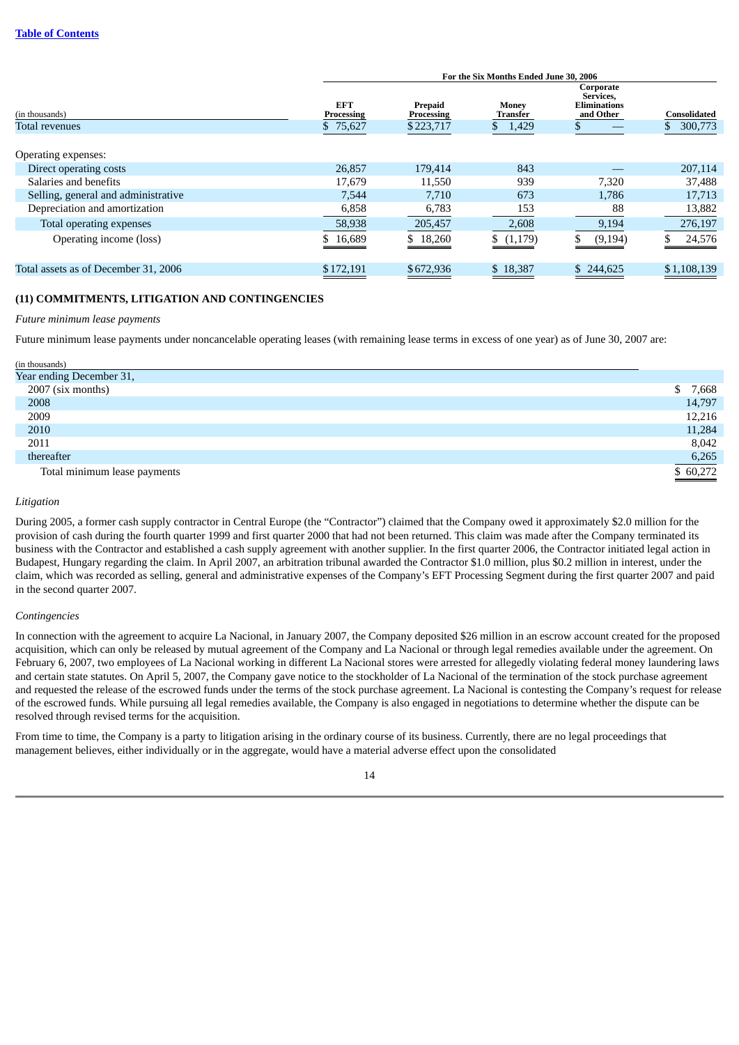[Table of Contents](#)

| (in thousands) | For the Six Months Ended June 30, 2006 | | | | |
|---|---|---|---|---|---|
| | EFT Processing | Prepaid Processing | Money Transfer | Corporate Services, Eliminations and Other | Consolidated |
| Total revenues | $ 75,627 | $223,717 | $ 1,429 | $ — | $ 300,773 |
| Operating expenses: | | | | | |
| Direct operating costs | 26,857 | 179,414 | 843 | — | 207,114 |
| Salaries and benefits | 17,679 | 11,550 | 939 | 7,320 | 37,488 |
| Selling, general and administrative | 7,544 | 7,710 | 673 | 1,786 | 17,713 |
| Depreciation and amortization | 6,858 | 6,783 | 153 | 88 | 13,882 |
| Total operating expenses | 58,938 | 205,457 | 2,608 | 9,194 | 276,197 |
| Operating income (loss) | $ 16,689 | $ 18,260 | $ (1,179) | $ (9,194) | $ 24,576 |
| Total assets as of December 31, 2006 | $172,191 | $672,936 | $ 18,387 | $ 244,625 | $1,108,139 |

### (11) COMMITMENTS, LITIGATION AND CONTINGENCIES

*Future minimum lease payments*

Future minimum lease payments under noncancelable operating leases (with remaining lease terms in excess of one year) as of June 30, 2007 are:

| (in thousands) | |
|---|---|
| Year ending December 31, | |
| 2007 (six months) | $ 7,668 |
| 2008 | 14,797 |
| 2009 | 12,216 |
| 2010 | 11,284 |
| 2011 | 8,042 |
| thereafter | 6,265 |
| Total minimum lease payments | $ 60,272 |

*Litigation*

During 2005, a former cash supply contractor in Central Europe (the "Contractor") claimed that the Company owed it approximately $2.0 million for the provision of cash during the fourth quarter 1999 and first quarter 2000 that had not been returned. This claim was made after the Company terminated its business with the Contractor and established a cash supply agreement with another supplier. In the first quarter 2006, the Contractor initiated legal action in Budapest, Hungary regarding the claim. In April 2007, an arbitration tribunal awarded the Contractor $1.0 million, plus $0.2 million in interest, under the claim, which was recorded as selling, general and administrative expenses of the Company's EFT Processing Segment during the first quarter 2007 and paid in the second quarter 2007.

*Contingencies*

In connection with the agreement to acquire La Nacional, in January 2007, the Company deposited $26 million in an escrow account created for the proposed acquisition, which can only be released by mutual agreement of the Company and La Nacional or through legal remedies available under the agreement. On February 6, 2007, two employees of La Nacional working in different La Nacional stores were arrested for allegedly violating federal money laundering laws and certain state statutes. On April 5, 2007, the Company gave notice to the stockholder of La Nacional of the termination of the stock purchase agreement and requested the release of the escrowed funds under the terms of the stock purchase agreement. La Nacional is contesting the Company's request for release of the escrowed funds. While pursuing all legal remedies available, the Company is also engaged in negotiations to determine whether the dispute can be resolved through revised terms for the acquisition.

From time to time, the Company is a party to litigation arising in the ordinary course of its business. Currently, there are no legal proceedings that management believes, either individually or in the aggregate, would have a material adverse effect upon the consolidated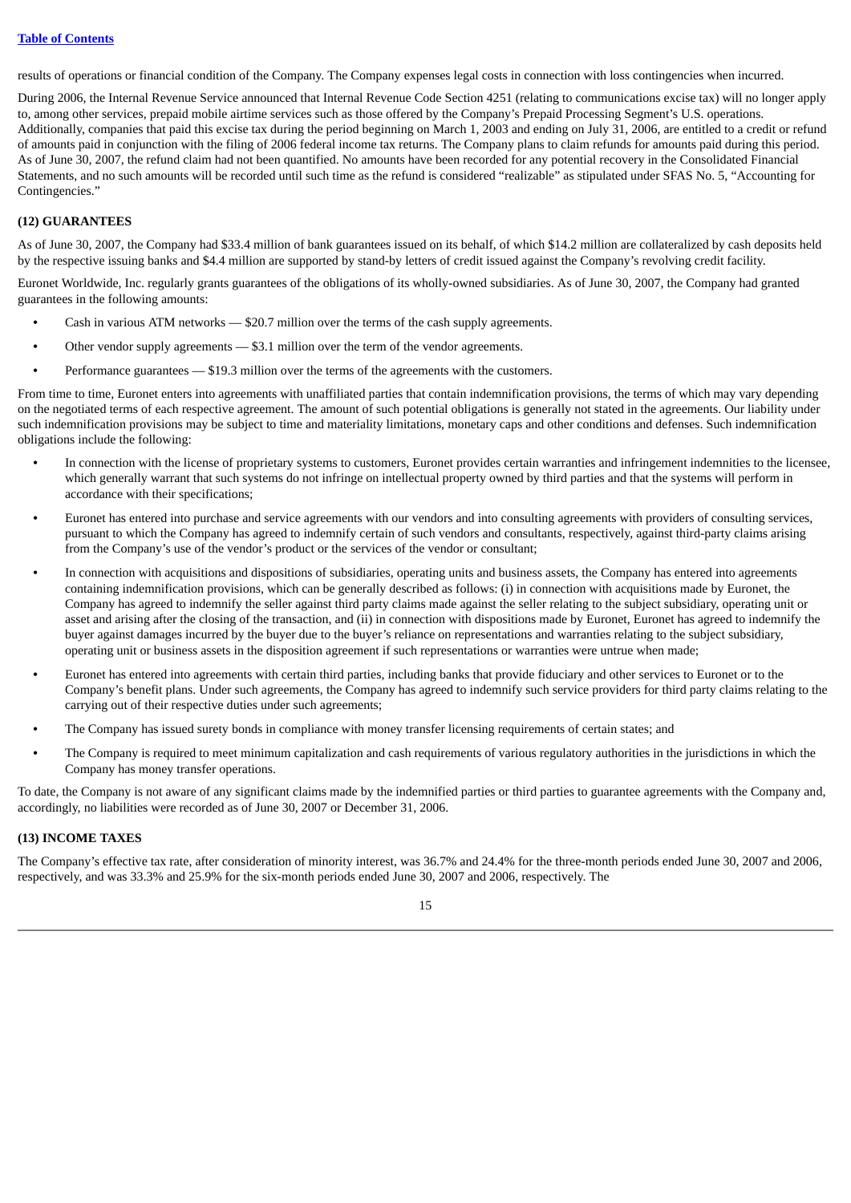results of operations or financial condition of the Company. The Company expenses legal costs in connection with loss contingencies when incurred.

During 2006, the Internal Revenue Service announced that Internal Revenue Code Section 4251 (relating to communications excise tax) will no longer apply to, among other services, prepaid mobile airtime services such as those offered by the Company's Prepaid Processing Segment's U.S. operations. Additionally, companies that paid this excise tax during the period beginning on March 1, 2003 and ending on July 31, 2006, are entitled to a credit or refund of amounts paid in conjunction with the filing of 2006 federal income tax returns. The Company plans to claim refunds for amounts paid during this period. As of June 30, 2007, the refund claim had not been quantified. No amounts have been recorded for any potential recovery in the Consolidated Financial Statements, and no such amounts will be recorded until such time as the refund is considered "realizable" as stipulated under SFAS No. 5, "Accounting for Contingencies."

### (12) GUARANTEES

As of June 30, 2007, the Company had $33.4 million of bank guarantees issued on its behalf, of which $14.2 million are collateralized by cash deposits held by the respective issuing banks and $4.4 million are supported by stand-by letters of credit issued against the Company's revolving credit facility.

Euronet Worldwide, Inc. regularly grants guarantees of the obligations of its wholly-owned subsidiaries. As of June 30, 2007, the Company had granted guarantees in the following amounts:

- Cash in various ATM networks — $20.7 million over the terms of the cash supply agreements.
- Other vendor supply agreements — $3.1 million over the term of the vendor agreements.
- Performance guarantees — $19.3 million over the terms of the agreements with the customers.

From time to time, Euronet enters into agreements with unaffiliated parties that contain indemnification provisions, the terms of which may vary depending on the negotiated terms of each respective agreement. The amount of such potential obligations is generally not stated in the agreements. Our liability under such indemnification provisions may be subject to time and materiality limitations, monetary caps and other conditions and defenses. Such indemnification obligations include the following:

- In connection with the license of proprietary systems to customers, Euronet provides certain warranties and infringement indemnities to the licensee, which generally warrant that such systems do not infringe on intellectual property owned by third parties and that the systems will perform in accordance with their specifications;
- Euronet has entered into purchase and service agreements with our vendors and into consulting agreements with providers of consulting services, pursuant to which the Company has agreed to indemnify certain of such vendors and consultants, respectively, against third-party claims arising from the Company's use of the vendor's product or the services of the vendor or consultant;
- In connection with acquisitions and dispositions of subsidiaries, operating units and business assets, the Company has entered into agreements containing indemnification provisions, which can be generally described as follows: (i) in connection with acquisitions made by Euronet, the Company has agreed to indemnify the seller against third party claims made against the seller relating to the subject subsidiary, operating unit or asset and arising after the closing of the transaction, and (ii) in connection with dispositions made by Euronet, Euronet has agreed to indemnify the buyer against damages incurred by the buyer due to the buyer's reliance on representations and warranties relating to the subject subsidiary, operating unit or business assets in the disposition agreement if such representations or warranties were untrue when made;
- Euronet has entered into agreements with certain third parties, including banks that provide fiduciary and other services to Euronet or to the Company's benefit plans. Under such agreements, the Company has agreed to indemnify such service providers for third party claims relating to the carrying out of their respective duties under such agreements;
- The Company has issued surety bonds in compliance with money transfer licensing requirements of certain states; and
- The Company is required to meet minimum capitalization and cash requirements of various regulatory authorities in the jurisdictions in which the Company has money transfer operations.

To date, the Company is not aware of any significant claims made by the indemnified parties or third parties to guarantee agreements with the Company and, accordingly, no liabilities were recorded as of June 30, 2007 or December 31, 2006.

### (13) INCOME TAXES

The Company's effective tax rate, after consideration of minority interest, was 36.7% and 24.4% for the three-month periods ended June 30, 2007 and 2006, respectively, and was 33.3% and 25.9% for the six-month periods ended June 30, 2007 and 2006, respectively. The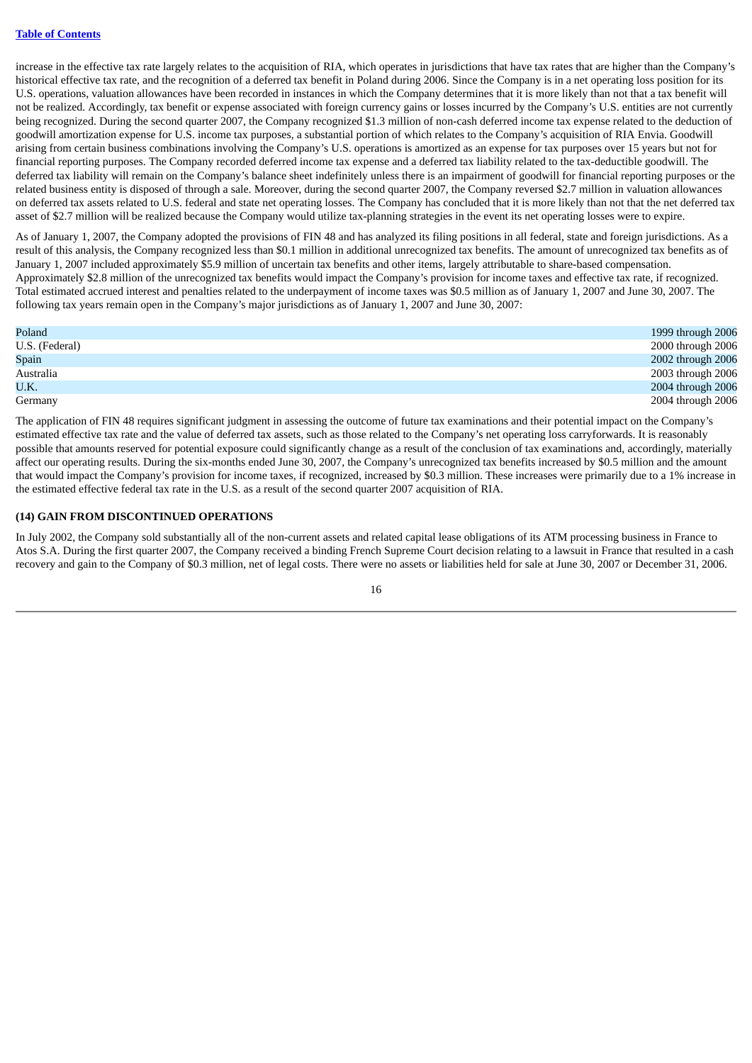increase in the effective tax rate largely relates to the acquisition of RIA, which operates in jurisdictions that have tax rates that are higher than the Company's historical effective tax rate, and the recognition of a deferred tax benefit in Poland during 2006. Since the Company is in a net operating loss position for its U.S. operations, valuation allowances have been recorded in instances in which the Company determines that it is more likely than not that a tax benefit will not be realized. Accordingly, tax benefit or expense associated with foreign currency gains or losses incurred by the Company's U.S. entities are not currently being recognized. During the second quarter 2007, the Company recognized $1.3 million of non-cash deferred income tax expense related to the deduction of goodwill amortization expense for U.S. income tax purposes, a substantial portion of which relates to the Company's acquisition of RIA Envia. Goodwill arising from certain business combinations involving the Company's U.S. operations is amortized as an expense for tax purposes over 15 years but not for financial reporting purposes. The Company recorded deferred income tax expense and a deferred tax liability related to the tax-deductible goodwill. The deferred tax liability will remain on the Company's balance sheet indefinitely unless there is an impairment of goodwill for financial reporting purposes or the related business entity is disposed of through a sale. Moreover, during the second quarter 2007, the Company reversed $2.7 million in valuation allowances on deferred tax assets related to U.S. federal and state net operating losses. The Company has concluded that it is more likely than not that the net deferred tax asset of $2.7 million will be realized because the Company would utilize tax-planning strategies in the event its net operating losses were to expire.

As of January 1, 2007, the Company adopted the provisions of FIN 48 and has analyzed its filing positions in all federal, state and foreign jurisdictions. As a result of this analysis, the Company recognized less than $0.1 million in additional unrecognized tax benefits. The amount of unrecognized tax benefits as of January 1, 2007 included approximately $5.9 million of uncertain tax benefits and other items, largely attributable to share-based compensation. Approximately $2.8 million of the unrecognized tax benefits would impact the Company's provision for income taxes and effective tax rate, if recognized. Total estimated accrued interest and penalties related to the underpayment of income taxes was $0.5 million as of January 1, 2007 and June 30, 2007. The following tax years remain open in the Company's major jurisdictions as of January 1, 2007 and June 30, 2007:

| | |
|---|---|
| Poland | 1999 through 2006 |
| U.S. (Federal) | 2000 through 2006 |
| Spain | 2002 through 2006 |
| Australia | 2003 through 2006 |
| U.K. | 2004 through 2006 |
| Germany | 2004 through 2006 |

The application of FIN 48 requires significant judgment in assessing the outcome of future tax examinations and their potential impact on the Company's estimated effective tax rate and the value of deferred tax assets, such as those related to the Company's net operating loss carryforwards. It is reasonably possible that amounts reserved for potential exposure could significantly change as a result of the conclusion of tax examinations and, accordingly, materially affect our operating results. During the six-months ended June 30, 2007, the Company's unrecognized tax benefits increased by $0.5 million and the amount that would impact the Company's provision for income taxes, if recognized, increased by $0.3 million. These increases were primarily due to a 1% increase in the estimated effective federal tax rate in the U.S. as a result of the second quarter 2007 acquisition of RIA.

### (14) GAIN FROM DISCONTINUED OPERATIONS

In July 2002, the Company sold substantially all of the non-current assets and related capital lease obligations of its ATM processing business in France to Atos S.A. During the first quarter 2007, the Company received a binding French Supreme Court decision relating to a lawsuit in France that resulted in a cash recovery and gain to the Company of $0.3 million, net of legal costs. There were no assets or liabilities held for sale at June 30, 2007 or December 31, 2006.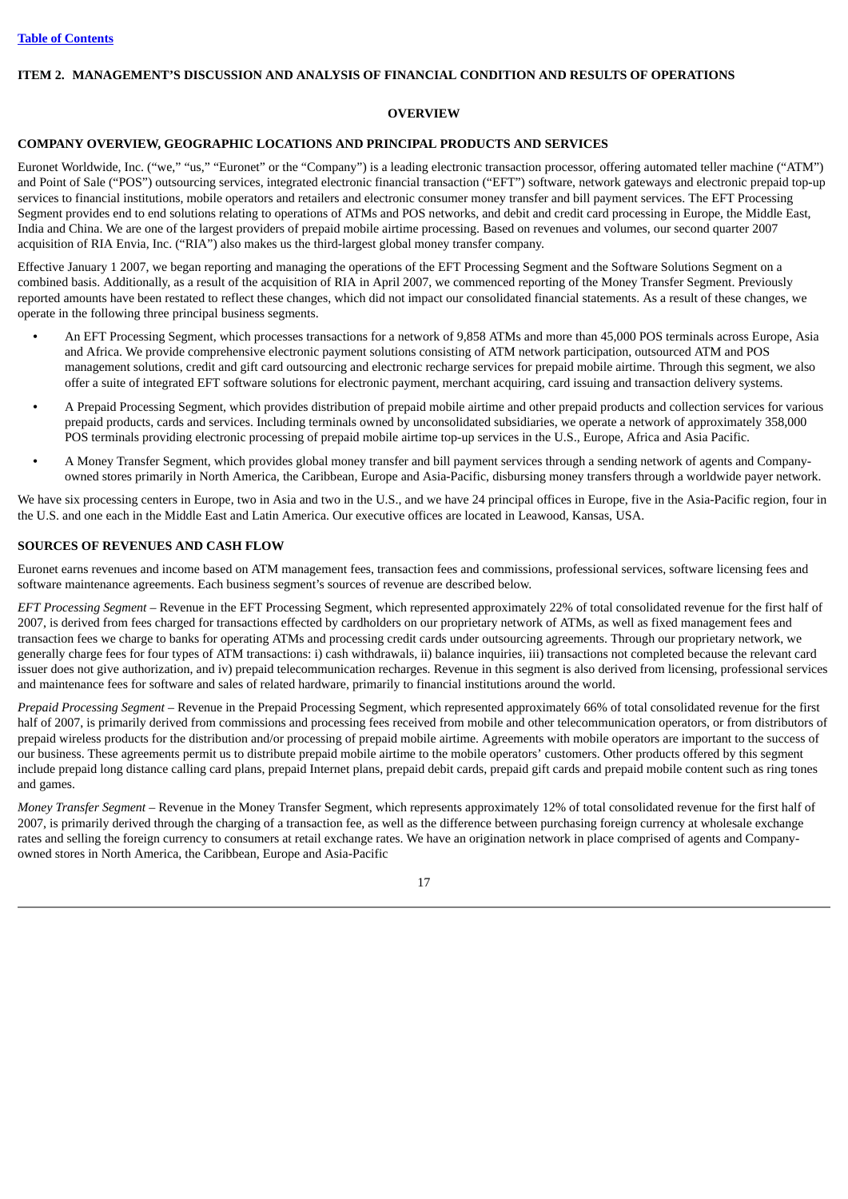# ITEM 2. MANAGEMENT'S DISCUSSION AND ANALYSIS OF FINANCIAL CONDITION AND RESULTS OF OPERATIONS

## OVERVIEW

### COMPANY OVERVIEW, GEOGRAPHIC LOCATIONS AND PRINCIPAL PRODUCTS AND SERVICES

Euronet Worldwide, Inc. ("we," "us," "Euronet" or the "Company") is a leading electronic transaction processor, offering automated teller machine ("ATM") and Point of Sale ("POS") outsourcing services, integrated electronic financial transaction ("EFT") software, network gateways and electronic prepaid top-up services to financial institutions, mobile operators and retailers and electronic consumer money transfer and bill payment services. The EFT Processing Segment provides end to end solutions relating to operations of ATMs and POS networks, and debit and credit card processing in Europe, the Middle East, India and China. We are one of the largest providers of prepaid mobile airtime processing. Based on revenues and volumes, our second quarter 2007 acquisition of RIA Envia, Inc. ("RIA") also makes us the third-largest global money transfer company.

Effective January 1 2007, we began reporting and managing the operations of the EFT Processing Segment and the Software Solutions Segment on a combined basis. Additionally, as a result of the acquisition of RIA in April 2007, we commenced reporting of the Money Transfer Segment. Previously reported amounts have been restated to reflect these changes, which did not impact our consolidated financial statements. As a result of these changes, we operate in the following three principal business segments.

- An EFT Processing Segment, which processes transactions for a network of 9,858 ATMs and more than 45,000 POS terminals across Europe, Asia and Africa. We provide comprehensive electronic payment solutions consisting of ATM network participation, outsourced ATM and POS management solutions, credit and gift card outsourcing and electronic recharge services for prepaid mobile airtime. Through this segment, we also offer a suite of integrated EFT software solutions for electronic payment, merchant acquiring, card issuing and transaction delivery systems.
- A Prepaid Processing Segment, which provides distribution of prepaid mobile airtime and other prepaid products and collection services for various prepaid products, cards and services. Including terminals owned by unconsolidated subsidiaries, we operate a network of approximately 358,000 POS terminals providing electronic processing of prepaid mobile airtime top-up services in the U.S., Europe, Africa and Asia Pacific.
- A Money Transfer Segment, which provides global money transfer and bill payment services through a sending network of agents and Company-owned stores primarily in North America, the Caribbean, Europe and Asia-Pacific, disbursing money transfers through a worldwide payer network.

We have six processing centers in Europe, two in Asia and two in the U.S., and we have 24 principal offices in Europe, five in the Asia-Pacific region, four in the U.S. and one each in the Middle East and Latin America. Our executive offices are located in Leawood, Kansas, USA.

### SOURCES OF REVENUES AND CASH FLOW

Euronet earns revenues and income based on ATM management fees, transaction fees and commissions, professional services, software licensing fees and software maintenance agreements. Each business segment's sources of revenue are described below.

*EFT Processing Segment* – Revenue in the EFT Processing Segment, which represented approximately 22% of total consolidated revenue for the first half of 2007, is derived from fees charged for transactions effected by cardholders on our proprietary network of ATMs, as well as fixed management fees and transaction fees we charge to banks for operating ATMs and processing credit cards under outsourcing agreements. Through our proprietary network, we generally charge fees for four types of ATM transactions: i) cash withdrawals, ii) balance inquiries, iii) transactions not completed because the relevant card issuer does not give authorization, and iv) prepaid telecommunication recharges. Revenue in this segment is also derived from licensing, professional services and maintenance fees for software and sales of related hardware, primarily to financial institutions around the world.

*Prepaid Processing Segment* – Revenue in the Prepaid Processing Segment, which represented approximately 66% of total consolidated revenue for the first half of 2007, is primarily derived from commissions and processing fees received from mobile and other telecommunication operators, or from distributors of prepaid wireless products for the distribution and/or processing of prepaid mobile airtime. Agreements with mobile operators are important to the success of our business. These agreements permit us to distribute prepaid mobile airtime to the mobile operators' customers. Other products offered by this segment include prepaid long distance calling card plans, prepaid Internet plans, prepaid debit cards, prepaid gift cards and prepaid mobile content such as ring tones and games.

*Money Transfer Segment* – Revenue in the Money Transfer Segment, which represents approximately 12% of total consolidated revenue for the first half of 2007, is primarily derived through the charging of a transaction fee, as well as the difference between purchasing foreign currency at wholesale exchange rates and selling the foreign currency to consumers at retail exchange rates. We have an origination network in place comprised of agents and Company-owned stores in North America, the Caribbean, Europe and Asia-Pacific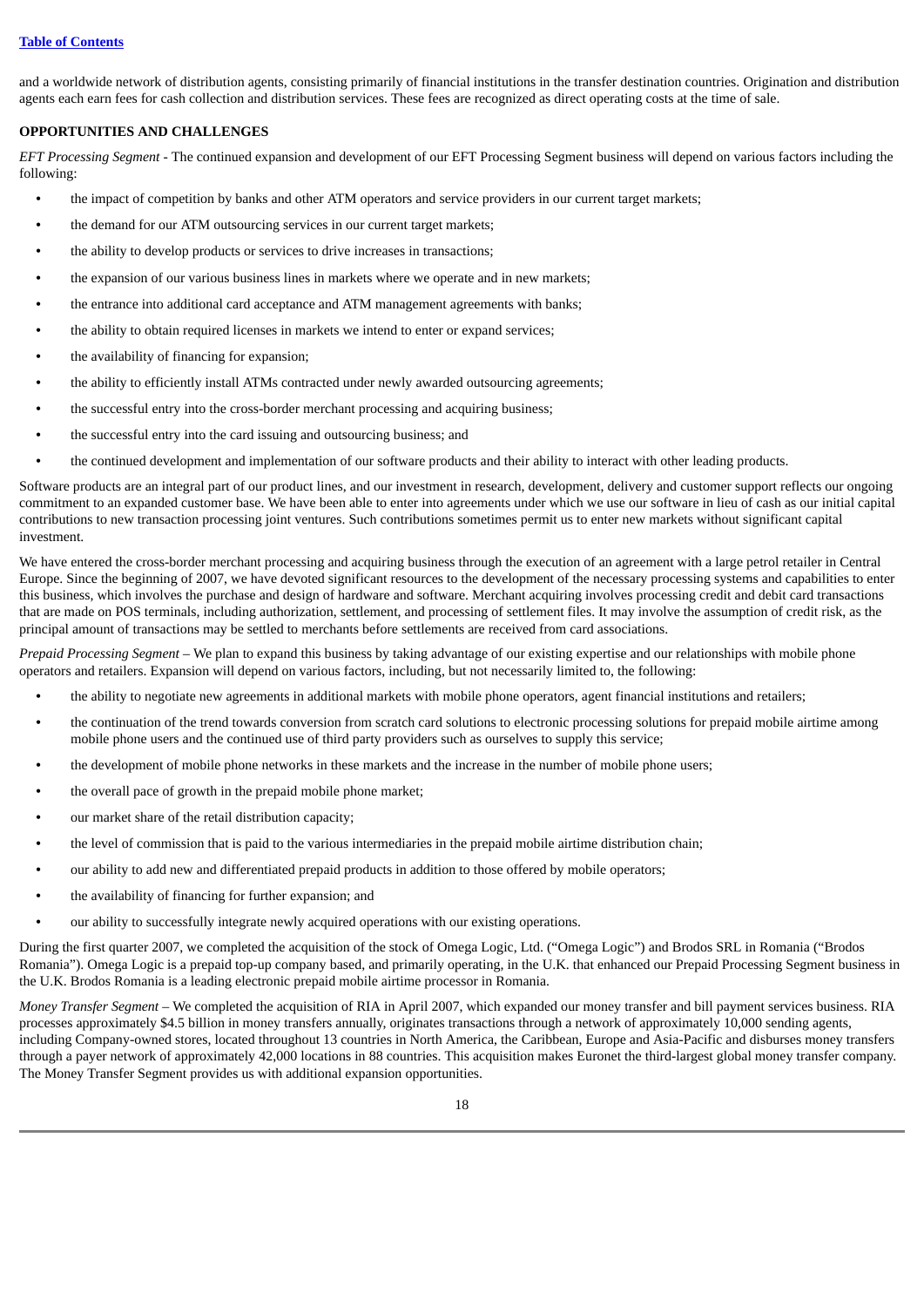and a worldwide network of distribution agents, consisting primarily of financial institutions in the transfer destination countries. Origination and distribution agents each earn fees for cash collection and distribution services. These fees are recognized as direct operating costs at the time of sale.

**OPPORTUNITIES AND CHALLENGES**

*EFT Processing Segment* - The continued expansion and development of our EFT Processing Segment business will depend on various factors including the following:

- the impact of competition by banks and other ATM operators and service providers in our current target markets;
- the demand for our ATM outsourcing services in our current target markets;
- the ability to develop products or services to drive increases in transactions;
- the expansion of our various business lines in markets where we operate and in new markets;
- the entrance into additional card acceptance and ATM management agreements with banks;
- the ability to obtain required licenses in markets we intend to enter or expand services;
- the availability of financing for expansion;
- the ability to efficiently install ATMs contracted under newly awarded outsourcing agreements;
- the successful entry into the cross-border merchant processing and acquiring business;
- the successful entry into the card issuing and outsourcing business; and
- the continued development and implementation of our software products and their ability to interact with other leading products.

Software products are an integral part of our product lines, and our investment in research, development, delivery and customer support reflects our ongoing commitment to an expanded customer base. We have been able to enter into agreements under which we use our software in lieu of cash as our initial capital contributions to new transaction processing joint ventures. Such contributions sometimes permit us to enter new markets without significant capital investment.

We have entered the cross-border merchant processing and acquiring business through the execution of an agreement with a large petrol retailer in Central Europe. Since the beginning of 2007, we have devoted significant resources to the development of the necessary processing systems and capabilities to enter this business, which involves the purchase and design of hardware and software. Merchant acquiring involves processing credit and debit card transactions that are made on POS terminals, including authorization, settlement, and processing of settlement files. It may involve the assumption of credit risk, as the principal amount of transactions may be settled to merchants before settlements are received from card associations.

*Prepaid Processing Segment* – We plan to expand this business by taking advantage of our existing expertise and our relationships with mobile phone operators and retailers. Expansion will depend on various factors, including, but not necessarily limited to, the following:

- the ability to negotiate new agreements in additional markets with mobile phone operators, agent financial institutions and retailers;
- the continuation of the trend towards conversion from scratch card solutions to electronic processing solutions for prepaid mobile airtime among mobile phone users and the continued use of third party providers such as ourselves to supply this service;
- the development of mobile phone networks in these markets and the increase in the number of mobile phone users;
- the overall pace of growth in the prepaid mobile phone market;
- our market share of the retail distribution capacity;
- the level of commission that is paid to the various intermediaries in the prepaid mobile airtime distribution chain;
- our ability to add new and differentiated prepaid products in addition to those offered by mobile operators;
- the availability of financing for further expansion; and
- our ability to successfully integrate newly acquired operations with our existing operations.

During the first quarter 2007, we completed the acquisition of the stock of Omega Logic, Ltd. ("Omega Logic") and Brodos SRL in Romania ("Brodos Romania"). Omega Logic is a prepaid top-up company based, and primarily operating, in the U.K. that enhanced our Prepaid Processing Segment business in the U.K. Brodos Romania is a leading electronic prepaid mobile airtime processor in Romania.

*Money Transfer Segment* – We completed the acquisition of RIA in April 2007, which expanded our money transfer and bill payment services business. RIA processes approximately $4.5 billion in money transfers annually, originates transactions through a network of approximately 10,000 sending agents, including Company-owned stores, located throughout 13 countries in North America, the Caribbean, Europe and Asia-Pacific and disburses money transfers through a payer network of approximately 42,000 locations in 88 countries. This acquisition makes Euronet the third-largest global money transfer company. The Money Transfer Segment provides us with additional expansion opportunities.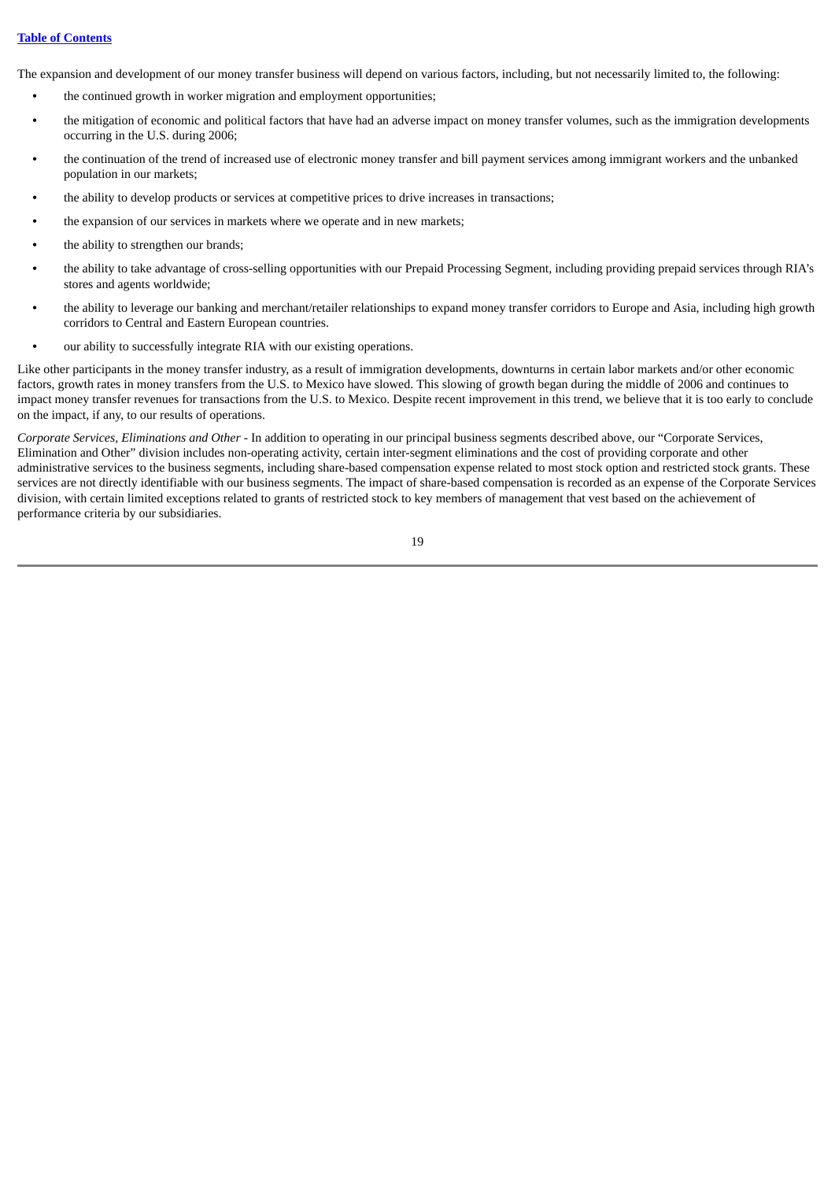The expansion and development of our money transfer business will depend on various factors, including, but not necessarily limited to, the following:

- the continued growth in worker migration and employment opportunities;
- the mitigation of economic and political factors that have had an adverse impact on money transfer volumes, such as the immigration developments occurring in the U.S. during 2006;
- the continuation of the trend of increased use of electronic money transfer and bill payment services among immigrant workers and the unbanked population in our markets;
- the ability to develop products or services at competitive prices to drive increases in transactions;
- the expansion of our services in markets where we operate and in new markets;
- the ability to strengthen our brands;
- the ability to take advantage of cross-selling opportunities with our Prepaid Processing Segment, including providing prepaid services through RIA's stores and agents worldwide;
- the ability to leverage our banking and merchant/retailer relationships to expand money transfer corridors to Europe and Asia, including high growth corridors to Central and Eastern European countries.
- our ability to successfully integrate RIA with our existing operations.

Like other participants in the money transfer industry, as a result of immigration developments, downturns in certain labor markets and/or other economic factors, growth rates in money transfers from the U.S. to Mexico have slowed. This slowing of growth began during the middle of 2006 and continues to impact money transfer revenues for transactions from the U.S. to Mexico. Despite recent improvement in this trend, we believe that it is too early to conclude on the impact, if any, to our results of operations.

*Corporate Services, Eliminations and Other* - In addition to operating in our principal business segments described above, our "Corporate Services, Elimination and Other" division includes non-operating activity, certain inter-segment eliminations and the cost of providing corporate and other administrative services to the business segments, including share-based compensation expense related to most stock option and restricted stock grants. These services are not directly identifiable with our business segments. The impact of share-based compensation is recorded as an expense of the Corporate Services division, with certain limited exceptions related to grants of restricted stock to key members of management that vest based on the achievement of performance criteria by our subsidiaries.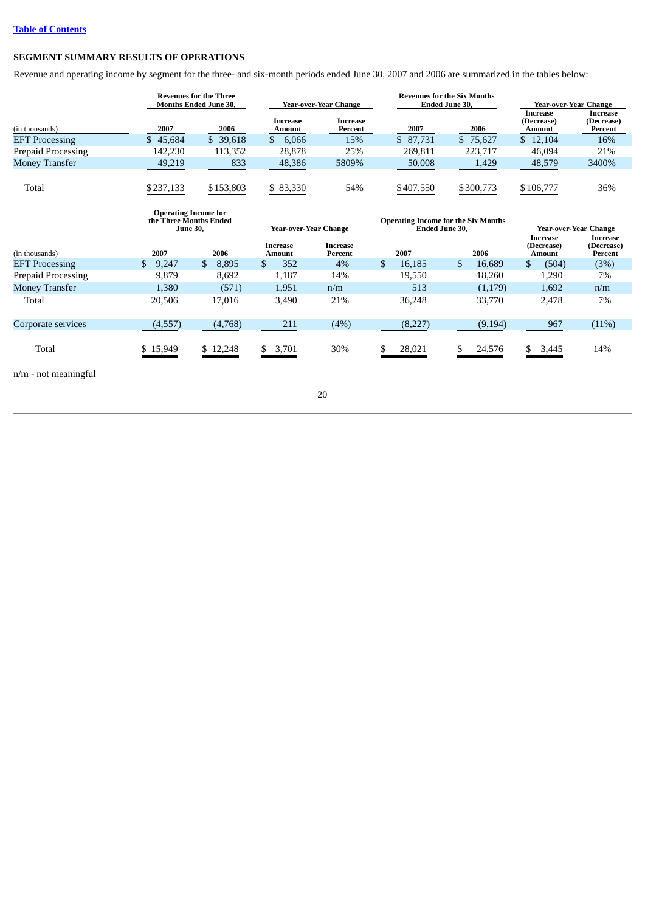## SEGMENT SUMMARY RESULTS OF OPERATIONS

Revenue and operating income by segment for the three- and six-month periods ended June 30, 2007 and 2006 are summarized in the tables below:

| (in thousands) | Revenues for the Three Months Ended June 30, 2007 | Revenues for the Three Months Ended June 30, 2006 | Year-over-Year Change Increase Amount | Year-over-Year Change Increase Percent | Revenues for the Six Months Ended June 30, 2007 | Revenues for the Six Months Ended June 30, 2006 | Year-over-Year Change Increase (Decrease) Amount | Year-over-Year Change Increase (Decrease) Percent |
|---|---|---|---|---|---|---|---|---|
| EFT Processing | $ 45,684 | $ 39,618 | $ 6,066 | 15% | $ 87,731 | $ 75,627 | $ 12,104 | 16% |
| Prepaid Processing | 142,230 | 113,352 | 28,878 | 25% | 269,811 | 223,717 | 46,094 | 21% |
| Money Transfer | 49,219 | 833 | 48,386 | 5809% | 50,008 | 1,429 | 48,579 | 3400% |
| Total | $237,133 | $153,803 | $ 83,330 | 54% | $407,550 | $300,773 | $106,777 | 36% |

| (in thousands) | Operating Income for the Three Months Ended June 30, 2007 | Operating Income for the Three Months Ended June 30, 2006 | Year-over-Year Change Increase Amount | Year-over-Year Change Increase Percent | Operating Income for the Six Months Ended June 30, 2007 | Operating Income for the Six Months Ended June 30, 2006 | Year-over-Year Change Increase (Decrease) Amount | Year-over-Year Change Increase (Decrease) Percent |
|---|---|---|---|---|---|---|---|---|
| EFT Processing | $ 9,247 | $ 8,895 | $ 352 | 4% | $ 16,185 | $ 16,689 | $ (504) | (3%) |
| Prepaid Processing | 9,879 | 8,692 | 1,187 | 14% | 19,550 | 18,260 | 1,290 | 7% |
| Money Transfer | 1,380 | (571) | 1,951 | n/m | 513 | (1,179) | 1,692 | n/m |
| Total | 20,506 | 17,016 | 3,490 | 21% | 36,248 | 33,770 | 2,478 | 7% |
| Corporate services | (4,557) | (4,768) | 211 | (4%) | (8,227) | (9,194) | 967 | (11%) |
| Total | $ 15,949 | $ 12,248 | $ 3,701 | 30% | $ 28,021 | $ 24,576 | $ 3,445 | 14% |

n/m - not meaningful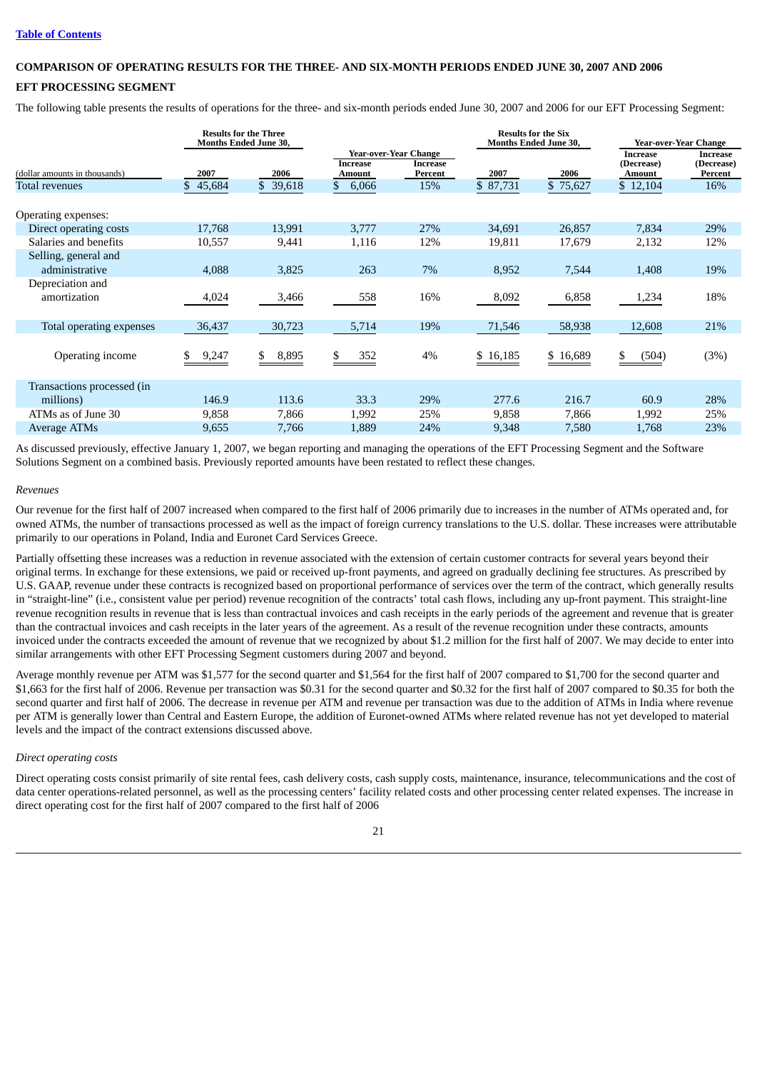**Table of Contents**

## COMPARISON OF OPERATING RESULTS FOR THE THREE- AND SIX-MONTH PERIODS ENDED JUNE 30, 2007 AND 2006

### EFT PROCESSING SEGMENT

The following table presents the results of operations for the three- and six-month periods ended June 30, 2007 and 2006 for our EFT Processing Segment:

| | Results for the Three Months Ended June 30, | | Year-over-Year Change | | Results for the Six Months Ended June 30, | | Year-over-Year Change | |
|---|---|---|---|---|---|---|---|---|
| (dollar amounts in thousands) | 2007 | 2006 | Increase Amount | Increase Percent | 2007 | 2006 | Increase (Decrease) Amount | Increase (Decrease) Percent |
| Total revenues | $ 45,684 | $ 39,618 | $ 6,066 | 15% | $ 87,731 | $ 75,627 | $ 12,104 | 16% |
| Operating expenses: | | | | | | | | |
| Direct operating costs | 17,768 | 13,991 | 3,777 | 27% | 34,691 | 26,857 | 7,834 | 29% |
| Salaries and benefits | 10,557 | 9,441 | 1,116 | 12% | 19,811 | 17,679 | 2,132 | 12% |
| Selling, general and administrative | 4,088 | 3,825 | 263 | 7% | 8,952 | 7,544 | 1,408 | 19% |
| Depreciation and amortization | 4,024 | 3,466 | 558 | 16% | 8,092 | 6,858 | 1,234 | 18% |
| Total operating expenses | 36,437 | 30,723 | 5,714 | 19% | 71,546 | 58,938 | 12,608 | 21% |
| Operating income | $ 9,247 | $ 8,895 | $ 352 | 4% | $ 16,185 | $ 16,689 | $ (504) | (3%) |
| Transactions processed (in millions) | 146.9 | 113.6 | 33.3 | 29% | 277.6 | 216.7 | 60.9 | 28% |
| ATMs as of June 30 | 9,858 | 7,866 | 1,992 | 25% | 9,858 | 7,866 | 1,992 | 25% |
| Average ATMs | 9,655 | 7,766 | 1,889 | 24% | 9,348 | 7,580 | 1,768 | 23% |

As discussed previously, effective January 1, 2007, we began reporting and managing the operations of the EFT Processing Segment and the Software Solutions Segment on a combined basis. Previously reported amounts have been restated to reflect these changes.

*Revenues*

Our revenue for the first half of 2007 increased when compared to the first half of 2006 primarily due to increases in the number of ATMs operated and, for owned ATMs, the number of transactions processed as well as the impact of foreign currency translations to the U.S. dollar. These increases were attributable primarily to our operations in Poland, India and Euronet Card Services Greece.

Partially offsetting these increases was a reduction in revenue associated with the extension of certain customer contracts for several years beyond their original terms. In exchange for these extensions, we paid or received up-front payments, and agreed on gradually declining fee structures. As prescribed by U.S. GAAP, revenue under these contracts is recognized based on proportional performance of services over the term of the contract, which generally results in "straight-line" (i.e., consistent value per period) revenue recognition of the contracts' total cash flows, including any up-front payment. This straight-line revenue recognition results in revenue that is less than contractual invoices and cash receipts in the early periods of the agreement and revenue that is greater than the contractual invoices and cash receipts in the later years of the agreement. As a result of the revenue recognition under these contracts, amounts invoiced under the contracts exceeded the amount of revenue that we recognized by about $1.2 million for the first half of 2007. We may decide to enter into similar arrangements with other EFT Processing Segment customers during 2007 and beyond.

Average monthly revenue per ATM was $1,577 for the second quarter and $1,564 for the first half of 2007 compared to $1,700 for the second quarter and $1,663 for the first half of 2006. Revenue per transaction was $0.31 for the second quarter and $0.32 for the first half of 2007 compared to $0.35 for both the second quarter and first half of 2006. The decrease in revenue per ATM and revenue per transaction was due to the addition of ATMs in India where revenue per ATM is generally lower than Central and Eastern Europe, the addition of Euronet-owned ATMs where related revenue has not yet developed to material levels and the impact of the contract extensions discussed above.

*Direct operating costs*

Direct operating costs consist primarily of site rental fees, cash delivery costs, cash supply costs, maintenance, insurance, telecommunications and the cost of data center operations-related personnel, as well as the processing centers' facility related costs and other processing center related expenses. The increase in direct operating cost for the first half of 2007 compared to the first half of 2006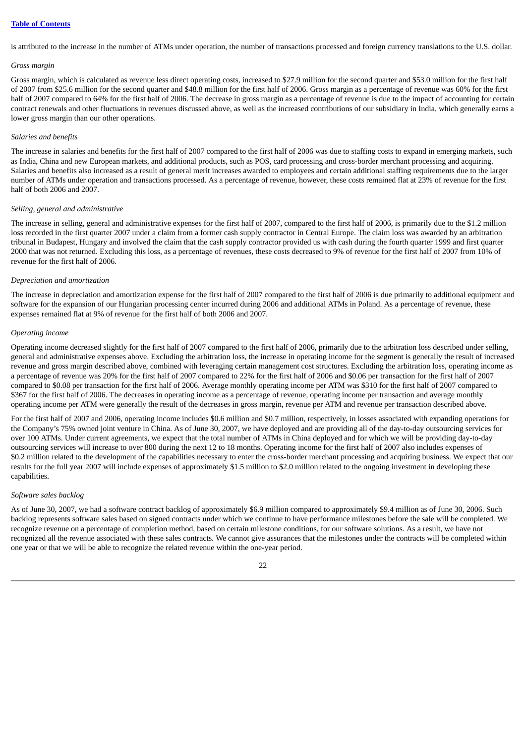is attributed to the increase in the number of ATMs under operation, the number of transactions processed and foreign currency translations to the U.S. dollar.

*Gross margin*

Gross margin, which is calculated as revenue less direct operating costs, increased to $27.9 million for the second quarter and $53.0 million for the first half of 2007 from $25.6 million for the second quarter and $48.8 million for the first half of 2006. Gross margin as a percentage of revenue was 60% for the first half of 2007 compared to 64% for the first half of 2006. The decrease in gross margin as a percentage of revenue is due to the impact of accounting for certain contract renewals and other fluctuations in revenues discussed above, as well as the increased contributions of our subsidiary in India, which generally earns a lower gross margin than our other operations.

*Salaries and benefits*

The increase in salaries and benefits for the first half of 2007 compared to the first half of 2006 was due to staffing costs to expand in emerging markets, such as India, China and new European markets, and additional products, such as POS, card processing and cross-border merchant processing and acquiring. Salaries and benefits also increased as a result of general merit increases awarded to employees and certain additional staffing requirements due to the larger number of ATMs under operation and transactions processed. As a percentage of revenue, however, these costs remained flat at 23% of revenue for the first half of both 2006 and 2007.

*Selling, general and administrative*

The increase in selling, general and administrative expenses for the first half of 2007, compared to the first half of 2006, is primarily due to the $1.2 million loss recorded in the first quarter 2007 under a claim from a former cash supply contractor in Central Europe. The claim loss was awarded by an arbitration tribunal in Budapest, Hungary and involved the claim that the cash supply contractor provided us with cash during the fourth quarter 1999 and first quarter 2000 that was not returned. Excluding this loss, as a percentage of revenues, these costs decreased to 9% of revenue for the first half of 2007 from 10% of revenue for the first half of 2006.

*Depreciation and amortization*

The increase in depreciation and amortization expense for the first half of 2007 compared to the first half of 2006 is due primarily to additional equipment and software for the expansion of our Hungarian processing center incurred during 2006 and additional ATMs in Poland. As a percentage of revenue, these expenses remained flat at 9% of revenue for the first half of both 2006 and 2007.

*Operating income*

Operating income decreased slightly for the first half of 2007 compared to the first half of 2006, primarily due to the arbitration loss described under selling, general and administrative expenses above. Excluding the arbitration loss, the increase in operating income for the segment is generally the result of increased revenue and gross margin described above, combined with leveraging certain management cost structures. Excluding the arbitration loss, operating income as a percentage of revenue was 20% for the first half of 2007 compared to 22% for the first half of 2006 and $0.06 per transaction for the first half of 2007 compared to $0.08 per transaction for the first half of 2006. Average monthly operating income per ATM was $310 for the first half of 2007 compared to $367 for the first half of 2006. The decreases in operating income as a percentage of revenue, operating income per transaction and average monthly operating income per ATM were generally the result of the decreases in gross margin, revenue per ATM and revenue per transaction described above.

For the first half of 2007 and 2006, operating income includes $0.6 million and $0.7 million, respectively, in losses associated with expanding operations for the Company's 75% owned joint venture in China. As of June 30, 2007, we have deployed and are providing all of the day-to-day outsourcing services for over 100 ATMs. Under current agreements, we expect that the total number of ATMs in China deployed and for which we will be providing day-to-day outsourcing services will increase to over 800 during the next 12 to 18 months. Operating income for the first half of 2007 also includes expenses of $0.2 million related to the development of the capabilities necessary to enter the cross-border merchant processing and acquiring business. We expect that our results for the full year 2007 will include expenses of approximately $1.5 million to $2.0 million related to the ongoing investment in developing these capabilities.

*Software sales backlog*

As of June 30, 2007, we had a software contract backlog of approximately $6.9 million compared to approximately $9.4 million as of June 30, 2006. Such backlog represents software sales based on signed contracts under which we continue to have performance milestones before the sale will be completed. We recognize revenue on a percentage of completion method, based on certain milestone conditions, for our software solutions. As a result, we have not recognized all the revenue associated with these sales contracts. We cannot give assurances that the milestones under the contracts will be completed within one year or that we will be able to recognize the related revenue within the one-year period.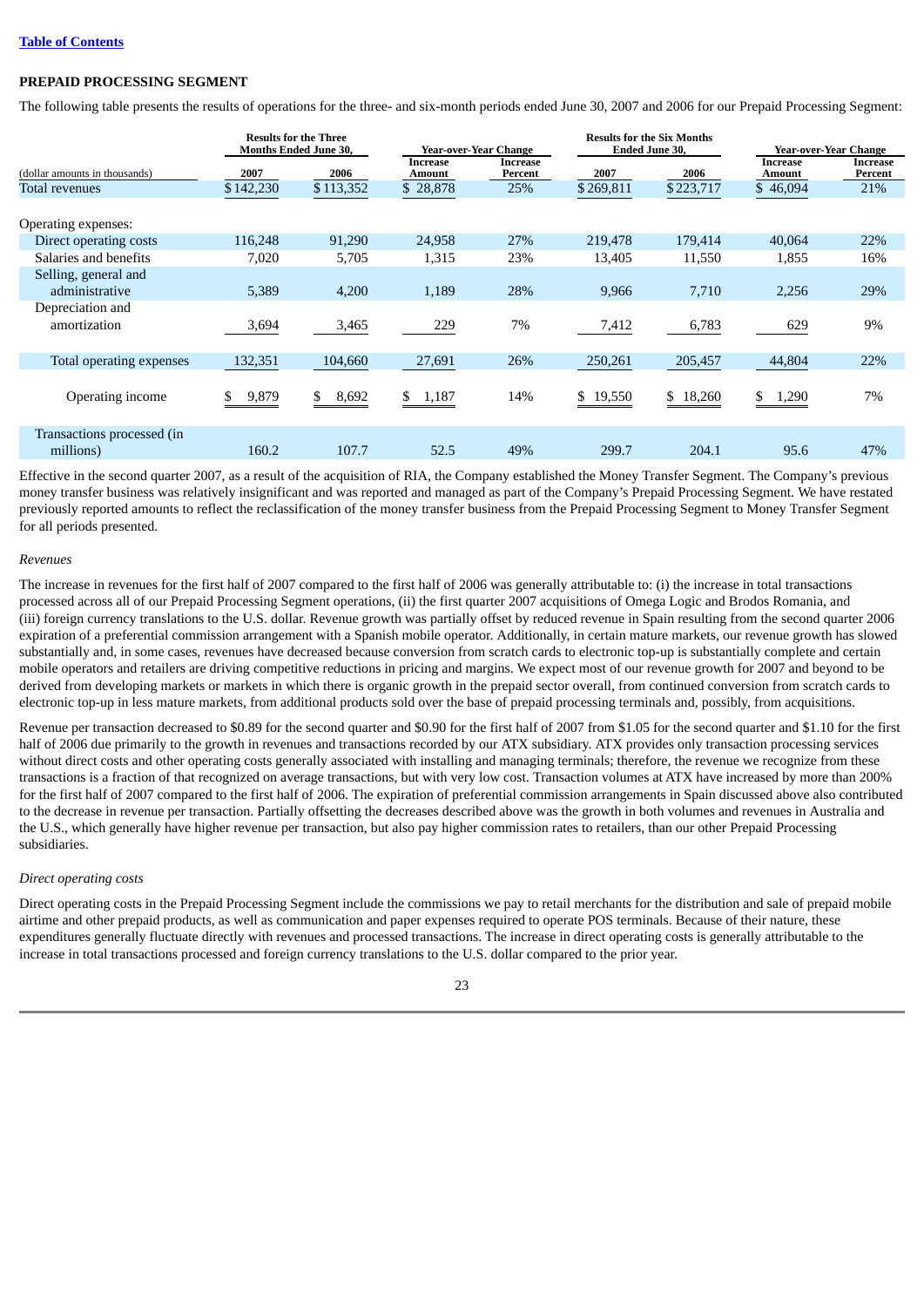## PREPAID PROCESSING SEGMENT

The following table presents the results of operations for the three- and six-month periods ended June 30, 2007 and 2006 for our Prepaid Processing Segment:

| (dollar amounts in thousands) | Results for the Three Months Ended June 30, 2007 | Results for the Three Months Ended June 30, 2006 | Year-over-Year Change Increase Amount | Year-over-Year Change Increase Percent | Results for the Six Months Ended June 30, 2007 | Results for the Six Months Ended June 30, 2006 | Year-over-Year Change Increase Amount | Year-over-Year Change Increase Percent |
|---|---|---|---|---|---|---|---|---|
| Total revenues | $142,230 | $113,352 | $ 28,878 | 25% | $269,811 | $223,717 | $ 46,094 | 21% |
| Operating expenses: | | | | | | | | |
| Direct operating costs | 116,248 | 91,290 | 24,958 | 27% | 219,478 | 179,414 | 40,064 | 22% |
| Salaries and benefits | 7,020 | 5,705 | 1,315 | 23% | 13,405 | 11,550 | 1,855 | 16% |
| Selling, general and administrative | 5,389 | 4,200 | 1,189 | 28% | 9,966 | 7,710 | 2,256 | 29% |
| Depreciation and amortization | 3,694 | 3,465 | 229 | 7% | 7,412 | 6,783 | 629 | 9% |
| Total operating expenses | 132,351 | 104,660 | 27,691 | 26% | 250,261 | 205,457 | 44,804 | 22% |
| Operating income | $ 9,879 | $ 8,692 | $ 1,187 | 14% | $ 19,550 | $ 18,260 | $ 1,290 | 7% |
| Transactions processed (in millions) | 160.2 | 107.7 | 52.5 | 49% | 299.7 | 204.1 | 95.6 | 47% |

Effective in the second quarter 2007, as a result of the acquisition of RIA, the Company established the Money Transfer Segment. The Company's previous money transfer business was relatively insignificant and was reported and managed as part of the Company's Prepaid Processing Segment. We have restated previously reported amounts to reflect the reclassification of the money transfer business from the Prepaid Processing Segment to Money Transfer Segment for all periods presented.

*Revenues*

The increase in revenues for the first half of 2007 compared to the first half of 2006 was generally attributable to: (i) the increase in total transactions processed across all of our Prepaid Processing Segment operations, (ii) the first quarter 2007 acquisitions of Omega Logic and Brodos Romania, and (iii) foreign currency translations to the U.S. dollar. Revenue growth was partially offset by reduced revenue in Spain resulting from the second quarter 2006 expiration of a preferential commission arrangement with a Spanish mobile operator. Additionally, in certain mature markets, our revenue growth has slowed substantially and, in some cases, revenues have decreased because conversion from scratch cards to electronic top-up is substantially complete and certain mobile operators and retailers are driving competitive reductions in pricing and margins. We expect most of our revenue growth for 2007 and beyond to be derived from developing markets or markets in which there is organic growth in the prepaid sector overall, from continued conversion from scratch cards to electronic top-up in less mature markets, from additional products sold over the base of prepaid processing terminals and, possibly, from acquisitions.

Revenue per transaction decreased to $0.89 for the second quarter and $0.90 for the first half of 2007 from $1.05 for the second quarter and $1.10 for the first half of 2006 due primarily to the growth in revenues and transactions recorded by our ATX subsidiary. ATX provides only transaction processing services without direct costs and other operating costs generally associated with installing and managing terminals; therefore, the revenue we recognize from these transactions is a fraction of that recognized on average transactions, but with very low cost. Transaction volumes at ATX have increased by more than 200% for the first half of 2007 compared to the first half of 2006. The expiration of preferential commission arrangements in Spain discussed above also contributed to the decrease in revenue per transaction. Partially offsetting the decreases described above was the growth in both volumes and revenues in Australia and the U.S., which generally have higher revenue per transaction, but also pay higher commission rates to retailers, than our other Prepaid Processing subsidiaries.

*Direct operating costs*

Direct operating costs in the Prepaid Processing Segment include the commissions we pay to retail merchants for the distribution and sale of prepaid mobile airtime and other prepaid products, as well as communication and paper expenses required to operate POS terminals. Because of their nature, these expenditures generally fluctuate directly with revenues and processed transactions. The increase in direct operating costs is generally attributable to the increase in total transactions processed and foreign currency translations to the U.S. dollar compared to the prior year.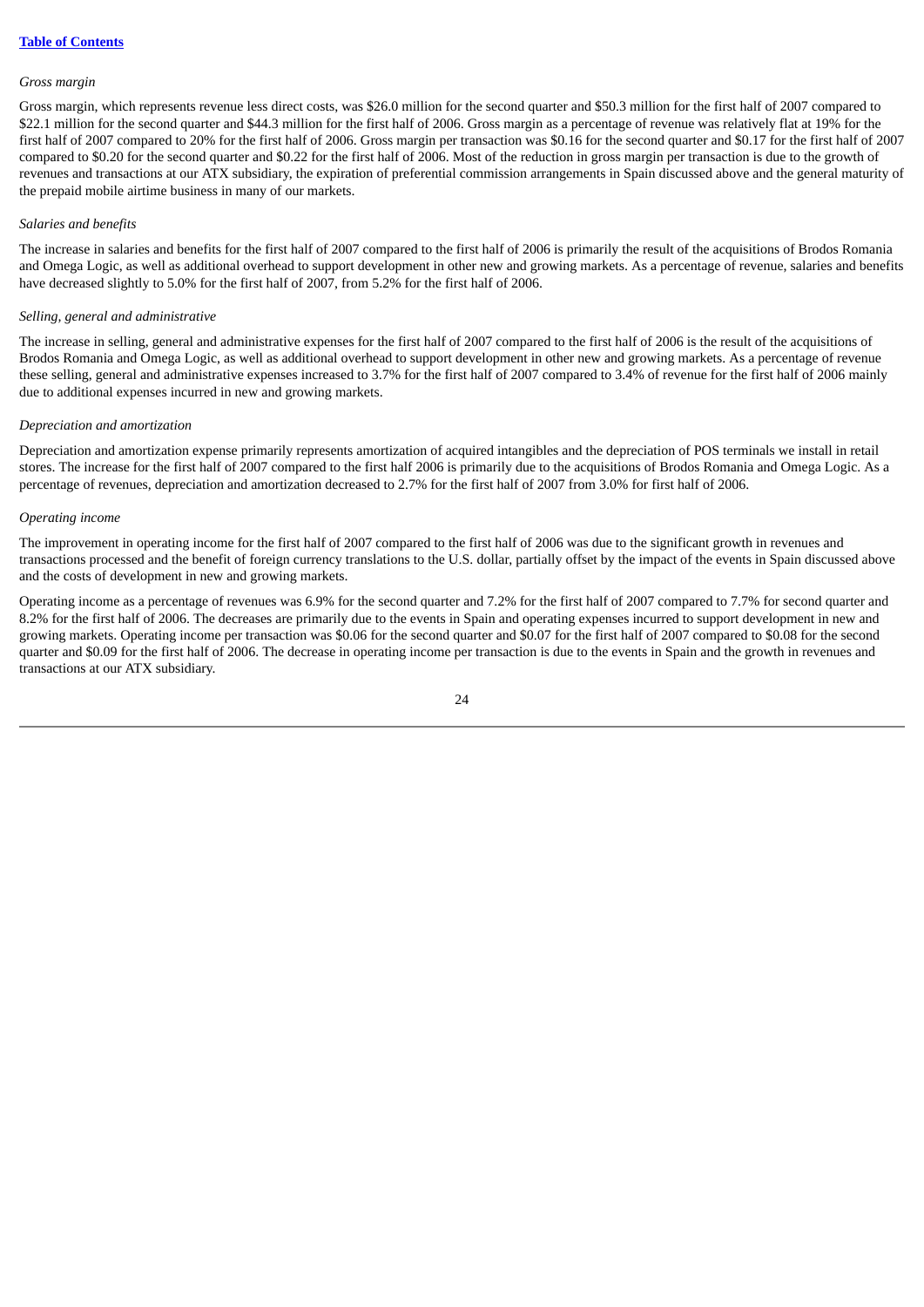*Gross margin*

Gross margin, which represents revenue less direct costs, was $26.0 million for the second quarter and $50.3 million for the first half of 2007 compared to $22.1 million for the second quarter and $44.3 million for the first half of 2006. Gross margin as a percentage of revenue was relatively flat at 19% for the first half of 2007 compared to 20% for the first half of 2006. Gross margin per transaction was $0.16 for the second quarter and $0.17 for the first half of 2007 compared to $0.20 for the second quarter and $0.22 for the first half of 2006. Most of the reduction in gross margin per transaction is due to the growth of revenues and transactions at our ATX subsidiary, the expiration of preferential commission arrangements in Spain discussed above and the general maturity of the prepaid mobile airtime business in many of our markets.

*Salaries and benefits*

The increase in salaries and benefits for the first half of 2007 compared to the first half of 2006 is primarily the result of the acquisitions of Brodos Romania and Omega Logic, as well as additional overhead to support development in other new and growing markets. As a percentage of revenue, salaries and benefits have decreased slightly to 5.0% for the first half of 2007, from 5.2% for the first half of 2006.

*Selling, general and administrative*

The increase in selling, general and administrative expenses for the first half of 2007 compared to the first half of 2006 is the result of the acquisitions of Brodos Romania and Omega Logic, as well as additional overhead to support development in other new and growing markets. As a percentage of revenue these selling, general and administrative expenses increased to 3.7% for the first half of 2007 compared to 3.4% of revenue for the first half of 2006 mainly due to additional expenses incurred in new and growing markets.

*Depreciation and amortization*

Depreciation and amortization expense primarily represents amortization of acquired intangibles and the depreciation of POS terminals we install in retail stores. The increase for the first half of 2007 compared to the first half 2006 is primarily due to the acquisitions of Brodos Romania and Omega Logic. As a percentage of revenues, depreciation and amortization decreased to 2.7% for the first half of 2007 from 3.0% for first half of 2006.

*Operating income*

The improvement in operating income for the first half of 2007 compared to the first half of 2006 was due to the significant growth in revenues and transactions processed and the benefit of foreign currency translations to the U.S. dollar, partially offset by the impact of the events in Spain discussed above and the costs of development in new and growing markets.

Operating income as a percentage of revenues was 6.9% for the second quarter and 7.2% for the first half of 2007 compared to 7.7% for second quarter and 8.2% for the first half of 2006. The decreases are primarily due to the events in Spain and operating expenses incurred to support development in new and growing markets. Operating income per transaction was $0.06 for the second quarter and $0.07 for the first half of 2007 compared to $0.08 for the second quarter and $0.09 for the first half of 2006. The decrease in operating income per transaction is due to the events in Spain and the growth in revenues and transactions at our ATX subsidiary.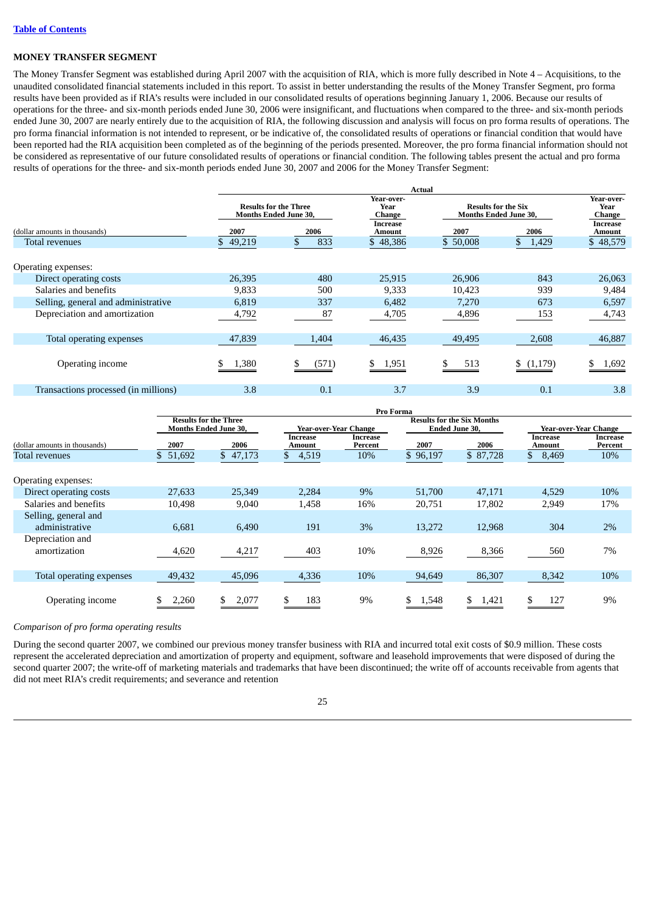## MONEY TRANSFER SEGMENT

The Money Transfer Segment was established during April 2007 with the acquisition of RIA, which is more fully described in Note 4 – Acquisitions, to the unaudited consolidated financial statements included in this report. To assist in better understanding the results of the Money Transfer Segment, pro forma results have been provided as if RIA's results were included in our consolidated results of operations beginning January 1, 2006. Because our results of operations for the three- and six-month periods ended June 30, 2006 were insignificant, and fluctuations when compared to the three- and six-month periods ended June 30, 2007 are nearly entirely due to the acquisition of RIA, the following discussion and analysis will focus on pro forma results of operations. The pro forma financial information is not intended to represent, or be indicative of, the consolidated results of operations or financial condition that would have been reported had the RIA acquisition been completed as of the beginning of the periods presented. Moreover, the pro forma financial information should not be considered as representative of our future consolidated results of operations or financial condition. The following tables present the actual and pro forma results of operations for the three- and six-month periods ended June 30, 2007 and 2006 for the Money Transfer Segment:

| | Actual | | | | | |
|---|---|---|---|---|---|---|
| | Results for the Three Months Ended June 30, | | Year-over-Year Change | Results for the Six Months Ended June 30, | | Year-over-Year Change |
| (dollar amounts in thousands) | 2007 | 2006 | Increase Amount | 2007 | 2006 | Increase Amount |
| Total revenues | $ 49,219 | $ 833 | $ 48,386 | $ 50,008 | $ 1,429 | $ 48,579 |
| Operating expenses: | | | | | | |
| Direct operating costs | 26,395 | 480 | 25,915 | 26,906 | 843 | 26,063 |
| Salaries and benefits | 9,833 | 500 | 9,333 | 10,423 | 939 | 9,484 |
| Selling, general and administrative | 6,819 | 337 | 6,482 | 7,270 | 673 | 6,597 |
| Depreciation and amortization | 4,792 | 87 | 4,705 | 4,896 | 153 | 4,743 |
| Total operating expenses | 47,839 | 1,404 | 46,435 | 49,495 | 2,608 | 46,887 |
| Operating income | $ 1,380 | $ (571) | $ 1,951 | $ 513 | $ (1,179) | $ 1,692 |
| Transactions processed (in millions) | 3.8 | 0.1 | 3.7 | 3.9 | 0.1 | 3.8 |

| | Pro Forma | | | | | | | |
|---|---|---|---|---|---|---|---|---|
| | Results for the Three Months Ended June 30, | | Year-over-Year Change | | Results for the Six Months Ended June 30, | | Year-over-Year Change | |
| (dollar amounts in thousands) | 2007 | 2006 | Increase Amount | Increase Percent | 2007 | 2006 | Increase Amount | Increase Percent |
| Total revenues | $ 51,692 | $ 47,173 | $ 4,519 | 10% | $ 96,197 | $ 87,728 | $ 8,469 | 10% |
| Operating expenses: | | | | | | | | |
| Direct operating costs | 27,633 | 25,349 | 2,284 | 9% | 51,700 | 47,171 | 4,529 | 10% |
| Salaries and benefits | 10,498 | 9,040 | 1,458 | 16% | 20,751 | 17,802 | 2,949 | 17% |
| Selling, general and administrative | 6,681 | 6,490 | 191 | 3% | 13,272 | 12,968 | 304 | 2% |
| Depreciation and amortization | 4,620 | 4,217 | 403 | 10% | 8,926 | 8,366 | 560 | 7% |
| Total operating expenses | 49,432 | 45,096 | 4,336 | 10% | 94,649 | 86,307 | 8,342 | 10% |
| Operating income | $ 2,260 | $ 2,077 | $ 183 | 9% | $ 1,548 | $ 1,421 | $ 127 | 9% |

*Comparison of pro forma operating results*

During the second quarter 2007, we combined our previous money transfer business with RIA and incurred total exit costs of $0.9 million. These costs represent the accelerated depreciation and amortization of property and equipment, software and leasehold improvements that were disposed of during the second quarter 2007; the write-off of marketing materials and trademarks that have been discontinued; the write off of accounts receivable from agents that did not meet RIA's credit requirements; and severance and retention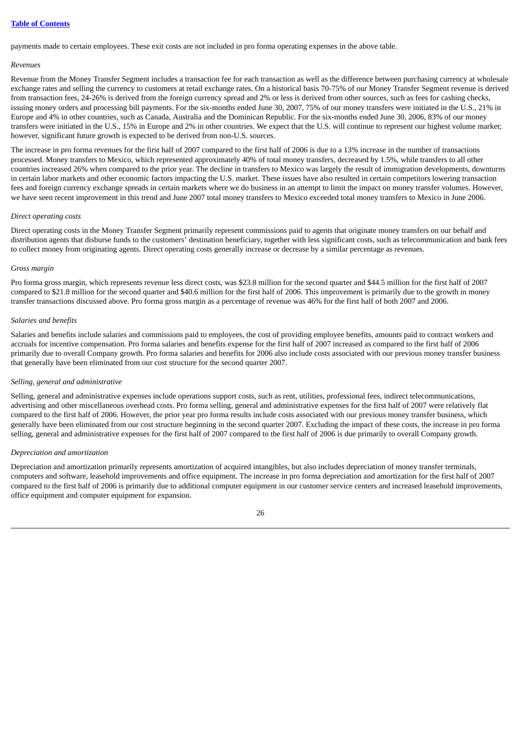payments made to certain employees. These exit costs are not included in pro forma operating expenses in the above table.

*Revenues*

Revenue from the Money Transfer Segment includes a transaction fee for each transaction as well as the difference between purchasing currency at wholesale exchange rates and selling the currency to customers at retail exchange rates. On a historical basis 70-75% of our Money Transfer Segment revenue is derived from transaction fees, 24-26% is derived from the foreign currency spread and 2% or less is derived from other sources, such as fees for cashing checks, issuing money orders and processing bill payments. For the six-months ended June 30, 2007, 75% of our money transfers were initiated in the U.S., 21% in Europe and 4% in other countries, such as Canada, Australia and the Dominican Republic. For the six-months ended June 30, 2006, 83% of our money transfers were initiated in the U.S., 15% in Europe and 2% in other countries. We expect that the U.S. will continue to represent our highest volume market; however, significant future growth is expected to be derived from non-U.S. sources.

The increase in pro forma revenues for the first half of 2007 compared to the first half of 2006 is due to a 13% increase in the number of transactions processed. Money transfers to Mexico, which represented approximately 40% of total money transfers, decreased by 1.5%, while transfers to all other countries increased 26% when compared to the prior year. The decline in transfers to Mexico was largely the result of immigration developments, downturns in certain labor markets and other economic factors impacting the U.S. market. These issues have also resulted in certain competitors lowering transaction fees and foreign currency exchange spreads in certain markets where we do business in an attempt to limit the impact on money transfer volumes. However, we have seen recent improvement in this trend and June 2007 total money transfers to Mexico exceeded total money transfers to Mexico in June 2006.

*Direct operating costs*

Direct operating costs in the Money Transfer Segment primarily represent commissions paid to agents that originate money transfers on our behalf and distribution agents that disburse funds to the customers' destination beneficiary, together with less significant costs, such as telecommunication and bank fees to collect money from originating agents. Direct operating costs generally increase or decrease by a similar percentage as revenues.

*Gross margin*

Pro forma gross margin, which represents revenue less direct costs, was $23.8 million for the second quarter and $44.5 million for the first half of 2007 compared to $21.8 million for the second quarter and $40.6 million for the first half of 2006. This improvement is primarily due to the growth in money transfer transactions discussed above. Pro forma gross margin as a percentage of revenue was 46% for the first half of both 2007 and 2006.

*Salaries and benefits*

Salaries and benefits include salaries and commissions paid to employees, the cost of providing employee benefits, amounts paid to contract workers and accruals for incentive compensation. Pro forma salaries and benefits expense for the first half of 2007 increased as compared to the first half of 2006 primarily due to overall Company growth. Pro forma salaries and benefits for 2006 also include costs associated with our previous money transfer business that generally have been eliminated from our cost structure for the second quarter 2007.

*Selling, general and administrative*

Selling, general and administrative expenses include operations support costs, such as rent, utilities, professional fees, indirect telecommunications, advertising and other miscellaneous overhead costs. Pro forma selling, general and administrative expenses for the first half of 2007 were relatively flat compared to the first half of 2006. However, the prior year pro forma results include costs associated with our previous money transfer business, which generally have been eliminated from our cost structure beginning in the second quarter 2007. Excluding the impact of these costs, the increase in pro forma selling, general and administrative expenses for the first half of 2007 compared to the first half of 2006 is due primarily to overall Company growth.

*Depreciation and amortization*

Depreciation and amortization primarily represents amortization of acquired intangibles, but also includes depreciation of money transfer terminals, computers and software, leasehold improvements and office equipment. The increase in pro forma depreciation and amortization for the first half of 2007 compared to the first half of 2006 is primarily due to additional computer equipment in our customer service centers and increased leasehold improvements, office equipment and computer equipment for expansion.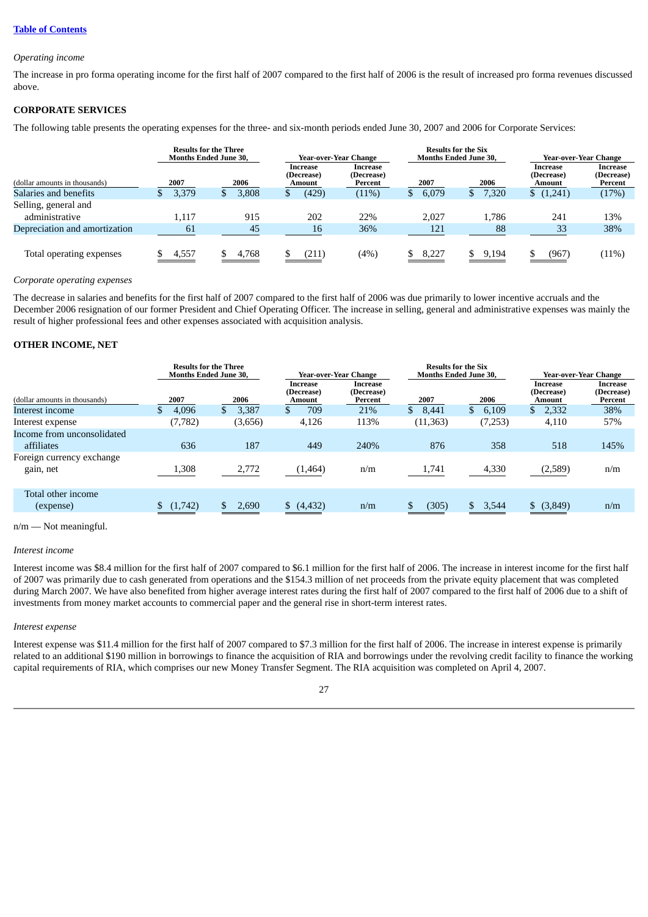*Operating income*

The increase in pro forma operating income for the first half of 2007 compared to the first half of 2006 is the result of increased pro forma revenues discussed above.

**CORPORATE SERVICES**

The following table presents the operating expenses for the three- and six-month periods ended June 30, 2007 and 2006 for Corporate Services:

| | Results for the Three Months Ended June 30, | | Year-over-Year Change | | Results for the Six Months Ended June 30, | | Year-over-Year Change | |
|---|---|---|---|---|---|---|---|---|
| (dollar amounts in thousands) | 2007 | 2006 | Increase (Decrease) Amount | Increase (Decrease) Percent | 2007 | 2006 | Increase (Decrease) Amount | Increase (Decrease) Percent |
| Salaries and benefits | $ 3,379 | $ 3,808 | $ (429) | (11%) | $ 6,079 | $ 7,320 | $ (1,241) | (17%) |
| Selling, general and administrative | 1,117 | 915 | 202 | 22% | 2,027 | 1,786 | 241 | 13% |
| Depreciation and amortization | 61 | 45 | 16 | 36% | 121 | 88 | 33 | 38% |
| Total operating expenses | $ 4,557 | $ 4,768 | $ (211) | (4%) | $ 8,227 | $ 9,194 | $ (967) | (11%) |

*Corporate operating expenses*

The decrease in salaries and benefits for the first half of 2007 compared to the first half of 2006 was due primarily to lower incentive accruals and the December 2006 resignation of our former President and Chief Operating Officer. The increase in selling, general and administrative expenses was mainly the result of higher professional fees and other expenses associated with acquisition analysis.

**OTHER INCOME, NET**

| | Results for the Three Months Ended June 30, | | Year-over-Year Change | | Results for the Six Months Ended June 30, | | Year-over-Year Change | |
|---|---|---|---|---|---|---|---|---|
| (dollar amounts in thousands) | 2007 | 2006 | Increase (Decrease) Amount | Increase (Decrease) Percent | 2007 | 2006 | Increase (Decrease) Amount | Increase (Decrease) Percent |
| Interest income | $ 4,096 | $ 3,387 | $ 709 | 21% | $ 8,441 | $ 6,109 | $ 2,332 | 38% |
| Interest expense | (7,782) | (3,656) | 4,126 | 113% | (11,363) | (7,253) | 4,110 | 57% |
| Income from unconsolidated affiliates | 636 | 187 | 449 | 240% | 876 | 358 | 518 | 145% |
| Foreign currency exchange gain, net | 1,308 | 2,772 | (1,464) | n/m | 1,741 | 4,330 | (2,589) | n/m |
| Total other income (expense) | $ (1,742) | $ 2,690 | $ (4,432) | n/m | $ (305) | $ 3,544 | $ (3,849) | n/m |

n/m — Not meaningful.

*Interest income*

Interest income was $8.4 million for the first half of 2007 compared to $6.1 million for the first half of 2006. The increase in interest income for the first half of 2007 was primarily due to cash generated from operations and the $154.3 million of net proceeds from the private equity placement that was completed during March 2007. We have also benefited from higher average interest rates during the first half of 2007 compared to the first half of 2006 due to a shift of investments from money market accounts to commercial paper and the general rise in short-term interest rates.

*Interest expense*

Interest expense was $11.4 million for the first half of 2007 compared to $7.3 million for the first half of 2006. The increase in interest expense is primarily related to an additional $190 million in borrowings to finance the acquisition of RIA and borrowings under the revolving credit facility to finance the working capital requirements of RIA, which comprises our new Money Transfer Segment. The RIA acquisition was completed on April 4, 2007.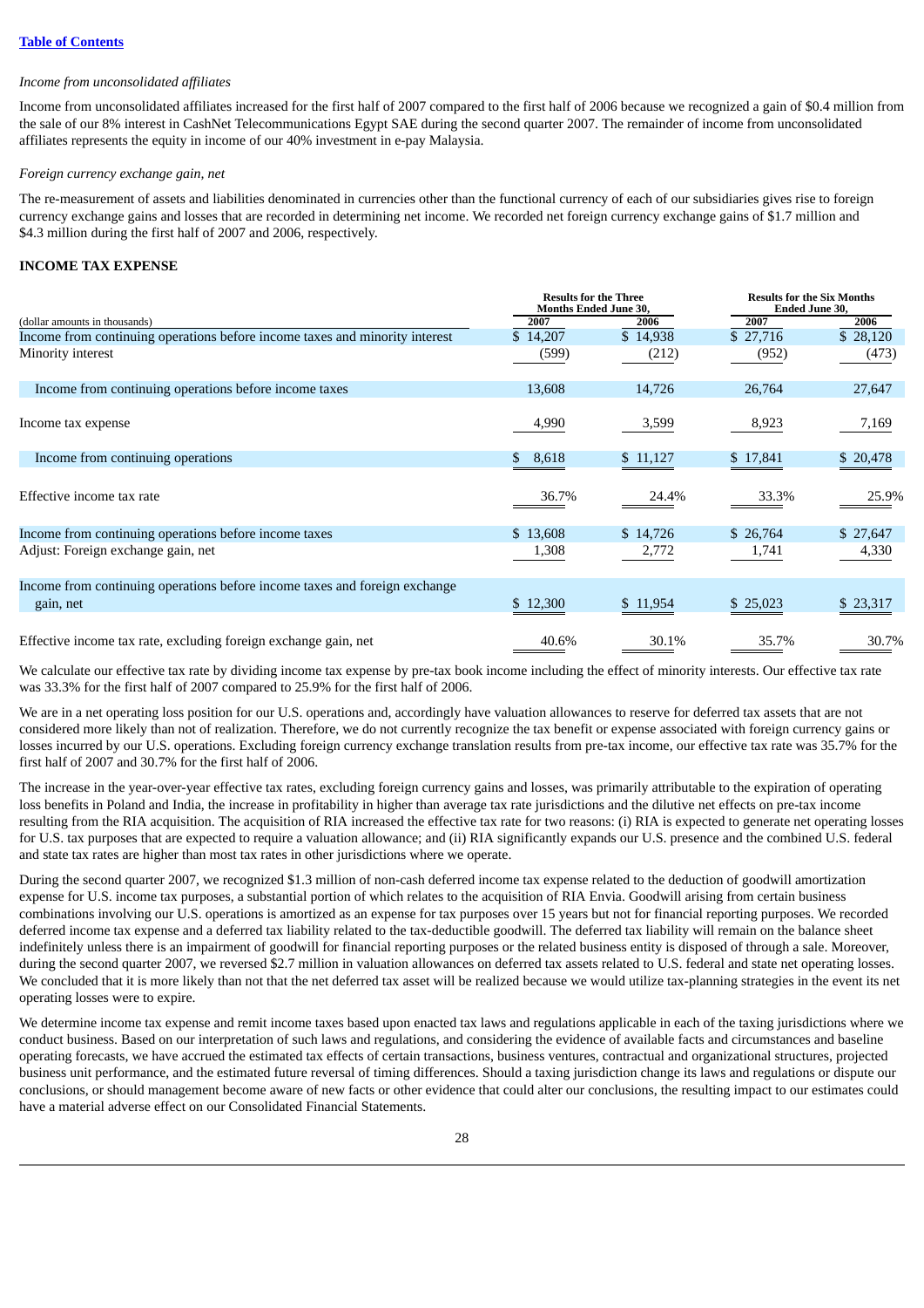*Income from unconsolidated affiliates*

Income from unconsolidated affiliates increased for the first half of 2007 compared to the first half of 2006 because we recognized a gain of $0.4 million from the sale of our 8% interest in CashNet Telecommunications Egypt SAE during the second quarter 2007. The remainder of income from unconsolidated affiliates represents the equity in income of our 40% investment in e-pay Malaysia.

*Foreign currency exchange gain, net*

The re-measurement of assets and liabilities denominated in currencies other than the functional currency of each of our subsidiaries gives rise to foreign currency exchange gains and losses that are recorded in determining net income. We recorded net foreign currency exchange gains of $1.7 million and $4.3 million during the first half of 2007 and 2006, respectively.

**INCOME TAX EXPENSE**

| (dollar amounts in thousands) | Results for the Three Months Ended June 30, 2007 | Results for the Three Months Ended June 30, 2006 | Results for the Six Months Ended June 30, 2007 | Results for the Six Months Ended June 30, 2006 |
|---|---|---|---|---|
| Income from continuing operations before income taxes and minority interest | $ 14,207 | $ 14,938 | $ 27,716 | $ 28,120 |
| Minority interest | (599) | (212) | (952) | (473) |
| Income from continuing operations before income taxes | 13,608 | 14,726 | 26,764 | 27,647 |
| Income tax expense | 4,990 | 3,599 | 8,923 | 7,169 |
| Income from continuing operations | $ 8,618 | $ 11,127 | $ 17,841 | $ 20,478 |
| Effective income tax rate | 36.7% | 24.4% | 33.3% | 25.9% |
| Income from continuing operations before income taxes | $ 13,608 | $ 14,726 | $ 26,764 | $ 27,647 |
| Adjust: Foreign exchange gain, net | 1,308 | 2,772 | 1,741 | 4,330 |
| Income from continuing operations before income taxes and foreign exchange gain, net | $ 12,300 | $ 11,954 | $ 25,023 | $ 23,317 |
| Effective income tax rate, excluding foreign exchange gain, net | 40.6% | 30.1% | 35.7% | 30.7% |

We calculate our effective tax rate by dividing income tax expense by pre-tax book income including the effect of minority interests. Our effective tax rate was 33.3% for the first half of 2007 compared to 25.9% for the first half of 2006.

We are in a net operating loss position for our U.S. operations and, accordingly have valuation allowances to reserve for deferred tax assets that are not considered more likely than not of realization. Therefore, we do not currently recognize the tax benefit or expense associated with foreign currency gains or losses incurred by our U.S. operations. Excluding foreign currency exchange translation results from pre-tax income, our effective tax rate was 35.7% for the first half of 2007 and 30.7% for the first half of 2006.

The increase in the year-over-year effective tax rates, excluding foreign currency gains and losses, was primarily attributable to the expiration of operating loss benefits in Poland and India, the increase in profitability in higher than average tax rate jurisdictions and the dilutive net effects on pre-tax income resulting from the RIA acquisition. The acquisition of RIA increased the effective tax rate for two reasons: (i) RIA is expected to generate net operating losses for U.S. tax purposes that are expected to require a valuation allowance; and (ii) RIA significantly expands our U.S. presence and the combined U.S. federal and state tax rates are higher than most tax rates in other jurisdictions where we operate.

During the second quarter 2007, we recognized $1.3 million of non-cash deferred income tax expense related to the deduction of goodwill amortization expense for U.S. income tax purposes, a substantial portion of which relates to the acquisition of RIA Envia. Goodwill arising from certain business combinations involving our U.S. operations is amortized as an expense for tax purposes over 15 years but not for financial reporting purposes. We recorded deferred income tax expense and a deferred tax liability related to the tax-deductible goodwill. The deferred tax liability will remain on the balance sheet indefinitely unless there is an impairment of goodwill for financial reporting purposes or the related business entity is disposed of through a sale. Moreover, during the second quarter 2007, we reversed $2.7 million in valuation allowances on deferred tax assets related to U.S. federal and state net operating losses. We concluded that it is more likely than not that the net deferred tax asset will be realized because we would utilize tax-planning strategies in the event its net operating losses were to expire.

We determine income tax expense and remit income taxes based upon enacted tax laws and regulations applicable in each of the taxing jurisdictions where we conduct business. Based on our interpretation of such laws and regulations, and considering the evidence of available facts and circumstances and baseline operating forecasts, we have accrued the estimated tax effects of certain transactions, business ventures, contractual and organizational structures, projected business unit performance, and the estimated future reversal of timing differences. Should a taxing jurisdiction change its laws and regulations or dispute our conclusions, or should management become aware of new facts or other evidence that could alter our conclusions, the resulting impact to our estimates could have a material adverse effect on our Consolidated Financial Statements.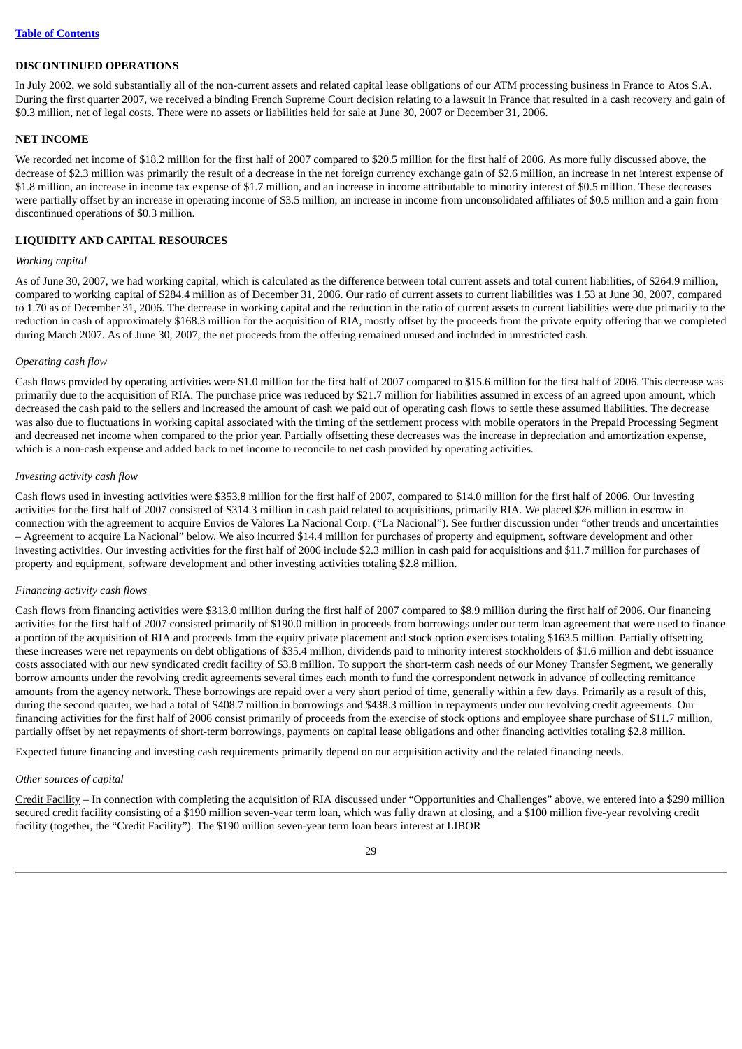[Table of Contents](#)

## DISCONTINUED OPERATIONS

In July 2002, we sold substantially all of the non-current assets and related capital lease obligations of our ATM processing business in France to Atos S.A. During the first quarter 2007, we received a binding French Supreme Court decision relating to a lawsuit in France that resulted in a cash recovery and gain of $0.3 million, net of legal costs. There were no assets or liabilities held for sale at June 30, 2007 or December 31, 2006.

## NET INCOME

We recorded net income of $18.2 million for the first half of 2007 compared to $20.5 million for the first half of 2006. As more fully discussed above, the decrease of $2.3 million was primarily the result of a decrease in the net foreign currency exchange gain of $2.6 million, an increase in net interest expense of $1.8 million, an increase in income tax expense of $1.7 million, and an increase in income attributable to minority interest of $0.5 million. These decreases were partially offset by an increase in operating income of $3.5 million, an increase in income from unconsolidated affiliates of $0.5 million and a gain from discontinued operations of $0.3 million.

## LIQUIDITY AND CAPITAL RESOURCES

*Working capital*

As of June 30, 2007, we had working capital, which is calculated as the difference between total current assets and total current liabilities, of $264.9 million, compared to working capital of $284.4 million as of December 31, 2006. Our ratio of current assets to current liabilities was 1.53 at June 30, 2007, compared to 1.70 as of December 31, 2006. The decrease in working capital and the reduction in the ratio of current assets to current liabilities were due primarily to the reduction in cash of approximately $168.3 million for the acquisition of RIA, mostly offset by the proceeds from the private equity offering that we completed during March 2007. As of June 30, 2007, the net proceeds from the offering remained unused and included in unrestricted cash.

*Operating cash flow*

Cash flows provided by operating activities were $1.0 million for the first half of 2007 compared to $15.6 million for the first half of 2006. This decrease was primarily due to the acquisition of RIA. The purchase price was reduced by $21.7 million for liabilities assumed in excess of an agreed upon amount, which decreased the cash paid to the sellers and increased the amount of cash we paid out of operating cash flows to settle these assumed liabilities. The decrease was also due to fluctuations in working capital associated with the timing of the settlement process with mobile operators in the Prepaid Processing Segment and decreased net income when compared to the prior year. Partially offsetting these decreases was the increase in depreciation and amortization expense, which is a non-cash expense and added back to net income to reconcile to net cash provided by operating activities.

*Investing activity cash flow*

Cash flows used in investing activities were $353.8 million for the first half of 2007, compared to $14.0 million for the first half of 2006. Our investing activities for the first half of 2007 consisted of $314.3 million in cash paid related to acquisitions, primarily RIA. We placed $26 million in escrow in connection with the agreement to acquire Envios de Valores La Nacional Corp. ("La Nacional"). See further discussion under "other trends and uncertainties – Agreement to acquire La Nacional" below. We also incurred $14.4 million for purchases of property and equipment, software development and other investing activities. Our investing activities for the first half of 2006 include $2.3 million in cash paid for acquisitions and $11.7 million for purchases of property and equipment, software development and other investing activities totaling $2.8 million.

*Financing activity cash flows*

Cash flows from financing activities were $313.0 million during the first half of 2007 compared to $8.9 million during the first half of 2006. Our financing activities for the first half of 2007 consisted primarily of $190.0 million in proceeds from borrowings under our term loan agreement that were used to finance a portion of the acquisition of RIA and proceeds from the equity private placement and stock option exercises totaling $163.5 million. Partially offsetting these increases were net repayments on debt obligations of $35.4 million, dividends paid to minority interest stockholders of $1.6 million and debt issuance costs associated with our new syndicated credit facility of $3.8 million. To support the short-term cash needs of our Money Transfer Segment, we generally borrow amounts under the revolving credit agreements several times each month to fund the correspondent network in advance of collecting remittance amounts from the agency network. These borrowings are repaid over a very short period of time, generally within a few days. Primarily as a result of this, during the second quarter, we had a total of $408.7 million in borrowings and $438.3 million in repayments under our revolving credit agreements. Our financing activities for the first half of 2006 consist primarily of proceeds from the exercise of stock options and employee share purchase of $11.7 million, partially offset by net repayments of short-term borrowings, payments on capital lease obligations and other financing activities totaling $2.8 million.

Expected future financing and investing cash requirements primarily depend on our acquisition activity and the related financing needs.

*Other sources of capital*

Credit Facility – In connection with completing the acquisition of RIA discussed under "Opportunities and Challenges" above, we entered into a $290 million secured credit facility consisting of a $190 million seven-year term loan, which was fully drawn at closing, and a $100 million five-year revolving credit facility (together, the "Credit Facility"). The $190 million seven-year term loan bears interest at LIBOR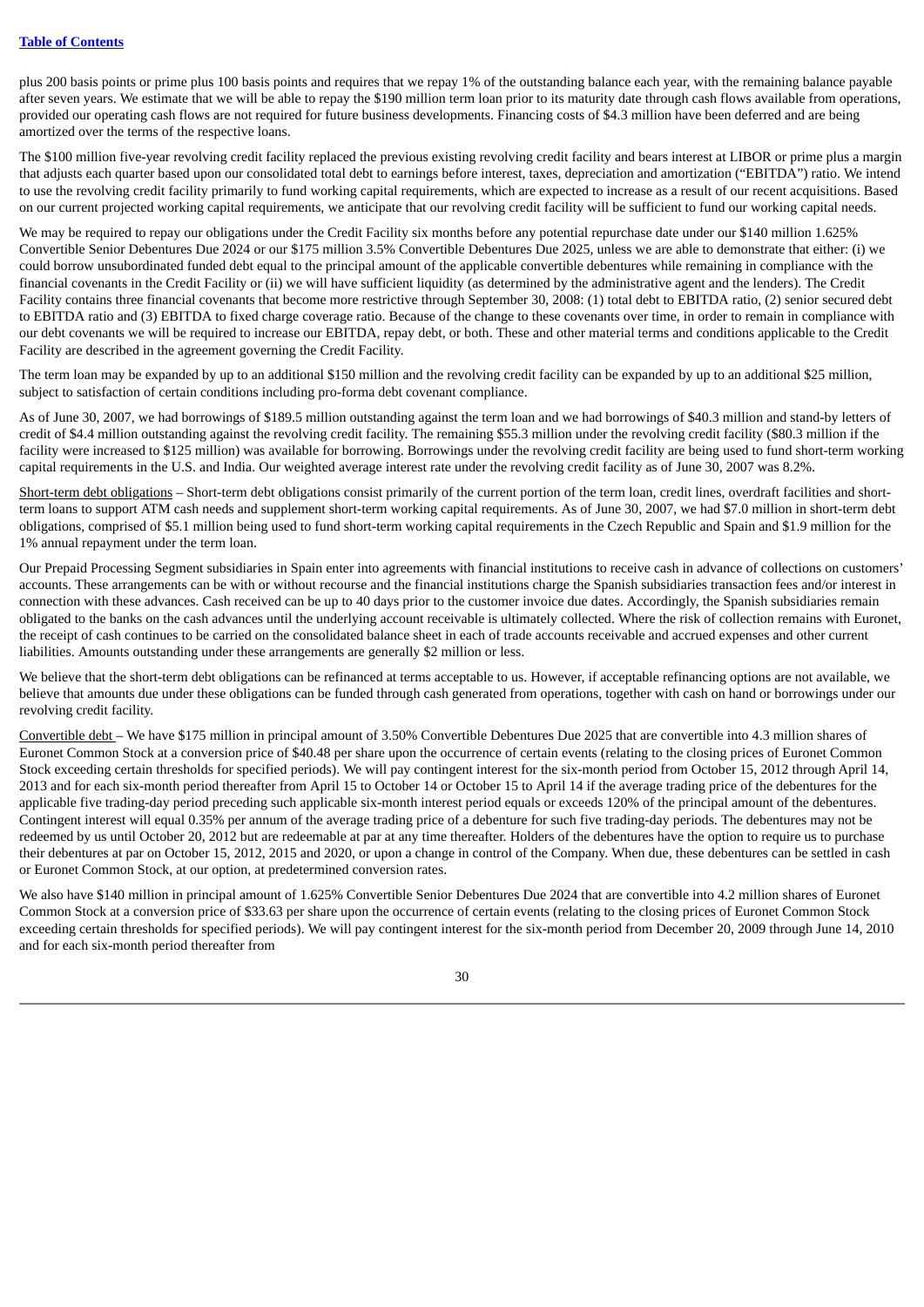plus 200 basis points or prime plus 100 basis points and requires that we repay 1% of the outstanding balance each year, with the remaining balance payable after seven years. We estimate that we will be able to repay the $190 million term loan prior to its maturity date through cash flows available from operations, provided our operating cash flows are not required for future business developments. Financing costs of $4.3 million have been deferred and are being amortized over the terms of the respective loans.

The $100 million five-year revolving credit facility replaced the previous existing revolving credit facility and bears interest at LIBOR or prime plus a margin that adjusts each quarter based upon our consolidated total debt to earnings before interest, taxes, depreciation and amortization ("EBITDA") ratio. We intend to use the revolving credit facility primarily to fund working capital requirements, which are expected to increase as a result of our recent acquisitions. Based on our current projected working capital requirements, we anticipate that our revolving credit facility will be sufficient to fund our working capital needs.

We may be required to repay our obligations under the Credit Facility six months before any potential repurchase date under our $140 million 1.625% Convertible Senior Debentures Due 2024 or our $175 million 3.5% Convertible Debentures Due 2025, unless we are able to demonstrate that either: (i) we could borrow unsubordinated funded debt equal to the principal amount of the applicable convertible debentures while remaining in compliance with the financial covenants in the Credit Facility or (ii) we will have sufficient liquidity (as determined by the administrative agent and the lenders). The Credit Facility contains three financial covenants that become more restrictive through September 30, 2008: (1) total debt to EBITDA ratio, (2) senior secured debt to EBITDA ratio and (3) EBITDA to fixed charge coverage ratio. Because of the change to these covenants over time, in order to remain in compliance with our debt covenants we will be required to increase our EBITDA, repay debt, or both. These and other material terms and conditions applicable to the Credit Facility are described in the agreement governing the Credit Facility.

The term loan may be expanded by up to an additional $150 million and the revolving credit facility can be expanded by up to an additional $25 million, subject to satisfaction of certain conditions including pro-forma debt covenant compliance.

As of June 30, 2007, we had borrowings of $189.5 million outstanding against the term loan and we had borrowings of $40.3 million and stand-by letters of credit of $4.4 million outstanding against the revolving credit facility. The remaining $55.3 million under the revolving credit facility ($80.3 million if the facility were increased to $125 million) was available for borrowing. Borrowings under the revolving credit facility are being used to fund short-term working capital requirements in the U.S. and India. Our weighted average interest rate under the revolving credit facility as of June 30, 2007 was 8.2%.

Short-term debt obligations – Short-term debt obligations consist primarily of the current portion of the term loan, credit lines, overdraft facilities and short-term loans to support ATM cash needs and supplement short-term working capital requirements. As of June 30, 2007, we had $7.0 million in short-term debt obligations, comprised of $5.1 million being used to fund short-term working capital requirements in the Czech Republic and Spain and $1.9 million for the 1% annual repayment under the term loan.

Our Prepaid Processing Segment subsidiaries in Spain enter into agreements with financial institutions to receive cash in advance of collections on customers' accounts. These arrangements can be with or without recourse and the financial institutions charge the Spanish subsidiaries transaction fees and/or interest in connection with these advances. Cash received can be up to 40 days prior to the customer invoice due dates. Accordingly, the Spanish subsidiaries remain obligated to the banks on the cash advances until the underlying account receivable is ultimately collected. Where the risk of collection remains with Euronet, the receipt of cash continues to be carried on the consolidated balance sheet in each of trade accounts receivable and accrued expenses and other current liabilities. Amounts outstanding under these arrangements are generally $2 million or less.

We believe that the short-term debt obligations can be refinanced at terms acceptable to us. However, if acceptable refinancing options are not available, we believe that amounts due under these obligations can be funded through cash generated from operations, together with cash on hand or borrowings under our revolving credit facility.

Convertible debt – We have $175 million in principal amount of 3.50% Convertible Debentures Due 2025 that are convertible into 4.3 million shares of Euronet Common Stock at a conversion price of $40.48 per share upon the occurrence of certain events (relating to the closing prices of Euronet Common Stock exceeding certain thresholds for specified periods). We will pay contingent interest for the six-month period from October 15, 2012 through April 14, 2013 and for each six-month period thereafter from April 15 to October 14 or October 15 to April 14 if the average trading price of the debentures for the applicable five trading-day period preceding such applicable six-month interest period equals or exceeds 120% of the principal amount of the debentures. Contingent interest will equal 0.35% per annum of the average trading price of a debenture for such five trading-day periods. The debentures may not be redeemed by us until October 20, 2012 but are redeemable at par at any time thereafter. Holders of the debentures have the option to require us to purchase their debentures at par on October 15, 2012, 2015 and 2020, or upon a change in control of the Company. When due, these debentures can be settled in cash or Euronet Common Stock, at our option, at predetermined conversion rates.

We also have $140 million in principal amount of 1.625% Convertible Senior Debentures Due 2024 that are convertible into 4.2 million shares of Euronet Common Stock at a conversion price of $33.63 per share upon the occurrence of certain events (relating to the closing prices of Euronet Common Stock exceeding certain thresholds for specified periods). We will pay contingent interest for the six-month period from December 20, 2009 through June 14, 2010 and for each six-month period thereafter from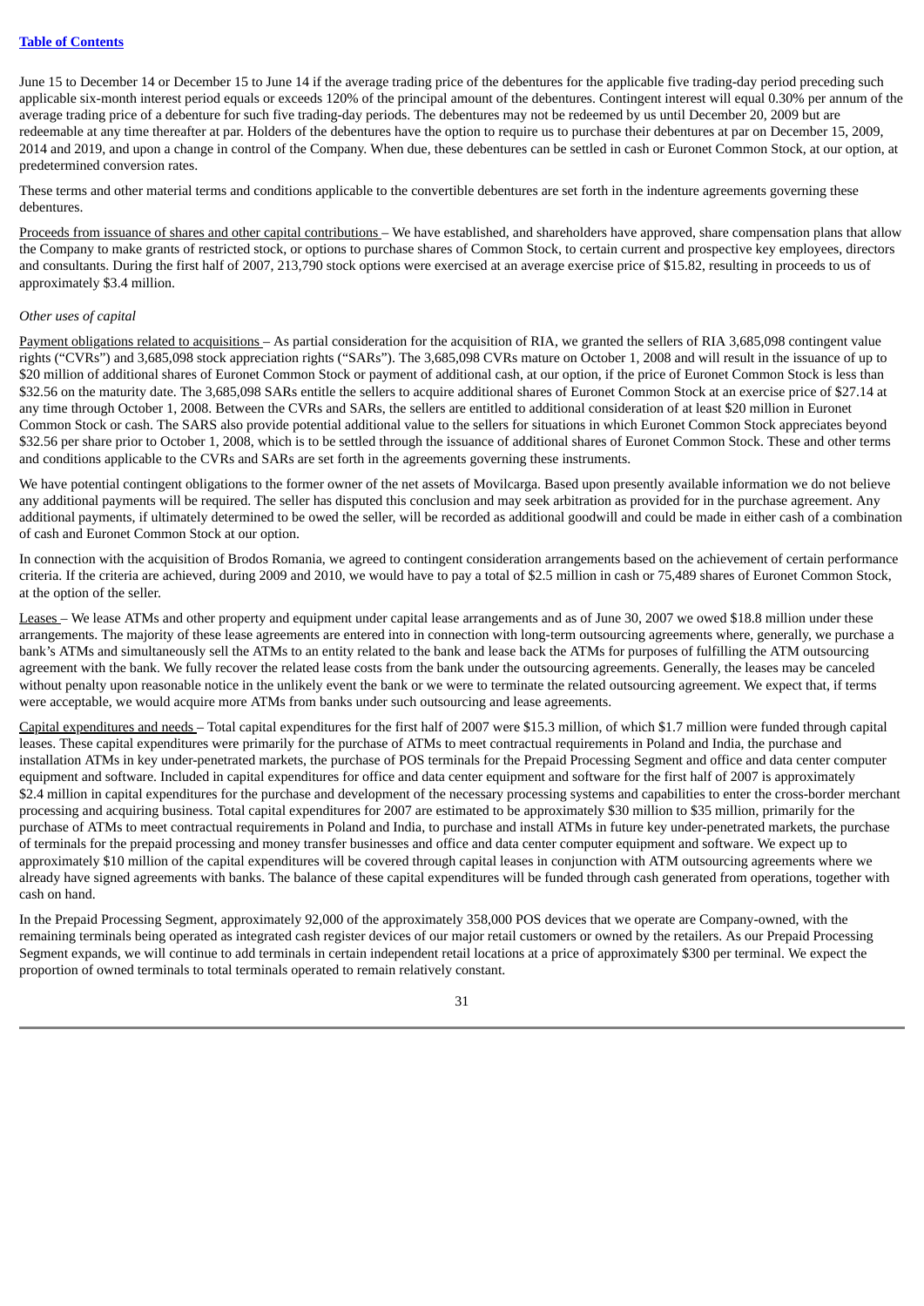June 15 to December 14 or December 15 to June 14 if the average trading price of the debentures for the applicable five trading-day period preceding such applicable six-month interest period equals or exceeds 120% of the principal amount of the debentures. Contingent interest will equal 0.30% per annum of the average trading price of a debenture for such five trading-day periods. The debentures may not be redeemed by us until December 20, 2009 but are redeemable at any time thereafter at par. Holders of the debentures have the option to require us to purchase their debentures at par on December 15, 2009, 2014 and 2019, and upon a change in control of the Company. When due, these debentures can be settled in cash or Euronet Common Stock, at our option, at predetermined conversion rates.

These terms and other material terms and conditions applicable to the convertible debentures are set forth in the indenture agreements governing these debentures.

Proceeds from issuance of shares and other capital contributions – We have established, and shareholders have approved, share compensation plans that allow the Company to make grants of restricted stock, or options to purchase shares of Common Stock, to certain current and prospective key employees, directors and consultants. During the first half of 2007, 213,790 stock options were exercised at an average exercise price of $15.82, resulting in proceeds to us of approximately $3.4 million.

*Other uses of capital*

Payment obligations related to acquisitions – As partial consideration for the acquisition of RIA, we granted the sellers of RIA 3,685,098 contingent value rights ("CVRs") and 3,685,098 stock appreciation rights ("SARs"). The 3,685,098 CVRs mature on October 1, 2008 and will result in the issuance of up to $20 million of additional shares of Euronet Common Stock or payment of additional cash, at our option, if the price of Euronet Common Stock is less than $32.56 on the maturity date. The 3,685,098 SARs entitle the sellers to acquire additional shares of Euronet Common Stock at an exercise price of $27.14 at any time through October 1, 2008. Between the CVRs and SARs, the sellers are entitled to additional consideration of at least $20 million in Euronet Common Stock or cash. The SARS also provide potential additional value to the sellers for situations in which Euronet Common Stock appreciates beyond $32.56 per share prior to October 1, 2008, which is to be settled through the issuance of additional shares of Euronet Common Stock. These and other terms and conditions applicable to the CVRs and SARs are set forth in the agreements governing these instruments.

We have potential contingent obligations to the former owner of the net assets of Movilcarga. Based upon presently available information we do not believe any additional payments will be required. The seller has disputed this conclusion and may seek arbitration as provided for in the purchase agreement. Any additional payments, if ultimately determined to be owed the seller, will be recorded as additional goodwill and could be made in either cash of a combination of cash and Euronet Common Stock at our option.

In connection with the acquisition of Brodos Romania, we agreed to contingent consideration arrangements based on the achievement of certain performance criteria. If the criteria are achieved, during 2009 and 2010, we would have to pay a total of $2.5 million in cash or 75,489 shares of Euronet Common Stock, at the option of the seller.

Leases – We lease ATMs and other property and equipment under capital lease arrangements and as of June 30, 2007 we owed $18.8 million under these arrangements. The majority of these lease agreements are entered into in connection with long-term outsourcing agreements where, generally, we purchase a bank's ATMs and simultaneously sell the ATMs to an entity related to the bank and lease back the ATMs for purposes of fulfilling the ATM outsourcing agreement with the bank. We fully recover the related lease costs from the bank under the outsourcing agreements. Generally, the leases may be canceled without penalty upon reasonable notice in the unlikely event the bank or we were to terminate the related outsourcing agreement. We expect that, if terms were acceptable, we would acquire more ATMs from banks under such outsourcing and lease agreements.

Capital expenditures and needs – Total capital expenditures for the first half of 2007 were $15.3 million, of which $1.7 million were funded through capital leases. These capital expenditures were primarily for the purchase of ATMs to meet contractual requirements in Poland and India, the purchase and installation ATMs in key under-penetrated markets, the purchase of POS terminals for the Prepaid Processing Segment and office and data center computer equipment and software. Included in capital expenditures for office and data center equipment and software for the first half of 2007 is approximately $2.4 million in capital expenditures for the purchase and development of the necessary processing systems and capabilities to enter the cross-border merchant processing and acquiring business. Total capital expenditures for 2007 are estimated to be approximately $30 million to $35 million, primarily for the purchase of ATMs to meet contractual requirements in Poland and India, to purchase and install ATMs in future key under-penetrated markets, the purchase of terminals for the prepaid processing and money transfer businesses and office and data center computer equipment and software. We expect up to approximately $10 million of the capital expenditures will be covered through capital leases in conjunction with ATM outsourcing agreements where we already have signed agreements with banks. The balance of these capital expenditures will be funded through cash generated from operations, together with cash on hand.

In the Prepaid Processing Segment, approximately 92,000 of the approximately 358,000 POS devices that we operate are Company-owned, with the remaining terminals being operated as integrated cash register devices of our major retail customers or owned by the retailers. As our Prepaid Processing Segment expands, we will continue to add terminals in certain independent retail locations at a price of approximately $300 per terminal. We expect the proportion of owned terminals to total terminals operated to remain relatively constant.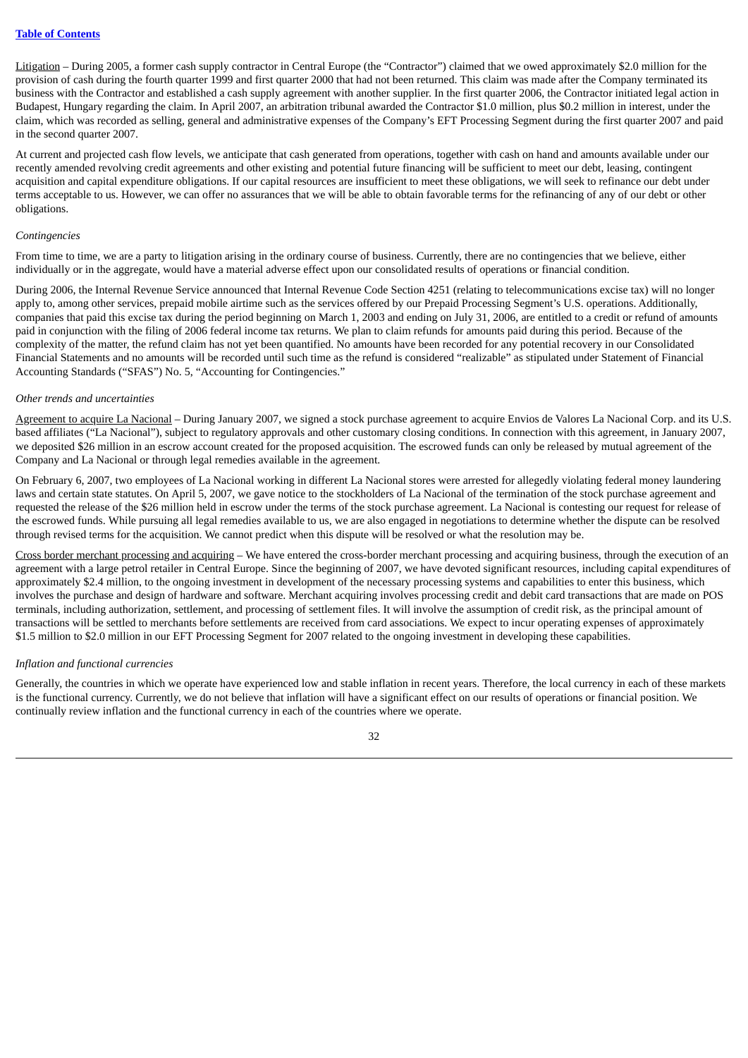Litigation – During 2005, a former cash supply contractor in Central Europe (the "Contractor") claimed that we owed approximately $2.0 million for the provision of cash during the fourth quarter 1999 and first quarter 2000 that had not been returned. This claim was made after the Company terminated its business with the Contractor and established a cash supply agreement with another supplier. In the first quarter 2006, the Contractor initiated legal action in Budapest, Hungary regarding the claim. In April 2007, an arbitration tribunal awarded the Contractor $1.0 million, plus $0.2 million in interest, under the claim, which was recorded as selling, general and administrative expenses of the Company's EFT Processing Segment during the first quarter 2007 and paid in the second quarter 2007.

At current and projected cash flow levels, we anticipate that cash generated from operations, together with cash on hand and amounts available under our recently amended revolving credit agreements and other existing and potential future financing will be sufficient to meet our debt, leasing, contingent acquisition and capital expenditure obligations. If our capital resources are insufficient to meet these obligations, we will seek to refinance our debt under terms acceptable to us. However, we can offer no assurances that we will be able to obtain favorable terms for the refinancing of any of our debt or other obligations.

*Contingencies*

From time to time, we are a party to litigation arising in the ordinary course of business. Currently, there are no contingencies that we believe, either individually or in the aggregate, would have a material adverse effect upon our consolidated results of operations or financial condition.

During 2006, the Internal Revenue Service announced that Internal Revenue Code Section 4251 (relating to telecommunications excise tax) will no longer apply to, among other services, prepaid mobile airtime such as the services offered by our Prepaid Processing Segment's U.S. operations. Additionally, companies that paid this excise tax during the period beginning on March 1, 2003 and ending on July 31, 2006, are entitled to a credit or refund of amounts paid in conjunction with the filing of 2006 federal income tax returns. We plan to claim refunds for amounts paid during this period. Because of the complexity of the matter, the refund claim has not yet been quantified. No amounts have been recorded for any potential recovery in our Consolidated Financial Statements and no amounts will be recorded until such time as the refund is considered "realizable" as stipulated under Statement of Financial Accounting Standards ("SFAS") No. 5, "Accounting for Contingencies."

*Other trends and uncertainties*

Agreement to acquire La Nacional – During January 2007, we signed a stock purchase agreement to acquire Envios de Valores La Nacional Corp. and its U.S. based affiliates ("La Nacional"), subject to regulatory approvals and other customary closing conditions. In connection with this agreement, in January 2007, we deposited $26 million in an escrow account created for the proposed acquisition. The escrowed funds can only be released by mutual agreement of the Company and La Nacional or through legal remedies available in the agreement.

On February 6, 2007, two employees of La Nacional working in different La Nacional stores were arrested for allegedly violating federal money laundering laws and certain state statutes. On April 5, 2007, we gave notice to the stockholders of La Nacional of the termination of the stock purchase agreement and requested the release of the $26 million held in escrow under the terms of the stock purchase agreement. La Nacional is contesting our request for release of the escrowed funds. While pursuing all legal remedies available to us, we are also engaged in negotiations to determine whether the dispute can be resolved through revised terms for the acquisition. We cannot predict when this dispute will be resolved or what the resolution may be.

Cross border merchant processing and acquiring – We have entered the cross-border merchant processing and acquiring business, through the execution of an agreement with a large petrol retailer in Central Europe. Since the beginning of 2007, we have devoted significant resources, including capital expenditures of approximately $2.4 million, to the ongoing investment in development of the necessary processing systems and capabilities to enter this business, which involves the purchase and design of hardware and software. Merchant acquiring involves processing credit and debit card transactions that are made on POS terminals, including authorization, settlement, and processing of settlement files. It will involve the assumption of credit risk, as the principal amount of transactions will be settled to merchants before settlements are received from card associations. We expect to incur operating expenses of approximately $1.5 million to $2.0 million in our EFT Processing Segment for 2007 related to the ongoing investment in developing these capabilities.

*Inflation and functional currencies*

Generally, the countries in which we operate have experienced low and stable inflation in recent years. Therefore, the local currency in each of these markets is the functional currency. Currently, we do not believe that inflation will have a significant effect on our results of operations or financial position. We continually review inflation and the functional currency in each of the countries where we operate.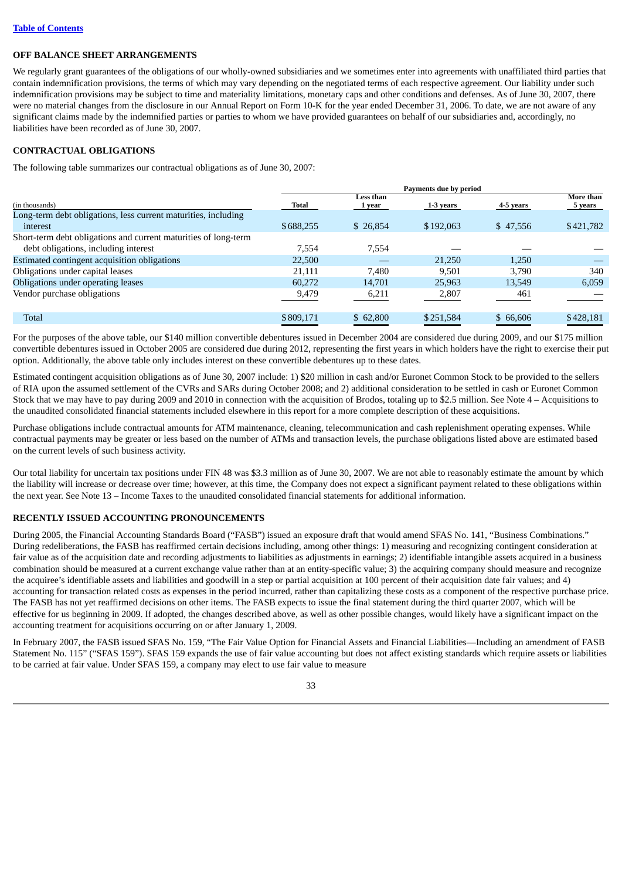[Table of Contents](#)

## OFF BALANCE SHEET ARRANGEMENTS

We regularly grant guarantees of the obligations of our wholly-owned subsidiaries and we sometimes enter into agreements with unaffiliated third parties that contain indemnification provisions, the terms of which may vary depending on the negotiated terms of each respective agreement. Our liability under such indemnification provisions may be subject to time and materiality limitations, monetary caps and other conditions and defenses. As of June 30, 2007, there were no material changes from the disclosure in our Annual Report on Form 10-K for the year ended December 31, 2006. To date, we are not aware of any significant claims made by the indemnified parties or parties to whom we have provided guarantees on behalf of our subsidiaries and, accordingly, no liabilities have been recorded as of June 30, 2007.

## CONTRACTUAL OBLIGATIONS

The following table summarizes our contractual obligations as of June 30, 2007:

| | Payments due by period | | | | |
|---|---|---|---|---|---|
| (in thousands) | Total | Less than 1 year | 1-3 years | 4-5 years | More than 5 years |
| Long-term debt obligations, less current maturities, including interest | $688,255 | $ 26,854 | $192,063 | $ 47,556 | $421,782 |
| Short-term debt obligations and current maturities of long-term debt obligations, including interest | 7,554 | 7,554 | — | — | — |
| Estimated contingent acquisition obligations | 22,500 | — | 21,250 | 1,250 | — |
| Obligations under capital leases | 21,111 | 7,480 | 9,501 | 3,790 | 340 |
| Obligations under operating leases | 60,272 | 14,701 | 25,963 | 13,549 | 6,059 |
| Vendor purchase obligations | 9,479 | 6,211 | 2,807 | 461 | — |
| Total | $809,171 | $ 62,800 | $251,584 | $ 66,606 | $428,181 |

For the purposes of the above table, our $140 million convertible debentures issued in December 2004 are considered due during 2009, and our $175 million convertible debentures issued in October 2005 are considered due during 2012, representing the first years in which holders have the right to exercise their put option. Additionally, the above table only includes interest on these convertible debentures up to these dates.

Estimated contingent acquisition obligations as of June 30, 2007 include: 1) $20 million in cash and/or Euronet Common Stock to be provided to the sellers of RIA upon the assumed settlement of the CVRs and SARs during October 2008; and 2) additional consideration to be settled in cash or Euronet Common Stock that we may have to pay during 2009 and 2010 in connection with the acquisition of Brodos, totaling up to $2.5 million. See Note 4 – Acquisitions to the unaudited consolidated financial statements included elsewhere in this report for a more complete description of these acquisitions.

Purchase obligations include contractual amounts for ATM maintenance, cleaning, telecommunication and cash replenishment operating expenses. While contractual payments may be greater or less based on the number of ATMs and transaction levels, the purchase obligations listed above are estimated based on the current levels of such business activity.

Our total liability for uncertain tax positions under FIN 48 was $3.3 million as of June 30, 2007. We are not able to reasonably estimate the amount by which the liability will increase or decrease over time; however, at this time, the Company does not expect a significant payment related to these obligations within the next year. See Note 13 – Income Taxes to the unaudited consolidated financial statements for additional information.

## RECENTLY ISSUED ACCOUNTING PRONOUNCEMENTS

During 2005, the Financial Accounting Standards Board ("FASB") issued an exposure draft that would amend SFAS No. 141, "Business Combinations." During redeliberations, the FASB has reaffirmed certain decisions including, among other things: 1) measuring and recognizing contingent consideration at fair value as of the acquisition date and recording adjustments to liabilities as adjustments in earnings; 2) identifiable intangible assets acquired in a business combination should be measured at a current exchange value rather than at an entity-specific value; 3) the acquiring company should measure and recognize the acquiree's identifiable assets and liabilities and goodwill in a step or partial acquisition at 100 percent of their acquisition date fair values; and 4) accounting for transaction related costs as expenses in the period incurred, rather than capitalizing these costs as a component of the respective purchase price. The FASB has not yet reaffirmed decisions on other items. The FASB expects to issue the final statement during the third quarter 2007, which will be effective for us beginning in 2009. If adopted, the changes described above, as well as other possible changes, would likely have a significant impact on the accounting treatment for acquisitions occurring on or after January 1, 2009.

In February 2007, the FASB issued SFAS No. 159, "The Fair Value Option for Financial Assets and Financial Liabilities—Including an amendment of FASB Statement No. 115" ("SFAS 159"). SFAS 159 expands the use of fair value accounting but does not affect existing standards which require assets or liabilities to be carried at fair value. Under SFAS 159, a company may elect to use fair value to measure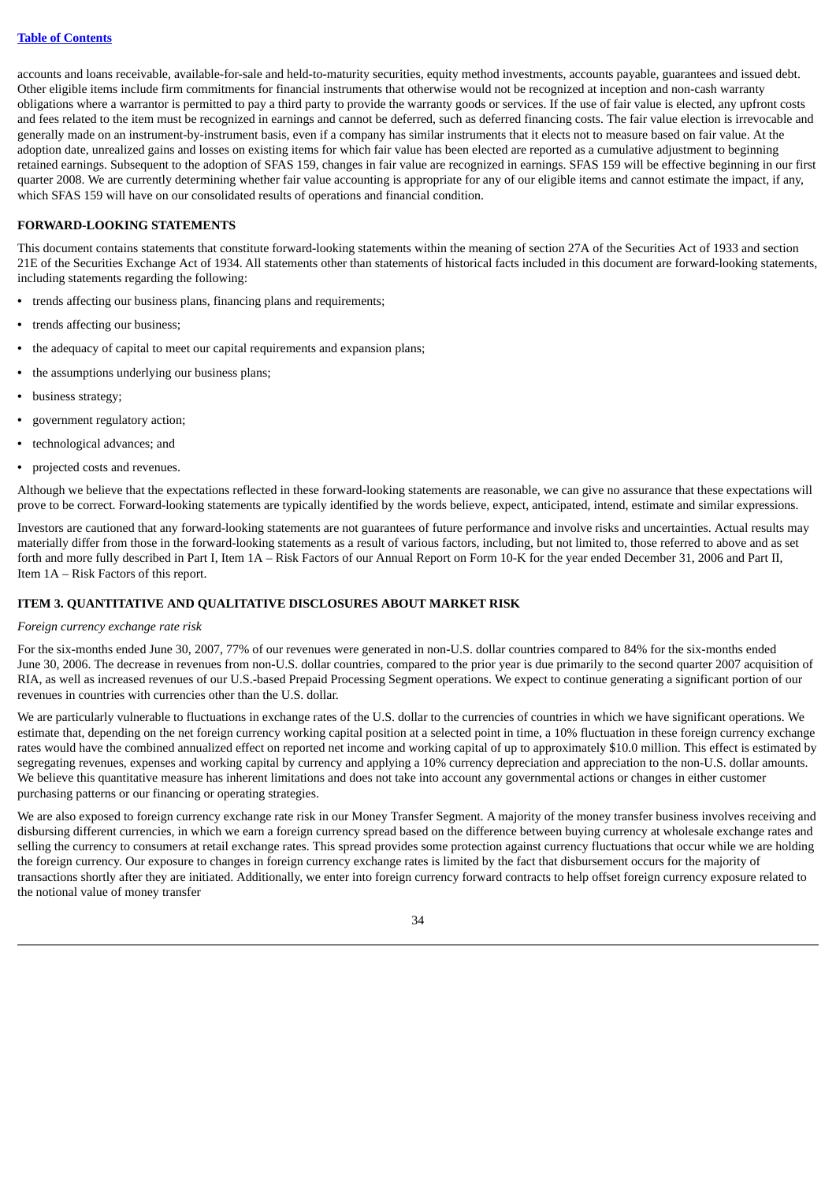accounts and loans receivable, available-for-sale and held-to-maturity securities, equity method investments, accounts payable, guarantees and issued debt. Other eligible items include firm commitments for financial instruments that otherwise would not be recognized at inception and non-cash warranty obligations where a warrantor is permitted to pay a third party to provide the warranty goods or services. If the use of fair value is elected, any upfront costs and fees related to the item must be recognized in earnings and cannot be deferred, such as deferred financing costs. The fair value election is irrevocable and generally made on an instrument-by-instrument basis, even if a company has similar instruments that it elects not to measure based on fair value. At the adoption date, unrealized gains and losses on existing items for which fair value has been elected are reported as a cumulative adjustment to beginning retained earnings. Subsequent to the adoption of SFAS 159, changes in fair value are recognized in earnings. SFAS 159 will be effective beginning in our first quarter 2008. We are currently determining whether fair value accounting is appropriate for any of our eligible items and cannot estimate the impact, if any, which SFAS 159 will have on our consolidated results of operations and financial condition.

**FORWARD-LOOKING STATEMENTS**

This document contains statements that constitute forward-looking statements within the meaning of section 27A of the Securities Act of 1933 and section 21E of the Securities Exchange Act of 1934. All statements other than statements of historical facts included in this document are forward-looking statements, including statements regarding the following:

- trends affecting our business plans, financing plans and requirements;
- trends affecting our business;
- the adequacy of capital to meet our capital requirements and expansion plans;
- the assumptions underlying our business plans;
- business strategy;
- government regulatory action;
- technological advances; and
- projected costs and revenues.

Although we believe that the expectations reflected in these forward-looking statements are reasonable, we can give no assurance that these expectations will prove to be correct. Forward-looking statements are typically identified by the words believe, expect, anticipated, intend, estimate and similar expressions.

Investors are cautioned that any forward-looking statements are not guarantees of future performance and involve risks and uncertainties. Actual results may materially differ from those in the forward-looking statements as a result of various factors, including, but not limited to, those referred to above and as set forth and more fully described in Part I, Item 1A – Risk Factors of our Annual Report on Form 10-K for the year ended December 31, 2006 and Part II, Item 1A – Risk Factors of this report.

**ITEM 3. QUANTITATIVE AND QUALITATIVE DISCLOSURES ABOUT MARKET RISK**

*Foreign currency exchange rate risk*

For the six-months ended June 30, 2007, 77% of our revenues were generated in non-U.S. dollar countries compared to 84% for the six-months ended June 30, 2006. The decrease in revenues from non-U.S. dollar countries, compared to the prior year is due primarily to the second quarter 2007 acquisition of RIA, as well as increased revenues of our U.S.-based Prepaid Processing Segment operations. We expect to continue generating a significant portion of our revenues in countries with currencies other than the U.S. dollar.

We are particularly vulnerable to fluctuations in exchange rates of the U.S. dollar to the currencies of countries in which we have significant operations. We estimate that, depending on the net foreign currency working capital position at a selected point in time, a 10% fluctuation in these foreign currency exchange rates would have the combined annualized effect on reported net income and working capital of up to approximately $10.0 million. This effect is estimated by segregating revenues, expenses and working capital by currency and applying a 10% currency depreciation and appreciation to the non-U.S. dollar amounts. We believe this quantitative measure has inherent limitations and does not take into account any governmental actions or changes in either customer purchasing patterns or our financing or operating strategies.

We are also exposed to foreign currency exchange rate risk in our Money Transfer Segment. A majority of the money transfer business involves receiving and disbursing different currencies, in which we earn a foreign currency spread based on the difference between buying currency at wholesale exchange rates and selling the currency to consumers at retail exchange rates. This spread provides some protection against currency fluctuations that occur while we are holding the foreign currency. Our exposure to changes in foreign currency exchange rates is limited by the fact that disbursement occurs for the majority of transactions shortly after they are initiated. Additionally, we enter into foreign currency forward contracts to help offset foreign currency exposure related to the notional value of money transfer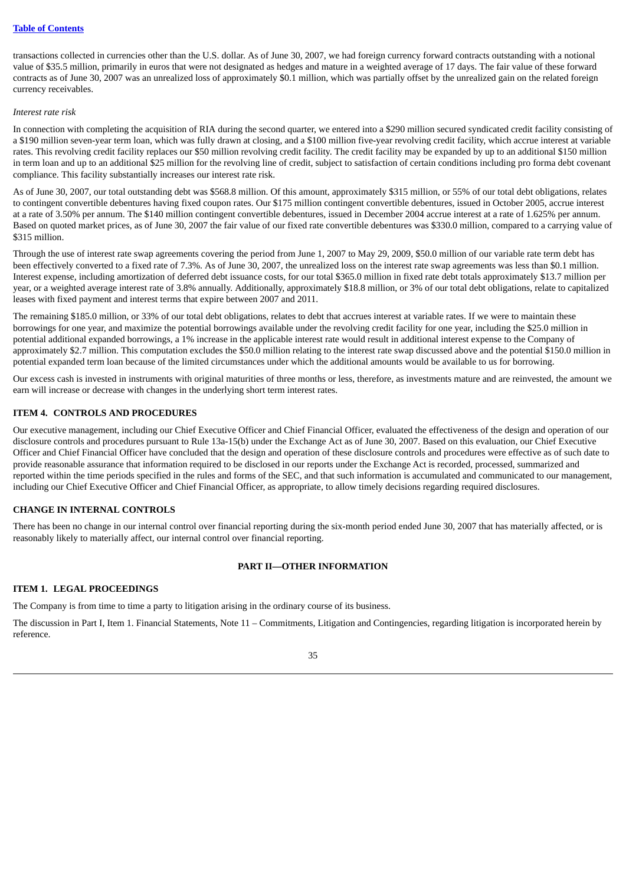transactions collected in currencies other than the U.S. dollar. As of June 30, 2007, we had foreign currency forward contracts outstanding with a notional value of $35.5 million, primarily in euros that were not designated as hedges and mature in a weighted average of 17 days. The fair value of these forward contracts as of June 30, 2007 was an unrealized loss of approximately $0.1 million, which was partially offset by the unrealized gain on the related foreign currency receivables.

*Interest rate risk*

In connection with completing the acquisition of RIA during the second quarter, we entered into a $290 million secured syndicated credit facility consisting of a $190 million seven-year term loan, which was fully drawn at closing, and a $100 million five-year revolving credit facility, which accrue interest at variable rates. This revolving credit facility replaces our $50 million revolving credit facility. The credit facility may be expanded by up to an additional $150 million in term loan and up to an additional $25 million for the revolving line of credit, subject to satisfaction of certain conditions including pro forma debt covenant compliance. This facility substantially increases our interest rate risk.

As of June 30, 2007, our total outstanding debt was $568.8 million. Of this amount, approximately $315 million, or 55% of our total debt obligations, relates to contingent convertible debentures having fixed coupon rates. Our $175 million contingent convertible debentures, issued in October 2005, accrue interest at a rate of 3.50% per annum. The $140 million contingent convertible debentures, issued in December 2004 accrue interest at a rate of 1.625% per annum. Based on quoted market prices, as of June 30, 2007 the fair value of our fixed rate convertible debentures was $330.0 million, compared to a carrying value of $315 million.

Through the use of interest rate swap agreements covering the period from June 1, 2007 to May 29, 2009, $50.0 million of our variable rate term debt has been effectively converted to a fixed rate of 7.3%. As of June 30, 2007, the unrealized loss on the interest rate swap agreements was less than $0.1 million. Interest expense, including amortization of deferred debt issuance costs, for our total $365.0 million in fixed rate debt totals approximately $13.7 million per year, or a weighted average interest rate of 3.8% annually. Additionally, approximately $18.8 million, or 3% of our total debt obligations, relate to capitalized leases with fixed payment and interest terms that expire between 2007 and 2011.

The remaining $185.0 million, or 33% of our total debt obligations, relates to debt that accrues interest at variable rates. If we were to maintain these borrowings for one year, and maximize the potential borrowings available under the revolving credit facility for one year, including the $25.0 million in potential additional expanded borrowings, a 1% increase in the applicable interest rate would result in additional interest expense to the Company of approximately $2.7 million. This computation excludes the $50.0 million relating to the interest rate swap discussed above and the potential $150.0 million in potential expanded term loan because of the limited circumstances under which the additional amounts would be available to us for borrowing.

Our excess cash is invested in instruments with original maturities of three months or less, therefore, as investments mature and are reinvested, the amount we earn will increase or decrease with changes in the underlying short term interest rates.

## ITEM 4. CONTROLS AND PROCEDURES

Our executive management, including our Chief Executive Officer and Chief Financial Officer, evaluated the effectiveness of the design and operation of our disclosure controls and procedures pursuant to Rule 13a-15(b) under the Exchange Act as of June 30, 2007. Based on this evaluation, our Chief Executive Officer and Chief Financial Officer have concluded that the design and operation of these disclosure controls and procedures were effective as of such date to provide reasonable assurance that information required to be disclosed in our reports under the Exchange Act is recorded, processed, summarized and reported within the time periods specified in the rules and forms of the SEC, and that such information is accumulated and communicated to our management, including our Chief Executive Officer and Chief Financial Officer, as appropriate, to allow timely decisions regarding required disclosures.

## CHANGE IN INTERNAL CONTROLS

There has been no change in our internal control over financial reporting during the six-month period ended June 30, 2007 that has materially affected, or is reasonably likely to materially affect, our internal control over financial reporting.

# PART II—OTHER INFORMATION

## ITEM 1. LEGAL PROCEEDINGS

The Company is from time to time a party to litigation arising in the ordinary course of its business.

The discussion in Part I, Item 1. Financial Statements, Note 11 – Commitments, Litigation and Contingencies, regarding litigation is incorporated herein by reference.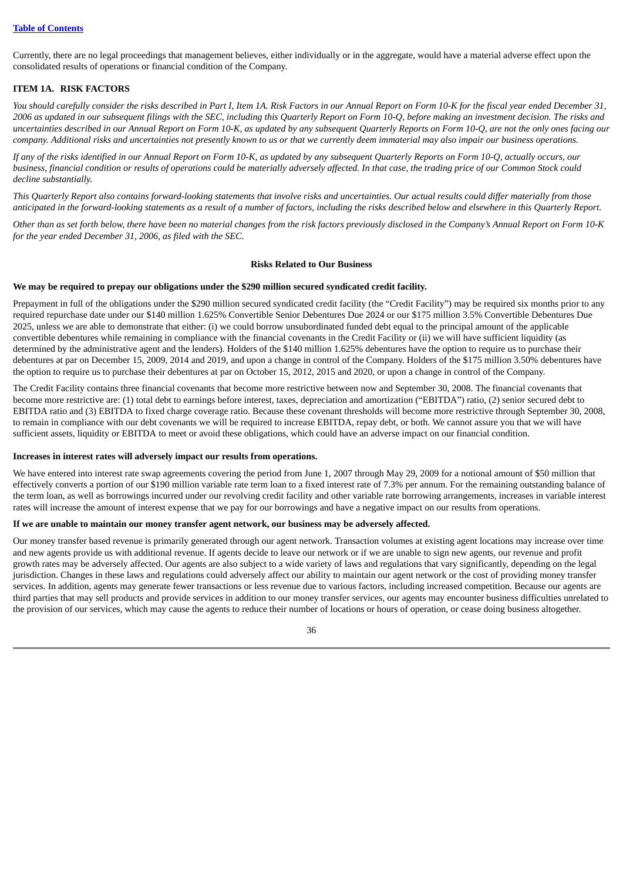Currently, there are no legal proceedings that management believes, either individually or in the aggregate, would have a material adverse effect upon the consolidated results of operations or financial condition of the Company.

## ITEM 1A. RISK FACTORS

*You should carefully consider the risks described in Part I, Item 1A. Risk Factors in our Annual Report on Form 10-K for the fiscal year ended December 31, 2006 as updated in our subsequent filings with the SEC, including this Quarterly Report on Form 10-Q, before making an investment decision. The risks and uncertainties described in our Annual Report on Form 10-K, as updated by any subsequent Quarterly Reports on Form 10-Q, are not the only ones facing our company. Additional risks and uncertainties not presently known to us or that we currently deem immaterial may also impair our business operations.*

*If any of the risks identified in our Annual Report on Form 10-K, as updated by any subsequent Quarterly Reports on Form 10-Q, actually occurs, our business, financial condition or results of operations could be materially adversely affected. In that case, the trading price of our Common Stock could decline substantially.*

*This Quarterly Report also contains forward-looking statements that involve risks and uncertainties. Our actual results could differ materially from those anticipated in the forward-looking statements as a result of a number of factors, including the risks described below and elsewhere in this Quarterly Report.*

*Other than as set forth below, there have been no material changes from the risk factors previously disclosed in the Company's Annual Report on Form 10-K for the year ended December 31, 2006, as filed with the SEC.*

### Risks Related to Our Business

**We may be required to prepay our obligations under the $290 million secured syndicated credit facility.**

Prepayment in full of the obligations under the $290 million secured syndicated credit facility (the "Credit Facility") may be required six months prior to any required repurchase date under our $140 million 1.625% Convertible Senior Debentures Due 2024 or our $175 million 3.5% Convertible Debentures Due 2025, unless we are able to demonstrate that either: (i) we could borrow unsubordinated funded debt equal to the principal amount of the applicable convertible debentures while remaining in compliance with the financial covenants in the Credit Facility or (ii) we will have sufficient liquidity (as determined by the administrative agent and the lenders). Holders of the $140 million 1.625% debentures have the option to require us to purchase their debentures at par on December 15, 2009, 2014 and 2019, and upon a change in control of the Company. Holders of the $175 million 3.50% debentures have the option to require us to purchase their debentures at par on October 15, 2012, 2015 and 2020, or upon a change in control of the Company.

The Credit Facility contains three financial covenants that become more restrictive between now and September 30, 2008. The financial covenants that become more restrictive are: (1) total debt to earnings before interest, taxes, depreciation and amortization ("EBITDA") ratio, (2) senior secured debt to EBITDA ratio and (3) EBITDA to fixed charge coverage ratio. Because these covenant thresholds will become more restrictive through September 30, 2008, to remain in compliance with our debt covenants we will be required to increase EBITDA, repay debt, or both. We cannot assure you that we will have sufficient assets, liquidity or EBITDA to meet or avoid these obligations, which could have an adverse impact on our financial condition.

**Increases in interest rates will adversely impact our results from operations.**

We have entered into interest rate swap agreements covering the period from June 1, 2007 through May 29, 2009 for a notional amount of $50 million that effectively converts a portion of our $190 million variable rate term loan to a fixed interest rate of 7.3% per annum. For the remaining outstanding balance of the term loan, as well as borrowings incurred under our revolving credit facility and other variable rate borrowing arrangements, increases in variable interest rates will increase the amount of interest expense that we pay for our borrowings and have a negative impact on our results from operations.

**If we are unable to maintain our money transfer agent network, our business may be adversely affected.**

Our money transfer based revenue is primarily generated through our agent network. Transaction volumes at existing agent locations may increase over time and new agents provide us with additional revenue. If agents decide to leave our network or if we are unable to sign new agents, our revenue and profit growth rates may be adversely affected. Our agents are also subject to a wide variety of laws and regulations that vary significantly, depending on the legal jurisdiction. Changes in these laws and regulations could adversely affect our ability to maintain our agent network or the cost of providing money transfer services. In addition, agents may generate fewer transactions or less revenue due to various factors, including increased competition. Because our agents are third parties that may sell products and provide services in addition to our money transfer services, our agents may encounter business difficulties unrelated to the provision of our services, which may cause the agents to reduce their number of locations or hours of operation, or cease doing business altogether.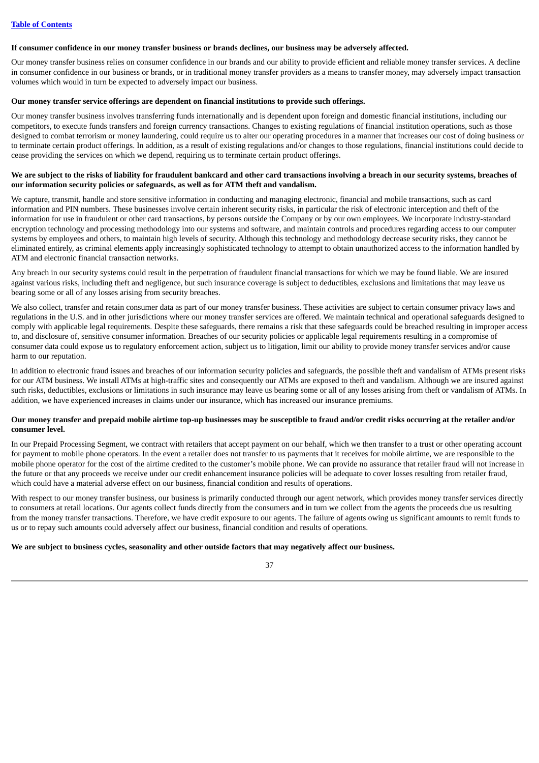**If consumer confidence in our money transfer business or brands declines, our business may be adversely affected.**

Our money transfer business relies on consumer confidence in our brands and our ability to provide efficient and reliable money transfer services. A decline in consumer confidence in our business or brands, or in traditional money transfer providers as a means to transfer money, may adversely impact transaction volumes which would in turn be expected to adversely impact our business.

**Our money transfer service offerings are dependent on financial institutions to provide such offerings.**

Our money transfer business involves transferring funds internationally and is dependent upon foreign and domestic financial institutions, including our competitors, to execute funds transfers and foreign currency transactions. Changes to existing regulations of financial institution operations, such as those designed to combat terrorism or money laundering, could require us to alter our operating procedures in a manner that increases our cost of doing business or to terminate certain product offerings. In addition, as a result of existing regulations and/or changes to those regulations, financial institutions could decide to cease providing the services on which we depend, requiring us to terminate certain product offerings.

**We are subject to the risks of liability for fraudulent bankcard and other card transactions involving a breach in our security systems, breaches of our information security policies or safeguards, as well as for ATM theft and vandalism.**

We capture, transmit, handle and store sensitive information in conducting and managing electronic, financial and mobile transactions, such as card information and PIN numbers. These businesses involve certain inherent security risks, in particular the risk of electronic interception and theft of the information for use in fraudulent or other card transactions, by persons outside the Company or by our own employees. We incorporate industry-standard encryption technology and processing methodology into our systems and software, and maintain controls and procedures regarding access to our computer systems by employees and others, to maintain high levels of security. Although this technology and methodology decrease security risks, they cannot be eliminated entirely, as criminal elements apply increasingly sophisticated technology to attempt to obtain unauthorized access to the information handled by ATM and electronic financial transaction networks.

Any breach in our security systems could result in the perpetration of fraudulent financial transactions for which we may be found liable. We are insured against various risks, including theft and negligence, but such insurance coverage is subject to deductibles, exclusions and limitations that may leave us bearing some or all of any losses arising from security breaches.

We also collect, transfer and retain consumer data as part of our money transfer business. These activities are subject to certain consumer privacy laws and regulations in the U.S. and in other jurisdictions where our money transfer services are offered. We maintain technical and operational safeguards designed to comply with applicable legal requirements. Despite these safeguards, there remains a risk that these safeguards could be breached resulting in improper access to, and disclosure of, sensitive consumer information. Breaches of our security policies or applicable legal requirements resulting in a compromise of consumer data could expose us to regulatory enforcement action, subject us to litigation, limit our ability to provide money transfer services and/or cause harm to our reputation.

In addition to electronic fraud issues and breaches of our information security policies and safeguards, the possible theft and vandalism of ATMs present risks for our ATM business. We install ATMs at high-traffic sites and consequently our ATMs are exposed to theft and vandalism. Although we are insured against such risks, deductibles, exclusions or limitations in such insurance may leave us bearing some or all of any losses arising from theft or vandalism of ATMs. In addition, we have experienced increases in claims under our insurance, which has increased our insurance premiums.

**Our money transfer and prepaid mobile airtime top-up businesses may be susceptible to fraud and/or credit risks occurring at the retailer and/or consumer level.**

In our Prepaid Processing Segment, we contract with retailers that accept payment on our behalf, which we then transfer to a trust or other operating account for payment to mobile phone operators. In the event a retailer does not transfer to us payments that it receives for mobile airtime, we are responsible to the mobile phone operator for the cost of the airtime credited to the customer's mobile phone. We can provide no assurance that retailer fraud will not increase in the future or that any proceeds we receive under our credit enhancement insurance policies will be adequate to cover losses resulting from retailer fraud, which could have a material adverse effect on our business, financial condition and results of operations.

With respect to our money transfer business, our business is primarily conducted through our agent network, which provides money transfer services directly to consumers at retail locations. Our agents collect funds directly from the consumers and in turn we collect from the agents the proceeds due us resulting from the money transfer transactions. Therefore, we have credit exposure to our agents. The failure of agents owing us significant amounts to remit funds to us or to repay such amounts could adversely affect our business, financial condition and results of operations.

**We are subject to business cycles, seasonality and other outside factors that may negatively affect our business.**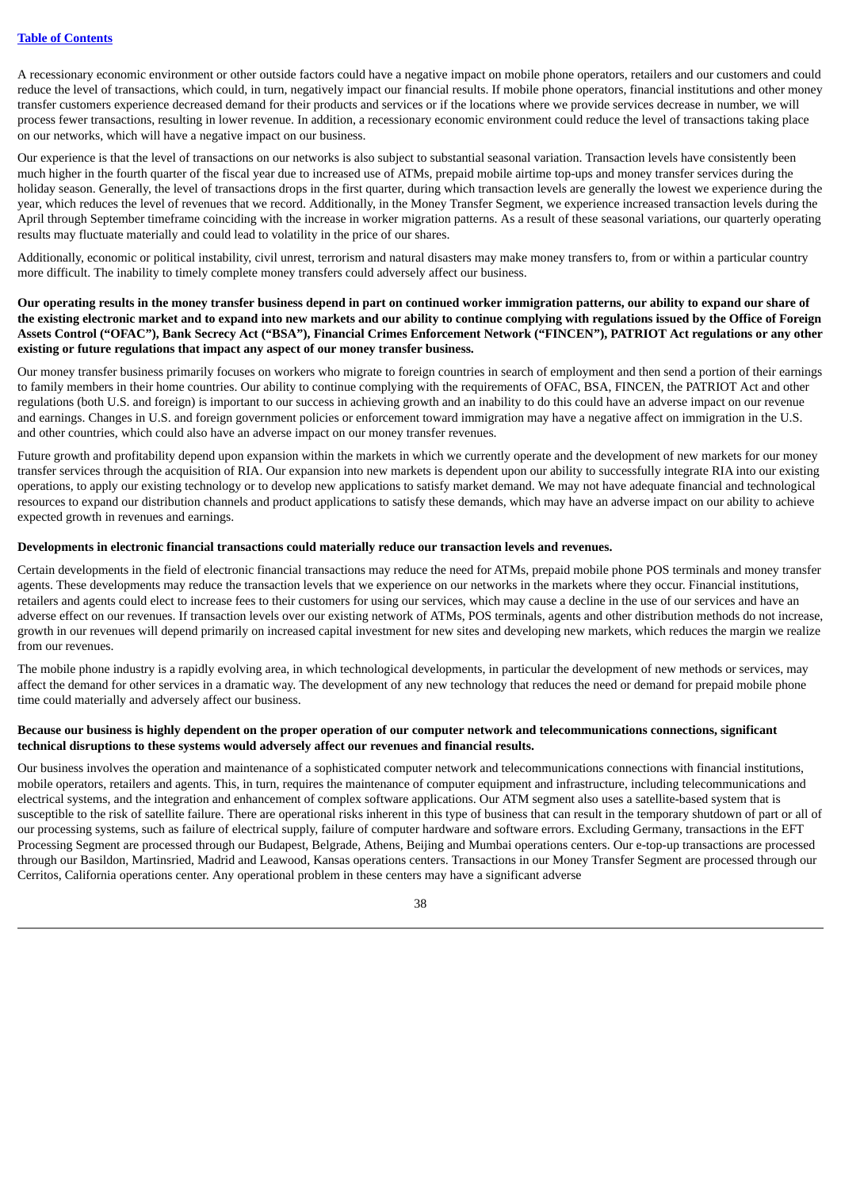A recessionary economic environment or other outside factors could have a negative impact on mobile phone operators, retailers and our customers and could reduce the level of transactions, which could, in turn, negatively impact our financial results. If mobile phone operators, financial institutions and other money transfer customers experience decreased demand for their products and services or if the locations where we provide services decrease in number, we will process fewer transactions, resulting in lower revenue. In addition, a recessionary economic environment could reduce the level of transactions taking place on our networks, which will have a negative impact on our business.

Our experience is that the level of transactions on our networks is also subject to substantial seasonal variation. Transaction levels have consistently been much higher in the fourth quarter of the fiscal year due to increased use of ATMs, prepaid mobile airtime top-ups and money transfer services during the holiday season. Generally, the level of transactions drops in the first quarter, during which transaction levels are generally the lowest we experience during the year, which reduces the level of revenues that we record. Additionally, in the Money Transfer Segment, we experience increased transaction levels during the April through September timeframe coinciding with the increase in worker migration patterns. As a result of these seasonal variations, our quarterly operating results may fluctuate materially and could lead to volatility in the price of our shares.

Additionally, economic or political instability, civil unrest, terrorism and natural disasters may make money transfers to, from or within a particular country more difficult. The inability to timely complete money transfers could adversely affect our business.

**Our operating results in the money transfer business depend in part on continued worker immigration patterns, our ability to expand our share of the existing electronic market and to expand into new markets and our ability to continue complying with regulations issued by the Office of Foreign Assets Control ("OFAC"), Bank Secrecy Act ("BSA"), Financial Crimes Enforcement Network ("FINCEN"), PATRIOT Act regulations or any other existing or future regulations that impact any aspect of our money transfer business.**

Our money transfer business primarily focuses on workers who migrate to foreign countries in search of employment and then send a portion of their earnings to family members in their home countries. Our ability to continue complying with the requirements of OFAC, BSA, FINCEN, the PATRIOT Act and other regulations (both U.S. and foreign) is important to our success in achieving growth and an inability to do this could have an adverse impact on our revenue and earnings. Changes in U.S. and foreign government policies or enforcement toward immigration may have a negative affect on immigration in the U.S. and other countries, which could also have an adverse impact on our money transfer revenues.

Future growth and profitability depend upon expansion within the markets in which we currently operate and the development of new markets for our money transfer services through the acquisition of RIA. Our expansion into new markets is dependent upon our ability to successfully integrate RIA into our existing operations, to apply our existing technology or to develop new applications to satisfy market demand. We may not have adequate financial and technological resources to expand our distribution channels and product applications to satisfy these demands, which may have an adverse impact on our ability to achieve expected growth in revenues and earnings.

**Developments in electronic financial transactions could materially reduce our transaction levels and revenues.**

Certain developments in the field of electronic financial transactions may reduce the need for ATMs, prepaid mobile phone POS terminals and money transfer agents. These developments may reduce the transaction levels that we experience on our networks in the markets where they occur. Financial institutions, retailers and agents could elect to increase fees to their customers for using our services, which may cause a decline in the use of our services and have an adverse effect on our revenues. If transaction levels over our existing network of ATMs, POS terminals, agents and other distribution methods do not increase, growth in our revenues will depend primarily on increased capital investment for new sites and developing new markets, which reduces the margin we realize from our revenues.

The mobile phone industry is a rapidly evolving area, in which technological developments, in particular the development of new methods or services, may affect the demand for other services in a dramatic way. The development of any new technology that reduces the need or demand for prepaid mobile phone time could materially and adversely affect our business.

**Because our business is highly dependent on the proper operation of our computer network and telecommunications connections, significant technical disruptions to these systems would adversely affect our revenues and financial results.**

Our business involves the operation and maintenance of a sophisticated computer network and telecommunications connections with financial institutions, mobile operators, retailers and agents. This, in turn, requires the maintenance of computer equipment and infrastructure, including telecommunications and electrical systems, and the integration and enhancement of complex software applications. Our ATM segment also uses a satellite-based system that is susceptible to the risk of satellite failure. There are operational risks inherent in this type of business that can result in the temporary shutdown of part or all of our processing systems, such as failure of electrical supply, failure of computer hardware and software errors. Excluding Germany, transactions in the EFT Processing Segment are processed through our Budapest, Belgrade, Athens, Beijing and Mumbai operations centers. Our e-top-up transactions are processed through our Basildon, Martinsried, Madrid and Leawood, Kansas operations centers. Transactions in our Money Transfer Segment are processed through our Cerritos, California operations center. Any operational problem in these centers may have a significant adverse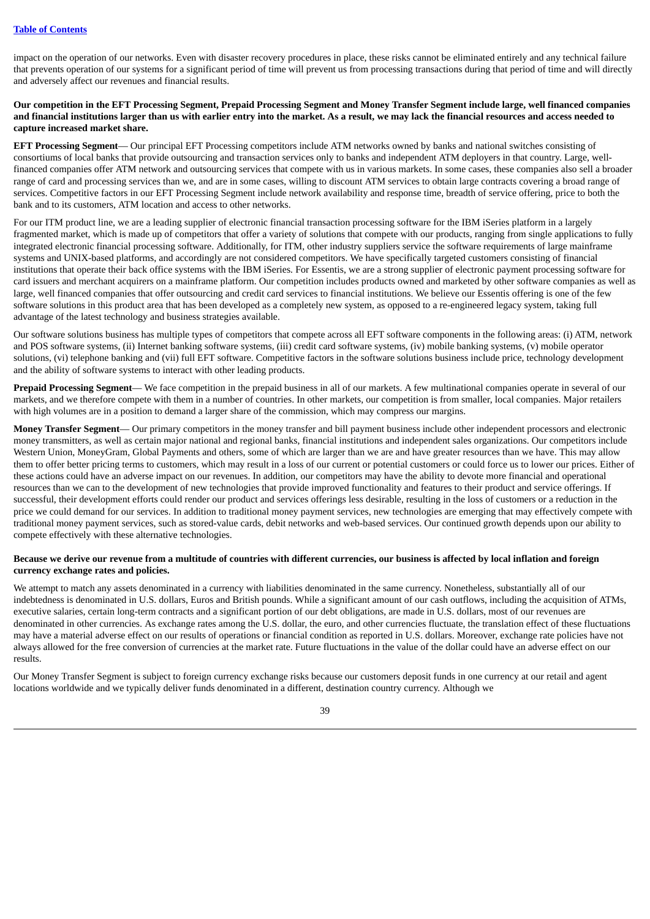impact on the operation of our networks. Even with disaster recovery procedures in place, these risks cannot be eliminated entirely and any technical failure that prevents operation of our systems for a significant period of time will prevent us from processing transactions during that period of time and will directly and adversely affect our revenues and financial results.

**Our competition in the EFT Processing Segment, Prepaid Processing Segment and Money Transfer Segment include large, well financed companies and financial institutions larger than us with earlier entry into the market. As a result, we may lack the financial resources and access needed to capture increased market share.**

**EFT Processing Segment**— Our principal EFT Processing competitors include ATM networks owned by banks and national switches consisting of consortiums of local banks that provide outsourcing and transaction services only to banks and independent ATM deployers in that country. Large, well-financed companies offer ATM network and outsourcing services that compete with us in various markets. In some cases, these companies also sell a broader range of card and processing services than we, and are in some cases, willing to discount ATM services to obtain large contracts covering a broad range of services. Competitive factors in our EFT Processing Segment include network availability and response time, breadth of service offering, price to both the bank and to its customers, ATM location and access to other networks.

For our ITM product line, we are a leading supplier of electronic financial transaction processing software for the IBM iSeries platform in a largely fragmented market, which is made up of competitors that offer a variety of solutions that compete with our products, ranging from single applications to fully integrated electronic financial processing software. Additionally, for ITM, other industry suppliers service the software requirements of large mainframe systems and UNIX-based platforms, and accordingly are not considered competitors. We have specifically targeted customers consisting of financial institutions that operate their back office systems with the IBM iSeries. For Essentis, we are a strong supplier of electronic payment processing software for card issuers and merchant acquirers on a mainframe platform. Our competition includes products owned and marketed by other software companies as well as large, well financed companies that offer outsourcing and credit card services to financial institutions. We believe our Essentis offering is one of the few software solutions in this product area that has been developed as a completely new system, as opposed to a re-engineered legacy system, taking full advantage of the latest technology and business strategies available.

Our software solutions business has multiple types of competitors that compete across all EFT software components in the following areas: (i) ATM, network and POS software systems, (ii) Internet banking software systems, (iii) credit card software systems, (iv) mobile banking systems, (v) mobile operator solutions, (vi) telephone banking and (vii) full EFT software. Competitive factors in the software solutions business include price, technology development and the ability of software systems to interact with other leading products.

**Prepaid Processing Segment**— We face competition in the prepaid business in all of our markets. A few multinational companies operate in several of our markets, and we therefore compete with them in a number of countries. In other markets, our competition is from smaller, local companies. Major retailers with high volumes are in a position to demand a larger share of the commission, which may compress our margins.

**Money Transfer Segment**— Our primary competitors in the money transfer and bill payment business include other independent processors and electronic money transmitters, as well as certain major national and regional banks, financial institutions and independent sales organizations. Our competitors include Western Union, MoneyGram, Global Payments and others, some of which are larger than we are and have greater resources than we have. This may allow them to offer better pricing terms to customers, which may result in a loss of our current or potential customers or could force us to lower our prices. Either of these actions could have an adverse impact on our revenues. In addition, our competitors may have the ability to devote more financial and operational resources than we can to the development of new technologies that provide improved functionality and features to their product and service offerings. If successful, their development efforts could render our product and services offerings less desirable, resulting in the loss of customers or a reduction in the price we could demand for our services. In addition to traditional money payment services, new technologies are emerging that may effectively compete with traditional money payment services, such as stored-value cards, debit networks and web-based services. Our continued growth depends upon our ability to compete effectively with these alternative technologies.

**Because we derive our revenue from a multitude of countries with different currencies, our business is affected by local inflation and foreign currency exchange rates and policies.**

We attempt to match any assets denominated in a currency with liabilities denominated in the same currency. Nonetheless, substantially all of our indebtedness is denominated in U.S. dollars, Euros and British pounds. While a significant amount of our cash outflows, including the acquisition of ATMs, executive salaries, certain long-term contracts and a significant portion of our debt obligations, are made in U.S. dollars, most of our revenues are denominated in other currencies. As exchange rates among the U.S. dollar, the euro, and other currencies fluctuate, the translation effect of these fluctuations may have a material adverse effect on our results of operations or financial condition as reported in U.S. dollars. Moreover, exchange rate policies have not always allowed for the free conversion of currencies at the market rate. Future fluctuations in the value of the dollar could have an adverse effect on our results.

Our Money Transfer Segment is subject to foreign currency exchange risks because our customers deposit funds in one currency at our retail and agent locations worldwide and we typically deliver funds denominated in a different, destination country currency. Although we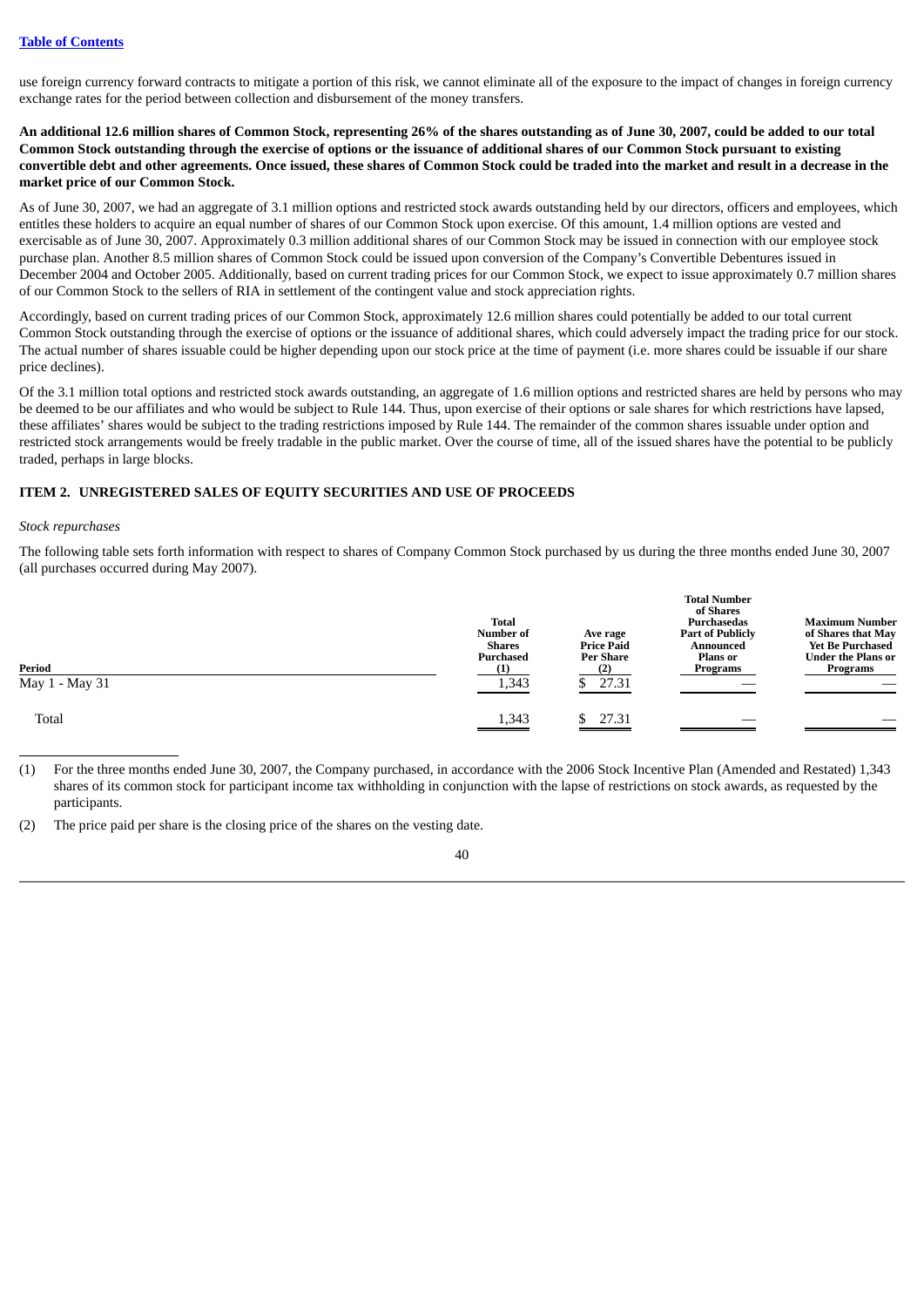use foreign currency forward contracts to mitigate a portion of this risk, we cannot eliminate all of the exposure to the impact of changes in foreign currency exchange rates for the period between collection and disbursement of the money transfers.

**An additional 12.6 million shares of Common Stock, representing 26% of the shares outstanding as of June 30, 2007, could be added to our total Common Stock outstanding through the exercise of options or the issuance of additional shares of our Common Stock pursuant to existing convertible debt and other agreements. Once issued, these shares of Common Stock could be traded into the market and result in a decrease in the market price of our Common Stock.**

As of June 30, 2007, we had an aggregate of 3.1 million options and restricted stock awards outstanding held by our directors, officers and employees, which entitles these holders to acquire an equal number of shares of our Common Stock upon exercise. Of this amount, 1.4 million options are vested and exercisable as of June 30, 2007. Approximately 0.3 million additional shares of our Common Stock may be issued in connection with our employee stock purchase plan. Another 8.5 million shares of Common Stock could be issued upon conversion of the Company's Convertible Debentures issued in December 2004 and October 2005. Additionally, based on current trading prices for our Common Stock, we expect to issue approximately 0.7 million shares of our Common Stock to the sellers of RIA in settlement of the contingent value and stock appreciation rights.

Accordingly, based on current trading prices of our Common Stock, approximately 12.6 million shares could potentially be added to our total current Common Stock outstanding through the exercise of options or the issuance of additional shares, which could adversely impact the trading price for our stock. The actual number of shares issuable could be higher depending upon our stock price at the time of payment (i.e. more shares could be issuable if our share price declines).

Of the 3.1 million total options and restricted stock awards outstanding, an aggregate of 1.6 million options and restricted shares are held by persons who may be deemed to be our affiliates and who would be subject to Rule 144. Thus, upon exercise of their options or sale shares for which restrictions have lapsed, these affiliates' shares would be subject to the trading restrictions imposed by Rule 144. The remainder of the common shares issuable under option and restricted stock arrangements would be freely tradable in the public market. Over the course of time, all of the issued shares have the potential to be publicly traded, perhaps in large blocks.

## ITEM 2. UNREGISTERED SALES OF EQUITY SECURITIES AND USE OF PROCEEDS

*Stock repurchases*

The following table sets forth information with respect to shares of Company Common Stock purchased by us during the three months ended June 30, 2007 (all purchases occurred during May 2007).

| Period | Total Number of Shares Purchased (1) | Ave rage Price Paid Per Share (2) | Total Number of Shares Purchasedas Part of Publicly Announced Plans or Programs | Maximum Number of Shares that May Yet Be Purchased Under the Plans or Programs |
|---|---|---|---|---|
| May 1 - May 31 | 1,343 | $ 27.31 | — | — |
| Total | 1,343 | $ 27.31 | — | — |

(1) For the three months ended June 30, 2007, the Company purchased, in accordance with the 2006 Stock Incentive Plan (Amended and Restated) 1,343 shares of its common stock for participant income tax withholding in conjunction with the lapse of restrictions on stock awards, as requested by the participants.

(2) The price paid per share is the closing price of the shares on the vesting date.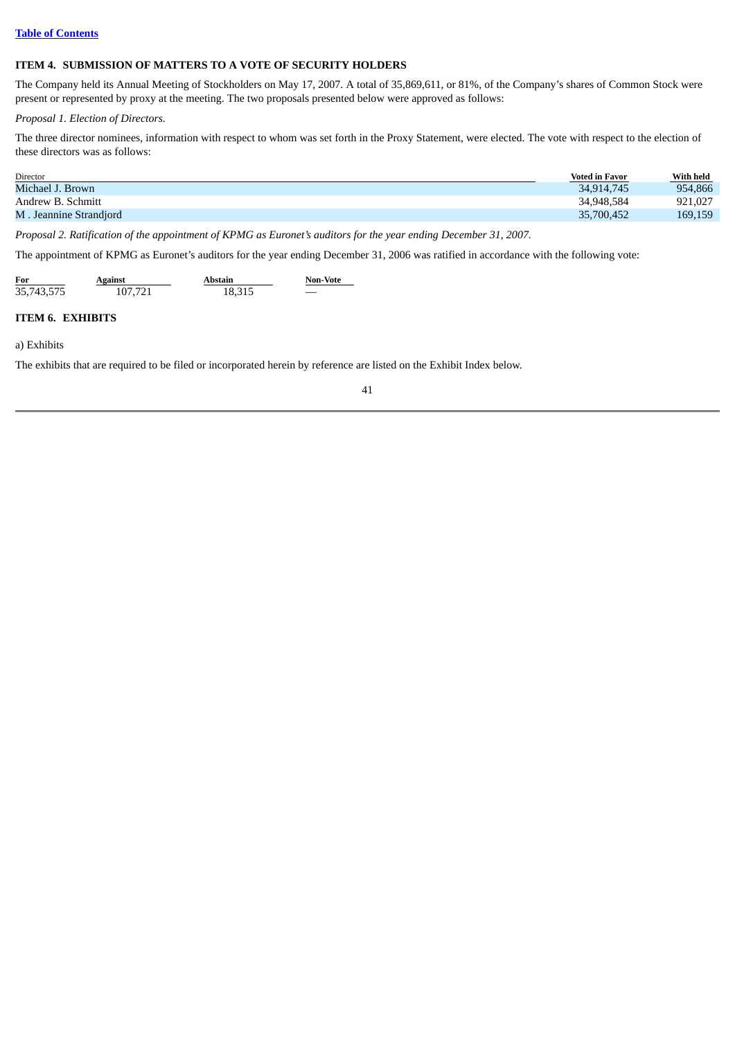[Table of Contents](#)

### ITEM 4. SUBMISSION OF MATTERS TO A VOTE OF SECURITY HOLDERS

The Company held its Annual Meeting of Stockholders on May 17, 2007. A total of 35,869,611, or 81%, of the Company's shares of Common Stock were present or represented by proxy at the meeting. The two proposals presented below were approved as follows:

*Proposal 1. Election of Directors.*

The three director nominees, information with respect to whom was set forth in the Proxy Statement, were elected. The vote with respect to the election of these directors was as follows:

| Director | Voted in Favor | With held |
|---|---|---|
| Michael J. Brown | 34,914,745 | 954,866 |
| Andrew B. Schmitt | 34,948,584 | 921,027 |
| M . Jeannine Strandjord | 35,700,452 | 169,159 |

*Proposal 2. Ratification of the appointment of KPMG as Euronet's auditors for the year ending December 31, 2007.*

The appointment of KPMG as Euronet's auditors for the year ending December 31, 2006 was ratified in accordance with the following vote:

| For | Against | Abstain | Non-Vote |
|---|---|---|---|
| 35,743,575 | 107,721 | 18,315 | — |

### ITEM 6. EXHIBITS

a) Exhibits

The exhibits that are required to be filed or incorporated herein by reference are listed on the Exhibit Index below.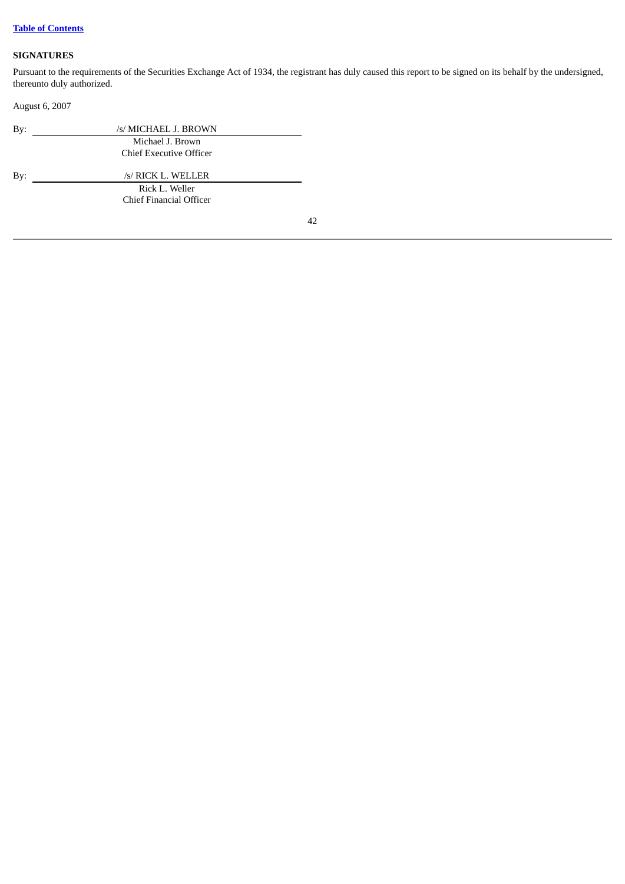**SIGNATURES**

Pursuant to the requirements of the Securities Exchange Act of 1934, the registrant has duly caused this report to be signed on its behalf by the undersigned, thereunto duly authorized.

August 6, 2007

By: /s/ MICHAEL J. BROWN
Michael J. Brown
Chief Executive Officer

By: /s/ RICK L. WELLER
Rick L. Weller
Chief Financial Officer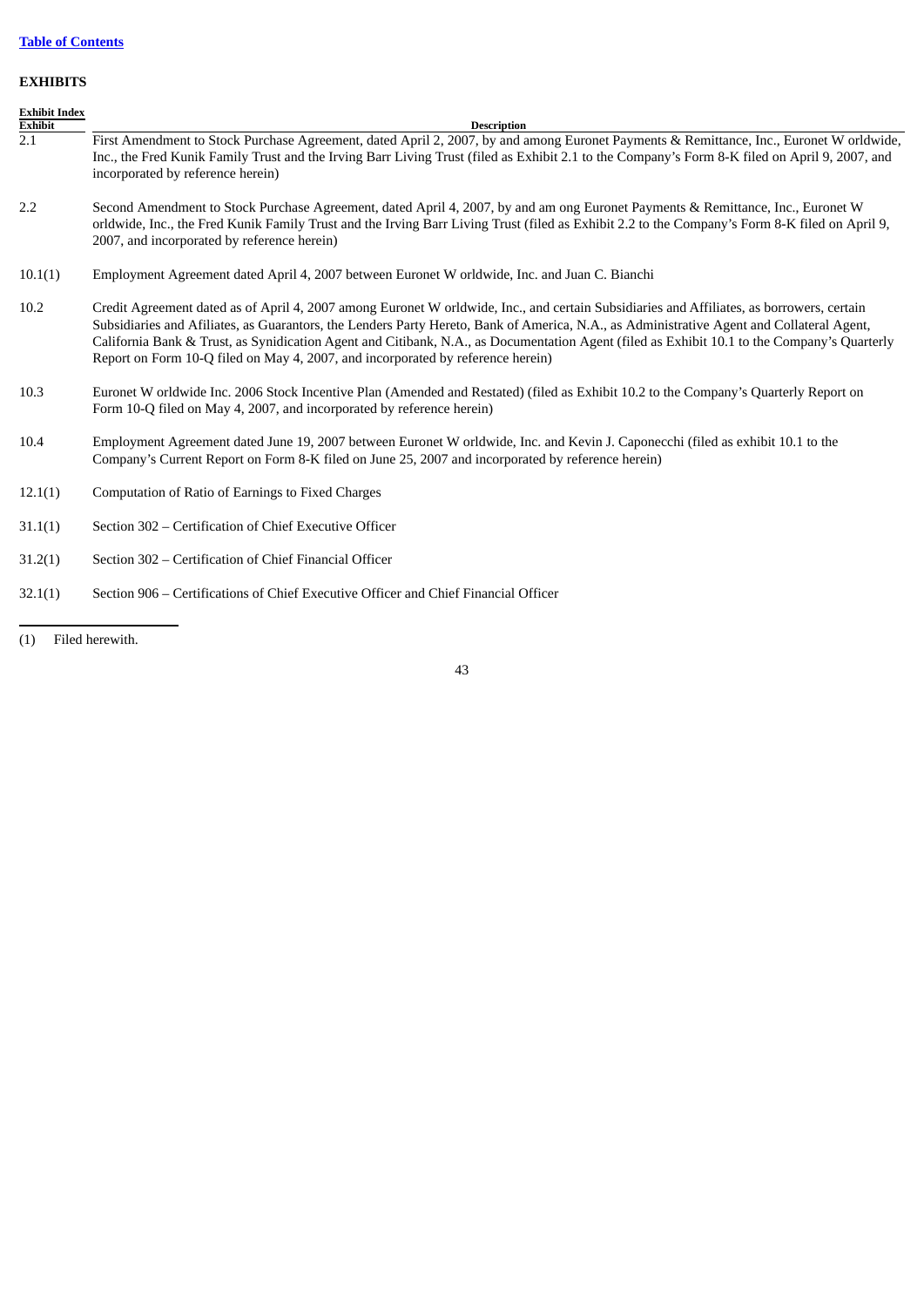[Table of Contents](#)

**EXHIBITS**

**Exhibit Index**

| Exhibit | Description |
| --- | --- |
| 2.1 | First Amendment to Stock Purchase Agreement, dated April 2, 2007, by and among Euronet Payments & Remittance, Inc., Euronet W orldwide, Inc., the Fred Kunik Family Trust and the Irving Barr Living Trust (filed as Exhibit 2.1 to the Company's Form 8-K filed on April 9, 2007, and incorporated by reference herein) |
| 2.2 | Second Amendment to Stock Purchase Agreement, dated April 4, 2007, by and am ong Euronet Payments & Remittance, Inc., Euronet W orldwide, Inc., the Fred Kunik Family Trust and the Irving Barr Living Trust (filed as Exhibit 2.2 to the Company's Form 8-K filed on April 9, 2007, and incorporated by reference herein) |
| 10.1(1) | Employment Agreement dated April 4, 2007 between Euronet W orldwide, Inc. and Juan C. Bianchi |
| 10.2 | Credit Agreement dated as of April 4, 2007 among Euronet W orldwide, Inc., and certain Subsidiaries and Affiliates, as borrowers, certain Subsidiaries and Afiliates, as Guarantors, the Lenders Party Hereto, Bank of America, N.A., as Administrative Agent and Collateral Agent, California Bank & Trust, as Synidication Agent and Citibank, N.A., as Documentation Agent (filed as Exhibit 10.1 to the Company's Quarterly Report on Form 10-Q filed on May 4, 2007, and incorporated by reference herein) |
| 10.3 | Euronet W orldwide Inc. 2006 Stock Incentive Plan (Amended and Restated) (filed as Exhibit 10.2 to the Company's Quarterly Report on Form 10-Q filed on May 4, 2007, and incorporated by reference herein) |
| 10.4 | Employment Agreement dated June 19, 2007 between Euronet W orldwide, Inc. and Kevin J. Caponecchi (filed as exhibit 10.1 to the Company's Current Report on Form 8-K filed on June 25, 2007 and incorporated by reference herein) |
| 12.1(1) | Computation of Ratio of Earnings to Fixed Charges |
| 31.1(1) | Section 302 – Certification of Chief Executive Officer |
| 31.2(1) | Section 302 – Certification of Chief Financial Officer |
| 32.1(1) | Section 906 – Certifications of Chief Executive Officer and Chief Financial Officer |

(1) Filed herewith.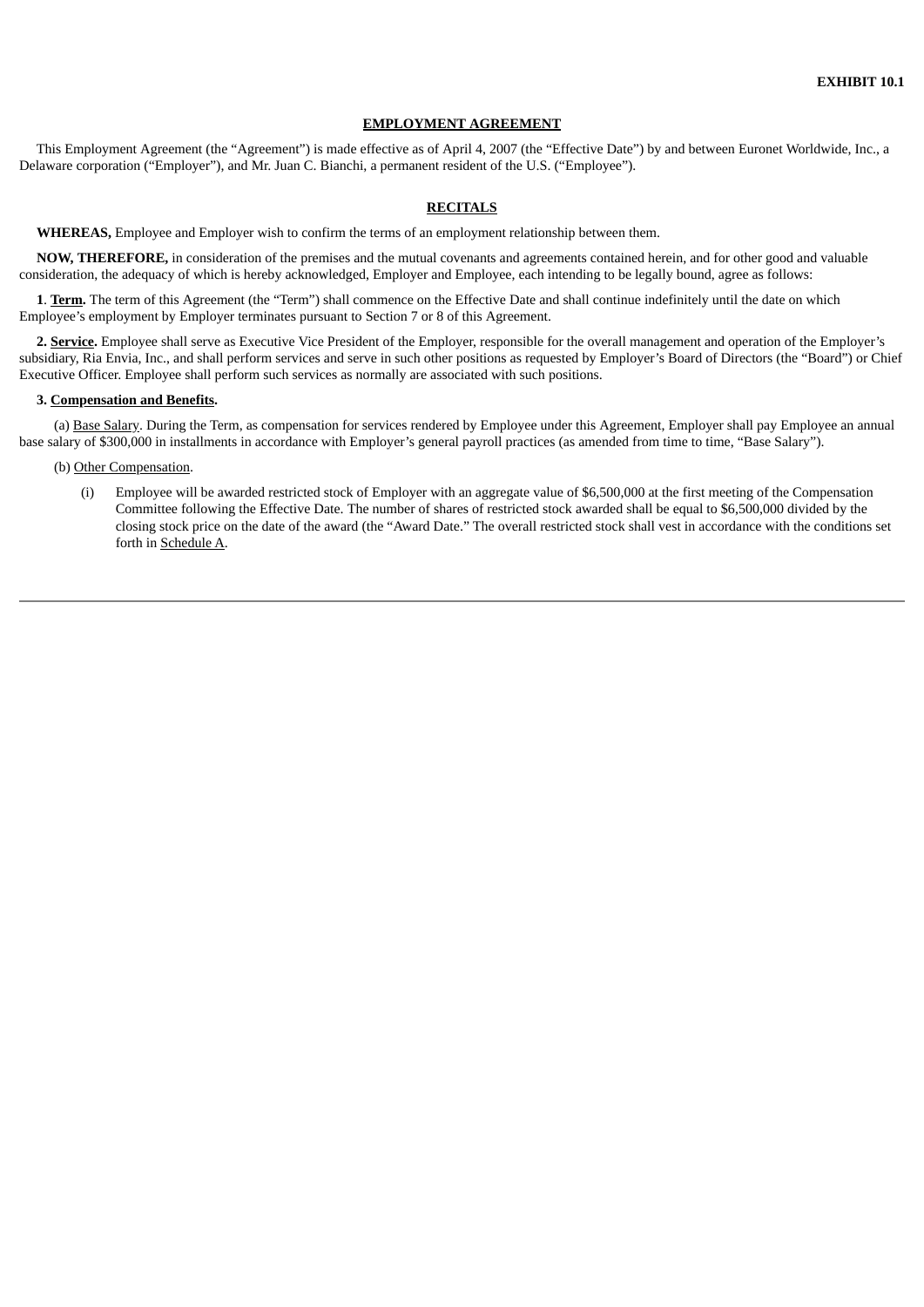**EXHIBIT 10.1**

**EMPLOYMENT AGREEMENT**

This Employment Agreement (the "Agreement") is made effective as of April 4, 2007 (the "Effective Date") by and between Euronet Worldwide, Inc., a Delaware corporation ("Employer"), and Mr. Juan C. Bianchi, a permanent resident of the U.S. ("Employee").

**RECITALS**

**WHEREAS,** Employee and Employer wish to confirm the terms of an employment relationship between them.

**NOW, THEREFORE,** in consideration of the premises and the mutual covenants and agreements contained herein, and for other good and valuable consideration, the adequacy of which is hereby acknowledged, Employer and Employee, each intending to be legally bound, agree as follows:

**1**. **Term.** The term of this Agreement (the "Term") shall commence on the Effective Date and shall continue indefinitely until the date on which Employee's employment by Employer terminates pursuant to Section 7 or 8 of this Agreement.

**2. Service.** Employee shall serve as Executive Vice President of the Employer, responsible for the overall management and operation of the Employer's subsidiary, Ria Envia, Inc., and shall perform services and serve in such other positions as requested by Employer's Board of Directors (the "Board") or Chief Executive Officer. Employee shall perform such services as normally are associated with such positions.

**3. Compensation and Benefits.**

(a) Base Salary. During the Term, as compensation for services rendered by Employee under this Agreement, Employer shall pay Employee an annual base salary of $300,000 in installments in accordance with Employer's general payroll practices (as amended from time to time, "Base Salary").

(b) Other Compensation.

(i) Employee will be awarded restricted stock of Employer with an aggregate value of $6,500,000 at the first meeting of the Compensation Committee following the Effective Date. The number of shares of restricted stock awarded shall be equal to $6,500,000 divided by the closing stock price on the date of the award (the "Award Date." The overall restricted stock shall vest in accordance with the conditions set forth in Schedule A.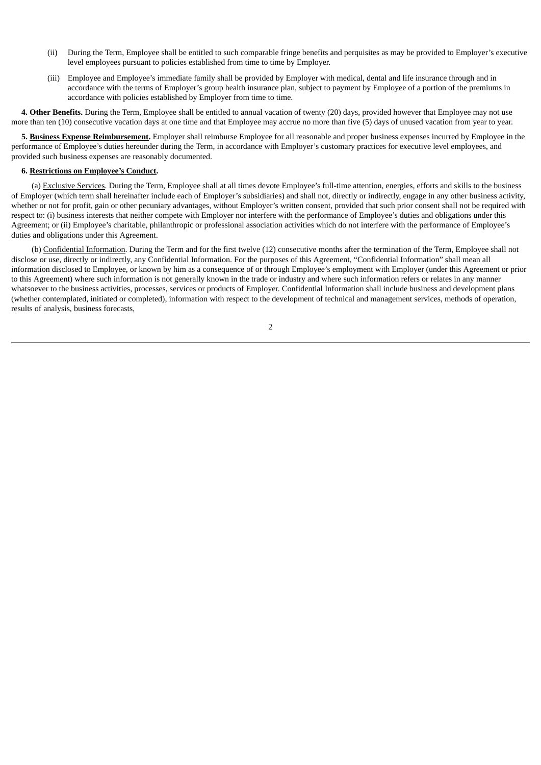(ii) During the Term, Employee shall be entitled to such comparable fringe benefits and perquisites as may be provided to Employer's executive level employees pursuant to policies established from time to time by Employer.

(iii) Employee and Employee's immediate family shall be provided by Employer with medical, dental and life insurance through and in accordance with the terms of Employer's group health insurance plan, subject to payment by Employee of a portion of the premiums in accordance with policies established by Employer from time to time.

**4. Other Benefits.** During the Term, Employee shall be entitled to annual vacation of twenty (20) days, provided however that Employee may not use more than ten (10) consecutive vacation days at one time and that Employee may accrue no more than five (5) days of unused vacation from year to year.

**5. Business Expense Reimbursement.** Employer shall reimburse Employee for all reasonable and proper business expenses incurred by Employee in the performance of Employee's duties hereunder during the Term, in accordance with Employer's customary practices for executive level employees, and provided such business expenses are reasonably documented.

**6. Restrictions on Employee's Conduct.**

(a) Exclusive Services. During the Term, Employee shall at all times devote Employee's full-time attention, energies, efforts and skills to the business of Employer (which term shall hereinafter include each of Employer's subsidiaries) and shall not, directly or indirectly, engage in any other business activity, whether or not for profit, gain or other pecuniary advantages, without Employer's written consent, provided that such prior consent shall not be required with respect to: (i) business interests that neither compete with Employer nor interfere with the performance of Employee's duties and obligations under this Agreement; or (ii) Employee's charitable, philanthropic or professional association activities which do not interfere with the performance of Employee's duties and obligations under this Agreement.

(b) Confidential Information. During the Term and for the first twelve (12) consecutive months after the termination of the Term, Employee shall not disclose or use, directly or indirectly, any Confidential Information. For the purposes of this Agreement, "Confidential Information" shall mean all information disclosed to Employee, or known by him as a consequence of or through Employee's employment with Employer (under this Agreement or prior to this Agreement) where such information is not generally known in the trade or industry and where such information refers or relates in any manner whatsoever to the business activities, processes, services or products of Employer. Confidential Information shall include business and development plans (whether contemplated, initiated or completed), information with respect to the development of technical and management services, methods of operation, results of analysis, business forecasts,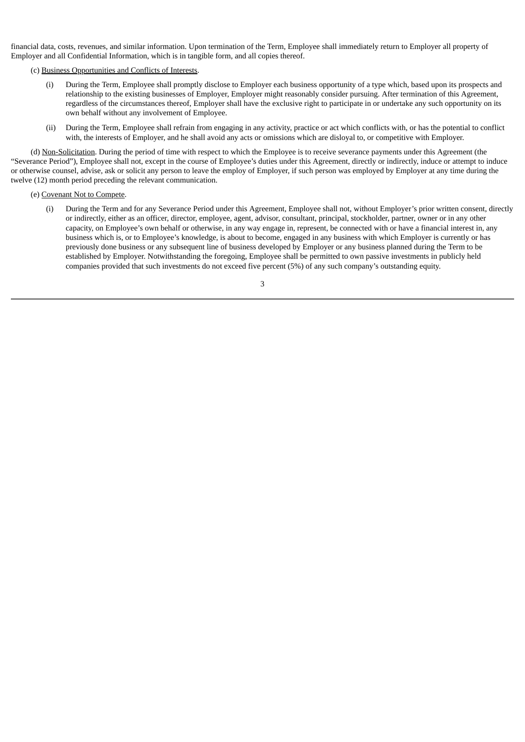financial data, costs, revenues, and similar information. Upon termination of the Term, Employee shall immediately return to Employer all property of Employer and all Confidential Information, which is in tangible form, and all copies thereof.

(c) Business Opportunities and Conflicts of Interests.

(i) During the Term, Employee shall promptly disclose to Employer each business opportunity of a type which, based upon its prospects and relationship to the existing businesses of Employer, Employer might reasonably consider pursuing. After termination of this Agreement, regardless of the circumstances thereof, Employer shall have the exclusive right to participate in or undertake any such opportunity on its own behalf without any involvement of Employee.

(ii) During the Term, Employee shall refrain from engaging in any activity, practice or act which conflicts with, or has the potential to conflict with, the interests of Employer, and he shall avoid any acts or omissions which are disloyal to, or competitive with Employer.

(d) Non-Solicitation. During the period of time with respect to which the Employee is to receive severance payments under this Agreement (the "Severance Period"), Employee shall not, except in the course of Employee's duties under this Agreement, directly or indirectly, induce or attempt to induce or otherwise counsel, advise, ask or solicit any person to leave the employ of Employer, if such person was employed by Employer at any time during the twelve (12) month period preceding the relevant communication.

(e) Covenant Not to Compete.

(i) During the Term and for any Severance Period under this Agreement, Employee shall not, without Employer's prior written consent, directly or indirectly, either as an officer, director, employee, agent, advisor, consultant, principal, stockholder, partner, owner or in any other capacity, on Employee's own behalf or otherwise, in any way engage in, represent, be connected with or have a financial interest in, any business which is, or to Employee's knowledge, is about to become, engaged in any business with which Employer is currently or has previously done business or any subsequent line of business developed by Employer or any business planned during the Term to be established by Employer. Notwithstanding the foregoing, Employee shall be permitted to own passive investments in publicly held companies provided that such investments do not exceed five percent (5%) of any such company's outstanding equity.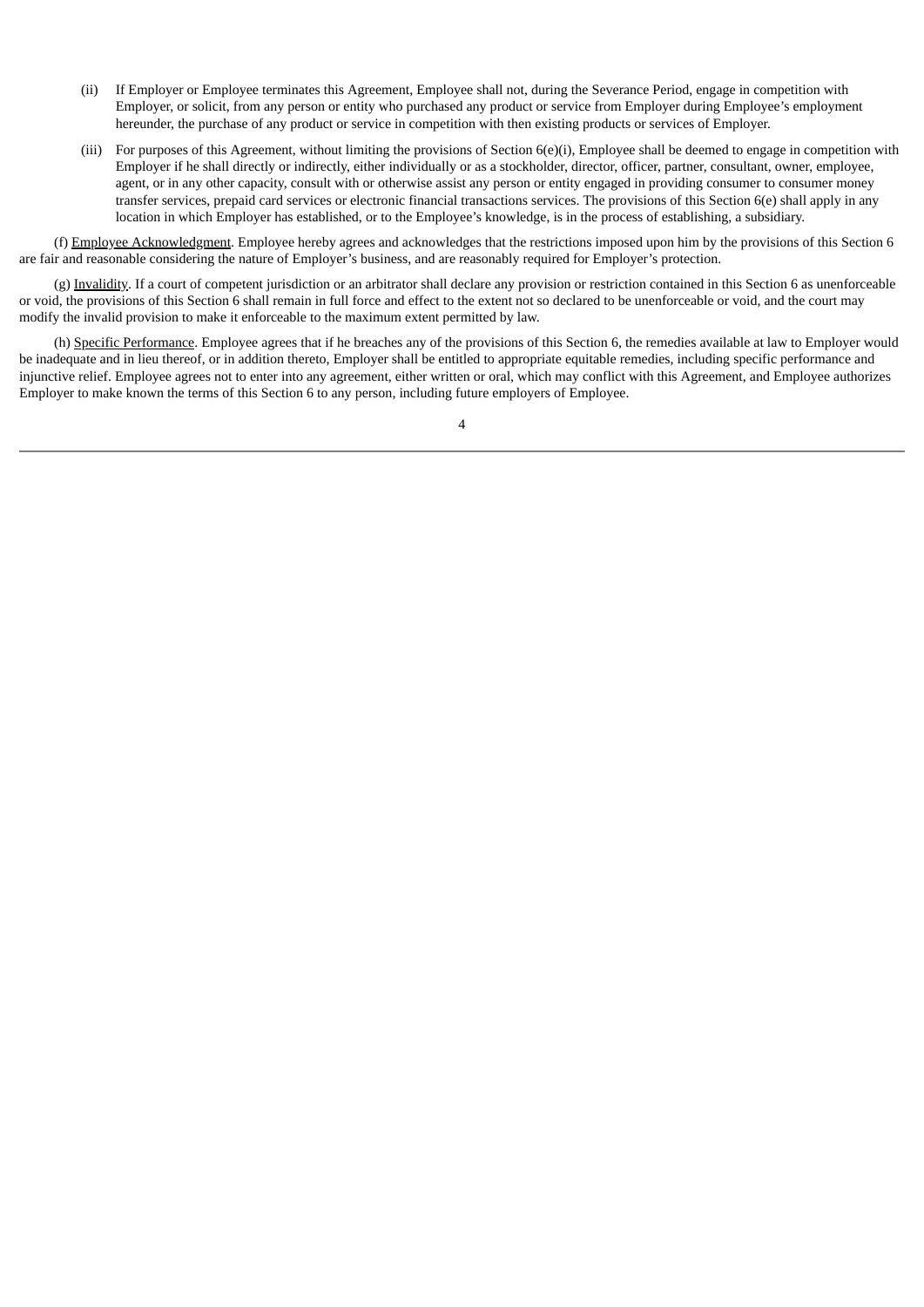(ii) If Employer or Employee terminates this Agreement, Employee shall not, during the Severance Period, engage in competition with Employer, or solicit, from any person or entity who purchased any product or service from Employer during Employee's employment hereunder, the purchase of any product or service in competition with then existing products or services of Employer.

(iii) For purposes of this Agreement, without limiting the provisions of Section 6(e)(i), Employee shall be deemed to engage in competition with Employer if he shall directly or indirectly, either individually or as a stockholder, director, officer, partner, consultant, owner, employee, agent, or in any other capacity, consult with or otherwise assist any person or entity engaged in providing consumer to consumer money transfer services, prepaid card services or electronic financial transactions services. The provisions of this Section 6(e) shall apply in any location in which Employer has established, or to the Employee's knowledge, is in the process of establishing, a subsidiary.

(f) Employee Acknowledgment. Employee hereby agrees and acknowledges that the restrictions imposed upon him by the provisions of this Section 6 are fair and reasonable considering the nature of Employer's business, and are reasonably required for Employer's protection.

(g) Invalidity. If a court of competent jurisdiction or an arbitrator shall declare any provision or restriction contained in this Section 6 as unenforceable or void, the provisions of this Section 6 shall remain in full force and effect to the extent not so declared to be unenforceable or void, and the court may modify the invalid provision to make it enforceable to the maximum extent permitted by law.

(h) Specific Performance. Employee agrees that if he breaches any of the provisions of this Section 6, the remedies available at law to Employer would be inadequate and in lieu thereof, or in addition thereto, Employer shall be entitled to appropriate equitable remedies, including specific performance and injunctive relief. Employee agrees not to enter into any agreement, either written or oral, which may conflict with this Agreement, and Employee authorizes Employer to make known the terms of this Section 6 to any person, including future employers of Employee.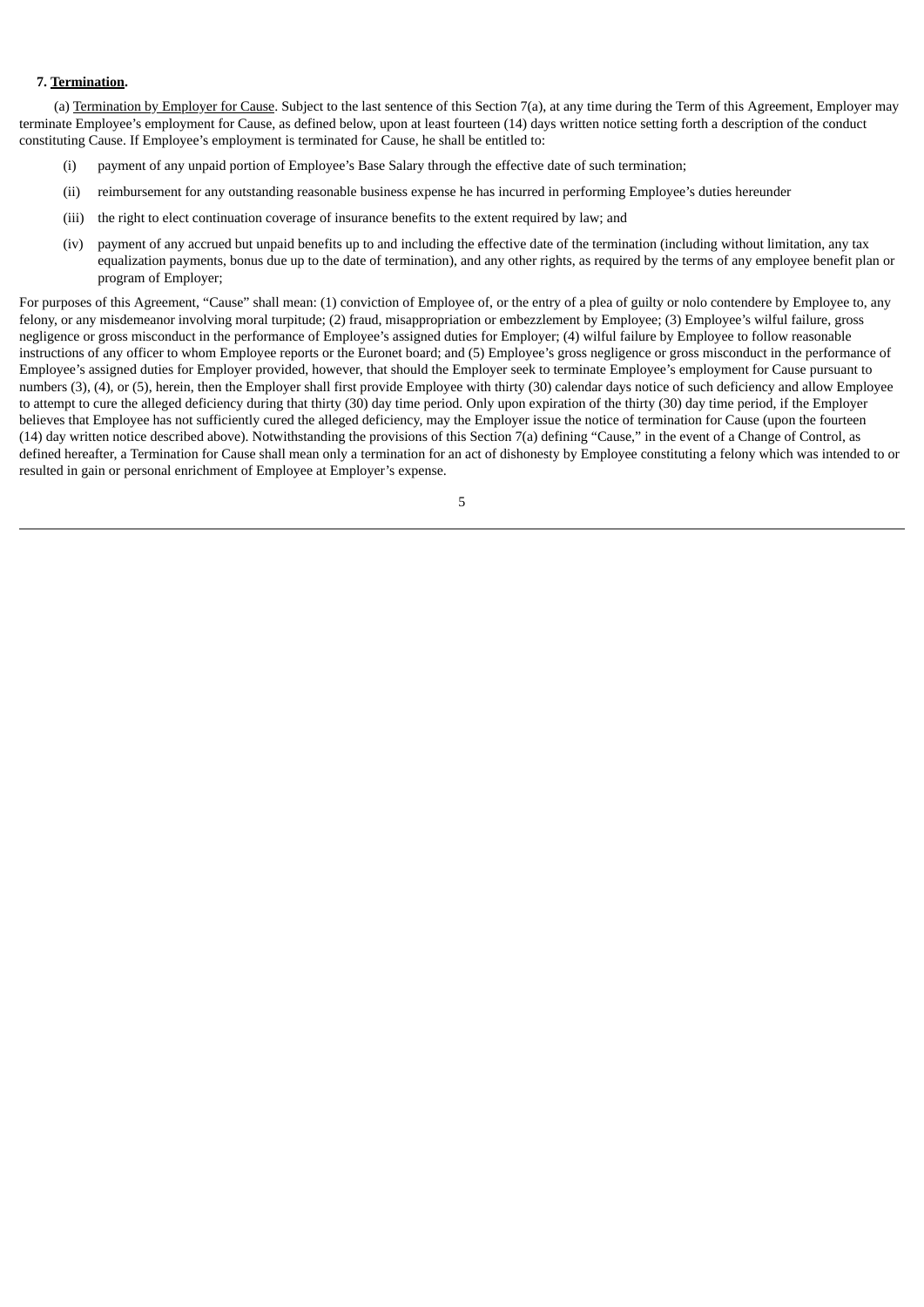**7. Termination.**

(a) Termination by Employer for Cause. Subject to the last sentence of this Section 7(a), at any time during the Term of this Agreement, Employer may terminate Employee's employment for Cause, as defined below, upon at least fourteen (14) days written notice setting forth a description of the conduct constituting Cause. If Employee's employment is terminated for Cause, he shall be entitled to:

(i) payment of any unpaid portion of Employee's Base Salary through the effective date of such termination;

(ii) reimbursement for any outstanding reasonable business expense he has incurred in performing Employee's duties hereunder

(iii) the right to elect continuation coverage of insurance benefits to the extent required by law; and

(iv) payment of any accrued but unpaid benefits up to and including the effective date of the termination (including without limitation, any tax equalization payments, bonus due up to the date of termination), and any other rights, as required by the terms of any employee benefit plan or program of Employer;

For purposes of this Agreement, "Cause" shall mean: (1) conviction of Employee of, or the entry of a plea of guilty or nolo contendere by Employee to, any felony, or any misdemeanor involving moral turpitude; (2) fraud, misappropriation or embezzlement by Employee; (3) Employee's wilful failure, gross negligence or gross misconduct in the performance of Employee's assigned duties for Employer; (4) wilful failure by Employee to follow reasonable instructions of any officer to whom Employee reports or the Euronet board; and (5) Employee's gross negligence or gross misconduct in the performance of Employee's assigned duties for Employer provided, however, that should the Employer seek to terminate Employee's employment for Cause pursuant to numbers (3), (4), or (5), herein, then the Employer shall first provide Employee with thirty (30) calendar days notice of such deficiency and allow Employee to attempt to cure the alleged deficiency during that thirty (30) day time period. Only upon expiration of the thirty (30) day time period, if the Employer believes that Employee has not sufficiently cured the alleged deficiency, may the Employer issue the notice of termination for Cause (upon the fourteen (14) day written notice described above). Notwithstanding the provisions of this Section 7(a) defining "Cause," in the event of a Change of Control, as defined hereafter, a Termination for Cause shall mean only a termination for an act of dishonesty by Employee constituting a felony which was intended to or resulted in gain or personal enrichment of Employee at Employer's expense.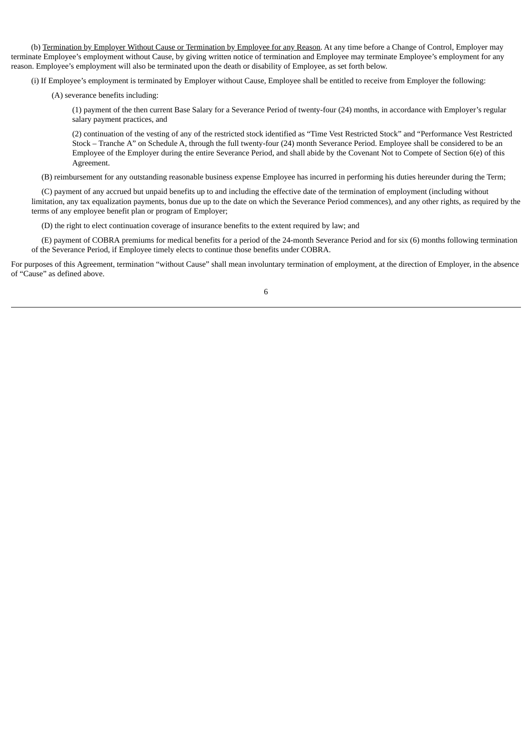(b) Termination by Employer Without Cause or Termination by Employee for any Reason. At any time before a Change of Control, Employer may terminate Employee's employment without Cause, by giving written notice of termination and Employee may terminate Employee's employment for any reason. Employee's employment will also be terminated upon the death or disability of Employee, as set forth below.

(i) If Employee's employment is terminated by Employer without Cause, Employee shall be entitled to receive from Employer the following:

(A) severance benefits including:

(1) payment of the then current Base Salary for a Severance Period of twenty-four (24) months, in accordance with Employer's regular salary payment practices, and

(2) continuation of the vesting of any of the restricted stock identified as "Time Vest Restricted Stock" and "Performance Vest Restricted Stock – Tranche A" on Schedule A, through the full twenty-four (24) month Severance Period. Employee shall be considered to be an Employee of the Employer during the entire Severance Period, and shall abide by the Covenant Not to Compete of Section 6(e) of this Agreement.

(B) reimbursement for any outstanding reasonable business expense Employee has incurred in performing his duties hereunder during the Term;

(C) payment of any accrued but unpaid benefits up to and including the effective date of the termination of employment (including without limitation, any tax equalization payments, bonus due up to the date on which the Severance Period commences), and any other rights, as required by the terms of any employee benefit plan or program of Employer;

(D) the right to elect continuation coverage of insurance benefits to the extent required by law; and

(E) payment of COBRA premiums for medical benefits for a period of the 24-month Severance Period and for six (6) months following termination of the Severance Period, if Employee timely elects to continue those benefits under COBRA.

For purposes of this Agreement, termination "without Cause" shall mean involuntary termination of employment, at the direction of Employer, in the absence of "Cause" as defined above.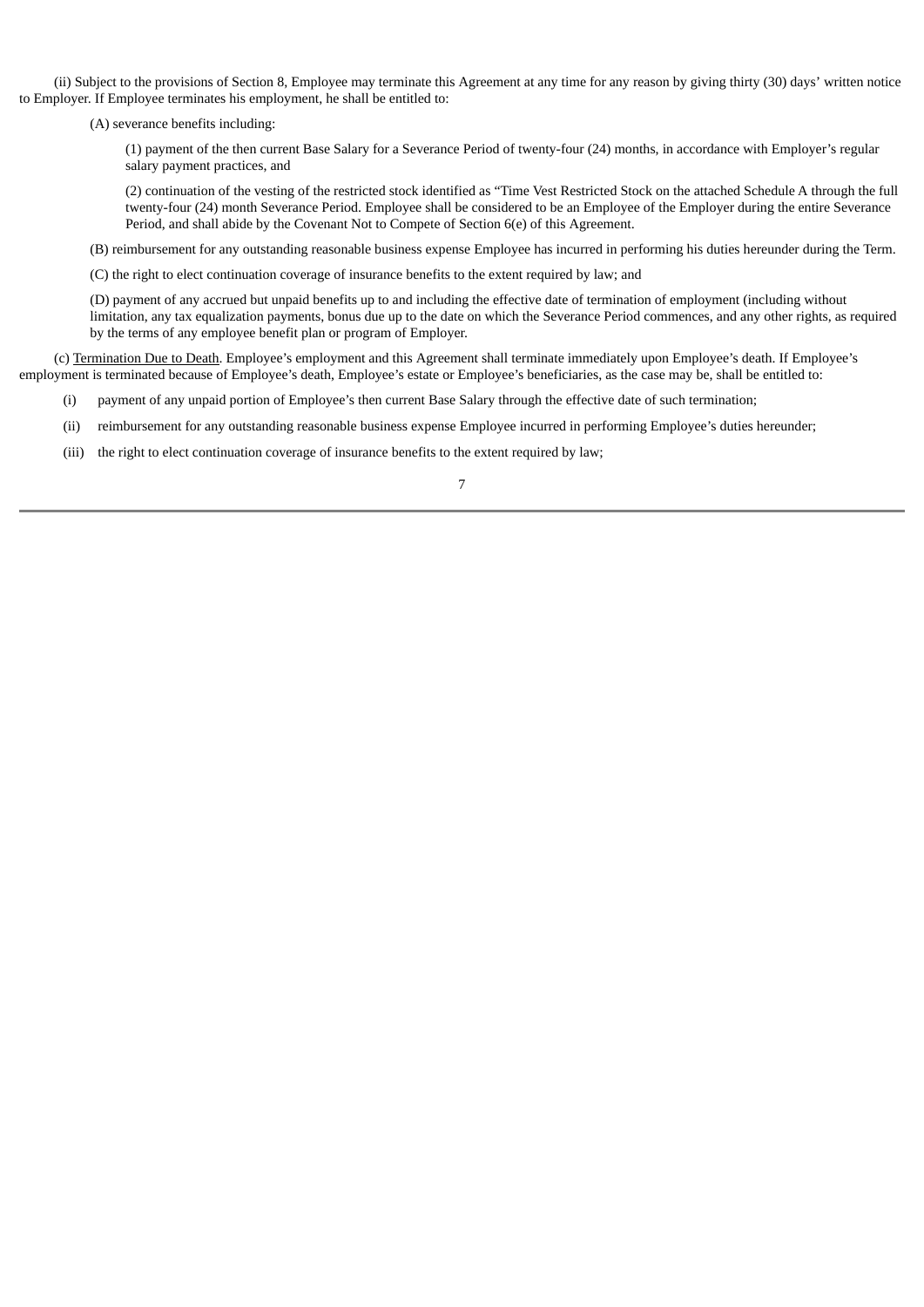(ii) Subject to the provisions of Section 8, Employee may terminate this Agreement at any time for any reason by giving thirty (30) days' written notice to Employer. If Employee terminates his employment, he shall be entitled to:

(A) severance benefits including:

(1) payment of the then current Base Salary for a Severance Period of twenty-four (24) months, in accordance with Employer's regular salary payment practices, and

(2) continuation of the vesting of the restricted stock identified as "Time Vest Restricted Stock on the attached Schedule A through the full twenty-four (24) month Severance Period. Employee shall be considered to be an Employee of the Employer during the entire Severance Period, and shall abide by the Covenant Not to Compete of Section 6(e) of this Agreement.

(B) reimbursement for any outstanding reasonable business expense Employee has incurred in performing his duties hereunder during the Term.

(C) the right to elect continuation coverage of insurance benefits to the extent required by law; and

(D) payment of any accrued but unpaid benefits up to and including the effective date of termination of employment (including without limitation, any tax equalization payments, bonus due up to the date on which the Severance Period commences, and any other rights, as required by the terms of any employee benefit plan or program of Employer.

(c) Termination Due to Death. Employee's employment and this Agreement shall terminate immediately upon Employee's death. If Employee's employment is terminated because of Employee's death, Employee's estate or Employee's beneficiaries, as the case may be, shall be entitled to:

(i) payment of any unpaid portion of Employee's then current Base Salary through the effective date of such termination;

(ii) reimbursement for any outstanding reasonable business expense Employee incurred in performing Employee's duties hereunder;

(iii) the right to elect continuation coverage of insurance benefits to the extent required by law;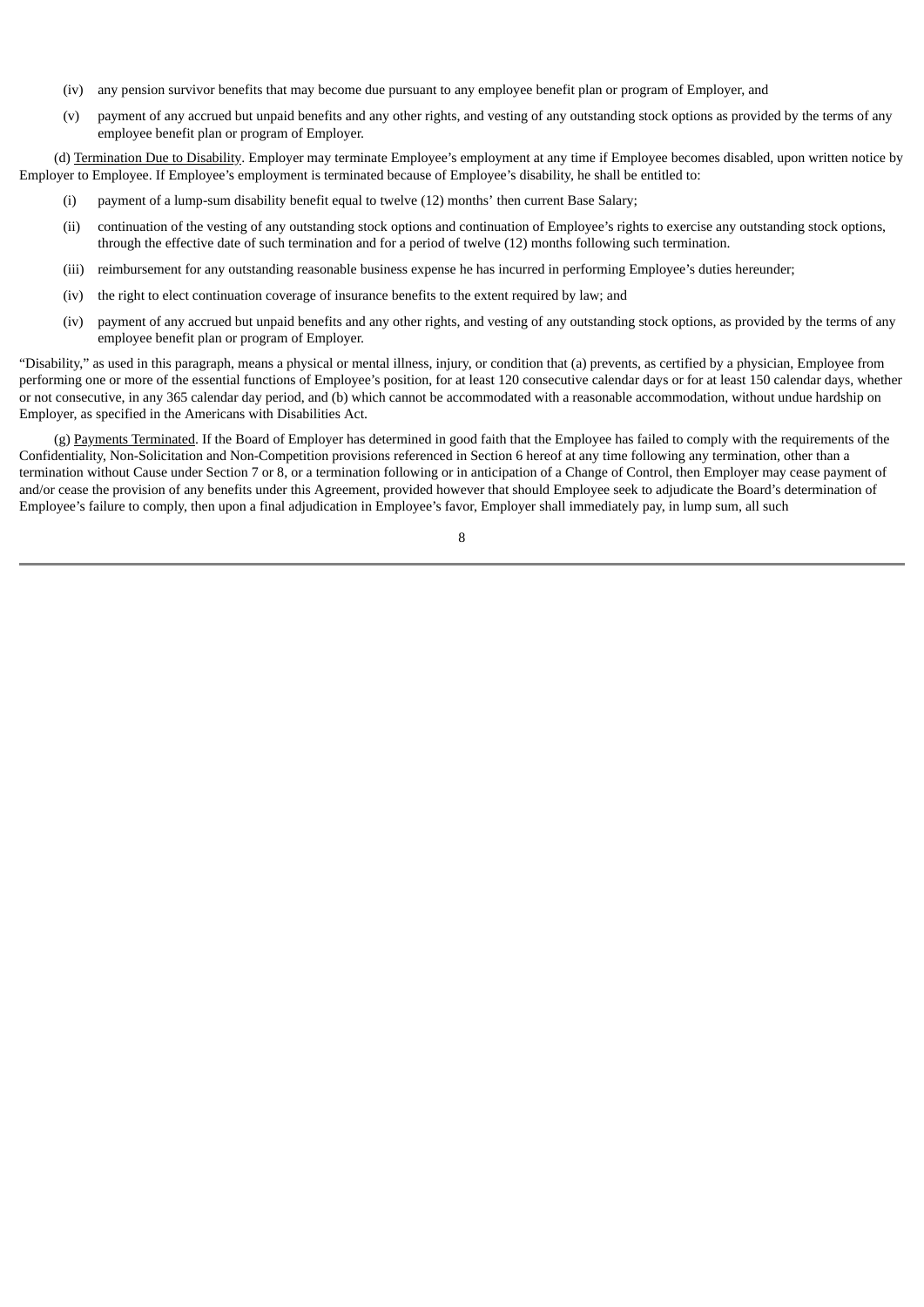(iv) any pension survivor benefits that may become due pursuant to any employee benefit plan or program of Employer, and

(v) payment of any accrued but unpaid benefits and any other rights, and vesting of any outstanding stock options as provided by the terms of any employee benefit plan or program of Employer.

(d) Termination Due to Disability. Employer may terminate Employee's employment at any time if Employee becomes disabled, upon written notice by Employer to Employee. If Employee's employment is terminated because of Employee's disability, he shall be entitled to:

(i) payment of a lump-sum disability benefit equal to twelve (12) months' then current Base Salary;

(ii) continuation of the vesting of any outstanding stock options and continuation of Employee's rights to exercise any outstanding stock options, through the effective date of such termination and for a period of twelve (12) months following such termination.

(iii) reimbursement for any outstanding reasonable business expense he has incurred in performing Employee's duties hereunder;

(iv) the right to elect continuation coverage of insurance benefits to the extent required by law; and

(iv) payment of any accrued but unpaid benefits and any other rights, and vesting of any outstanding stock options, as provided by the terms of any employee benefit plan or program of Employer.

"Disability," as used in this paragraph, means a physical or mental illness, injury, or condition that (a) prevents, as certified by a physician, Employee from performing one or more of the essential functions of Employee's position, for at least 120 consecutive calendar days or for at least 150 calendar days, whether or not consecutive, in any 365 calendar day period, and (b) which cannot be accommodated with a reasonable accommodation, without undue hardship on Employer, as specified in the Americans with Disabilities Act.

(g) Payments Terminated. If the Board of Employer has determined in good faith that the Employee has failed to comply with the requirements of the Confidentiality, Non-Solicitation and Non-Competition provisions referenced in Section 6 hereof at any time following any termination, other than a termination without Cause under Section 7 or 8, or a termination following or in anticipation of a Change of Control, then Employer may cease payment of and/or cease the provision of any benefits under this Agreement, provided however that should Employee seek to adjudicate the Board's determination of Employee's failure to comply, then upon a final adjudication in Employee's favor, Employer shall immediately pay, in lump sum, all such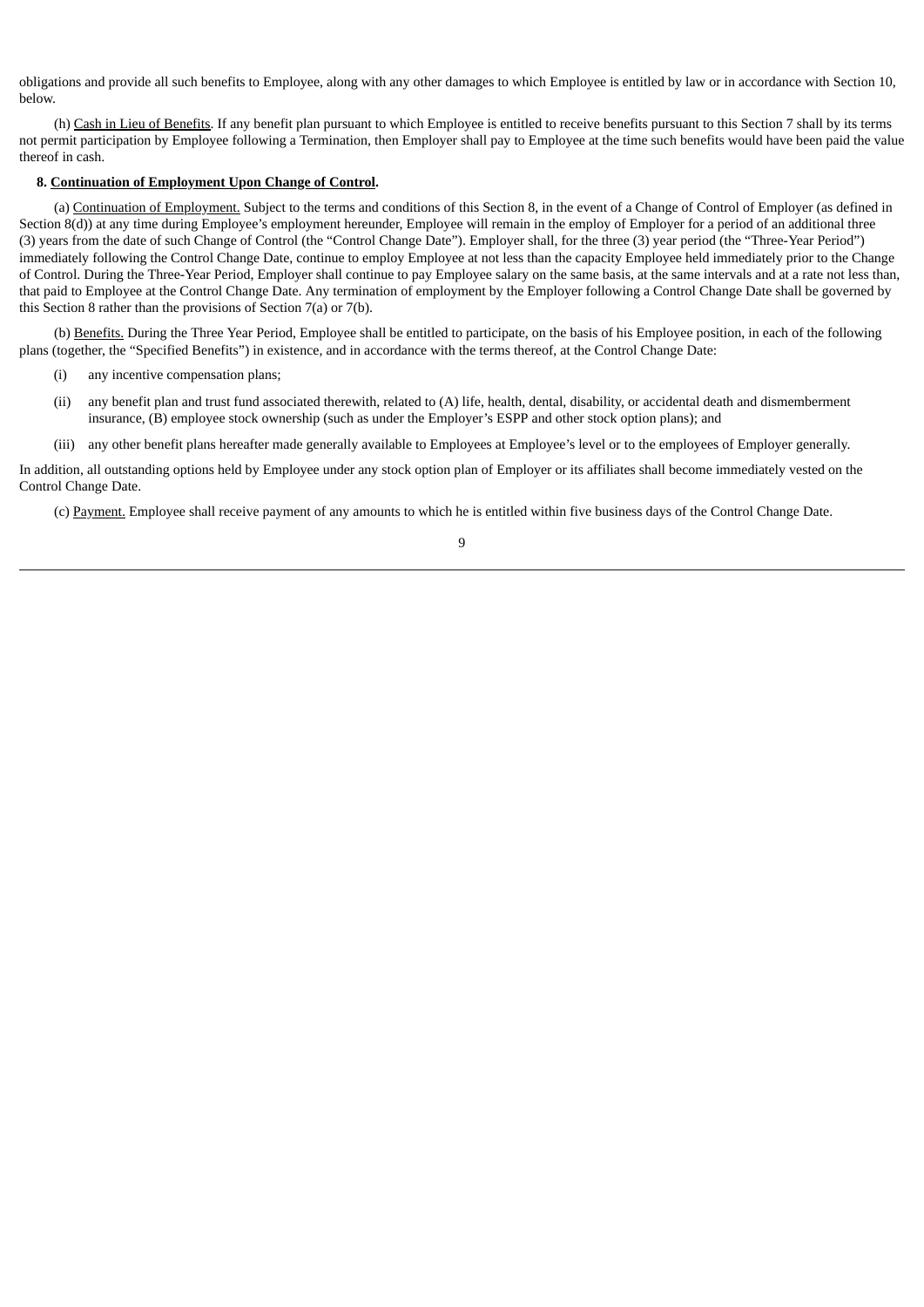obligations and provide all such benefits to Employee, along with any other damages to which Employee is entitled by law or in accordance with Section 10, below.

(h) Cash in Lieu of Benefits. If any benefit plan pursuant to which Employee is entitled to receive benefits pursuant to this Section 7 shall by its terms not permit participation by Employee following a Termination, then Employer shall pay to Employee at the time such benefits would have been paid the value thereof in cash.

**8. Continuation of Employment Upon Change of Control.**

(a) Continuation of Employment. Subject to the terms and conditions of this Section 8, in the event of a Change of Control of Employer (as defined in Section 8(d)) at any time during Employee's employment hereunder, Employee will remain in the employ of Employer for a period of an additional three (3) years from the date of such Change of Control (the "Control Change Date"). Employer shall, for the three (3) year period (the "Three-Year Period") immediately following the Control Change Date, continue to employ Employee at not less than the capacity Employee held immediately prior to the Change of Control. During the Three-Year Period, Employer shall continue to pay Employee salary on the same basis, at the same intervals and at a rate not less than, that paid to Employee at the Control Change Date. Any termination of employment by the Employer following a Control Change Date shall be governed by this Section 8 rather than the provisions of Section 7(a) or 7(b).

(b) Benefits. During the Three Year Period, Employee shall be entitled to participate, on the basis of his Employee position, in each of the following plans (together, the "Specified Benefits") in existence, and in accordance with the terms thereof, at the Control Change Date:

(i) any incentive compensation plans;

(ii) any benefit plan and trust fund associated therewith, related to (A) life, health, dental, disability, or accidental death and dismemberment insurance, (B) employee stock ownership (such as under the Employer's ESPP and other stock option plans); and

(iii) any other benefit plans hereafter made generally available to Employees at Employee's level or to the employees of Employer generally.

In addition, all outstanding options held by Employee under any stock option plan of Employer or its affiliates shall become immediately vested on the Control Change Date.

(c) Payment. Employee shall receive payment of any amounts to which he is entitled within five business days of the Control Change Date.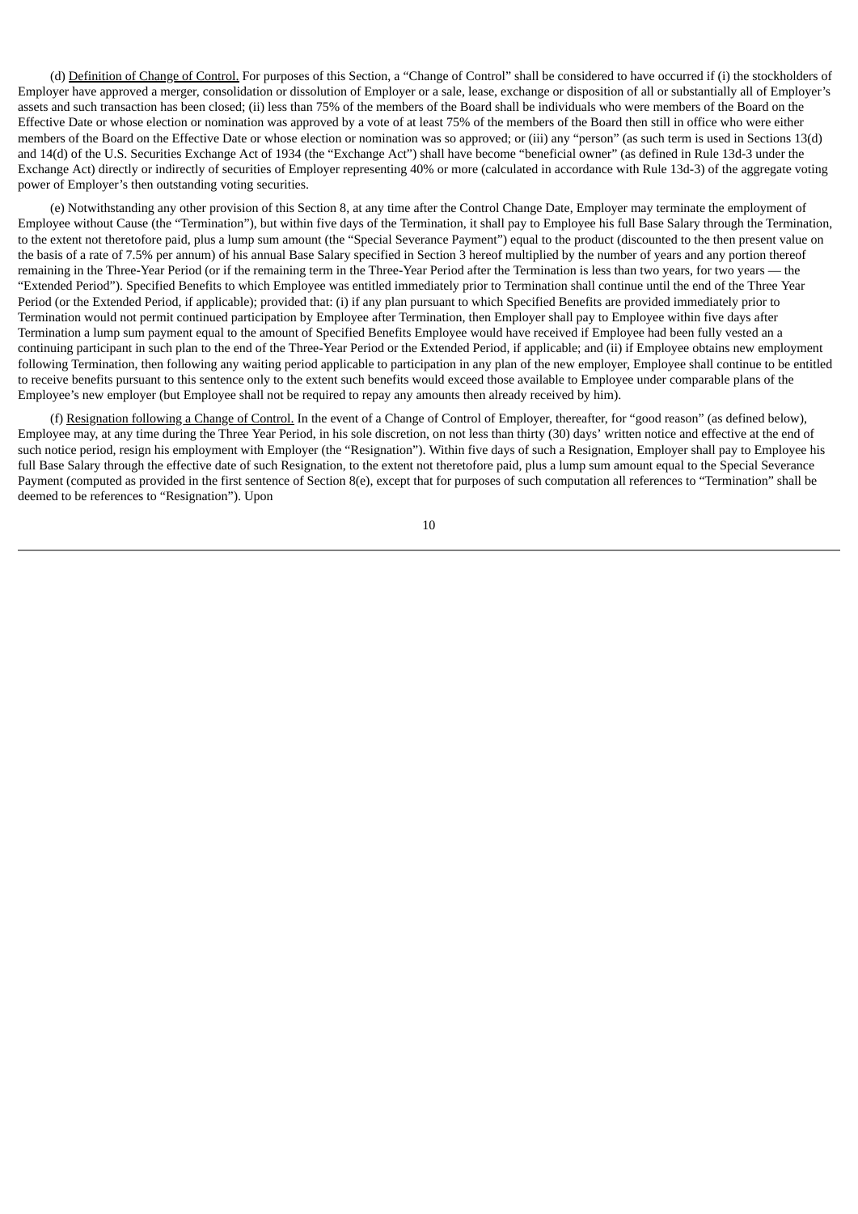(d) Definition of Change of Control. For purposes of this Section, a "Change of Control" shall be considered to have occurred if (i) the stockholders of Employer have approved a merger, consolidation or dissolution of Employer or a sale, lease, exchange or disposition of all or substantially all of Employer's assets and such transaction has been closed; (ii) less than 75% of the members of the Board shall be individuals who were members of the Board on the Effective Date or whose election or nomination was approved by a vote of at least 75% of the members of the Board then still in office who were either members of the Board on the Effective Date or whose election or nomination was so approved; or (iii) any "person" (as such term is used in Sections 13(d) and 14(d) of the U.S. Securities Exchange Act of 1934 (the "Exchange Act") shall have become "beneficial owner" (as defined in Rule 13d-3 under the Exchange Act) directly or indirectly of securities of Employer representing 40% or more (calculated in accordance with Rule 13d-3) of the aggregate voting power of Employer's then outstanding voting securities.

(e) Notwithstanding any other provision of this Section 8, at any time after the Control Change Date, Employer may terminate the employment of Employee without Cause (the "Termination"), but within five days of the Termination, it shall pay to Employee his full Base Salary through the Termination, to the extent not theretofore paid, plus a lump sum amount (the "Special Severance Payment") equal to the product (discounted to the then present value on the basis of a rate of 7.5% per annum) of his annual Base Salary specified in Section 3 hereof multiplied by the number of years and any portion thereof remaining in the Three-Year Period (or if the remaining term in the Three-Year Period after the Termination is less than two years, for two years — the "Extended Period"). Specified Benefits to which Employee was entitled immediately prior to Termination shall continue until the end of the Three Year Period (or the Extended Period, if applicable); provided that: (i) if any plan pursuant to which Specified Benefits are provided immediately prior to Termination would not permit continued participation by Employee after Termination, then Employer shall pay to Employee within five days after Termination a lump sum payment equal to the amount of Specified Benefits Employee would have received if Employee had been fully vested an a continuing participant in such plan to the end of the Three-Year Period or the Extended Period, if applicable; and (ii) if Employee obtains new employment following Termination, then following any waiting period applicable to participation in any plan of the new employer, Employee shall continue to be entitled to receive benefits pursuant to this sentence only to the extent such benefits would exceed those available to Employee under comparable plans of the Employee's new employer (but Employee shall not be required to repay any amounts then already received by him).

(f) Resignation following a Change of Control. In the event of a Change of Control of Employer, thereafter, for "good reason" (as defined below), Employee may, at any time during the Three Year Period, in his sole discretion, on not less than thirty (30) days' written notice and effective at the end of such notice period, resign his employment with Employer (the "Resignation"). Within five days of such a Resignation, Employer shall pay to Employee his full Base Salary through the effective date of such Resignation, to the extent not theretofore paid, plus a lump sum amount equal to the Special Severance Payment (computed as provided in the first sentence of Section 8(e), except that for purposes of such computation all references to "Termination" shall be deemed to be references to "Resignation"). Upon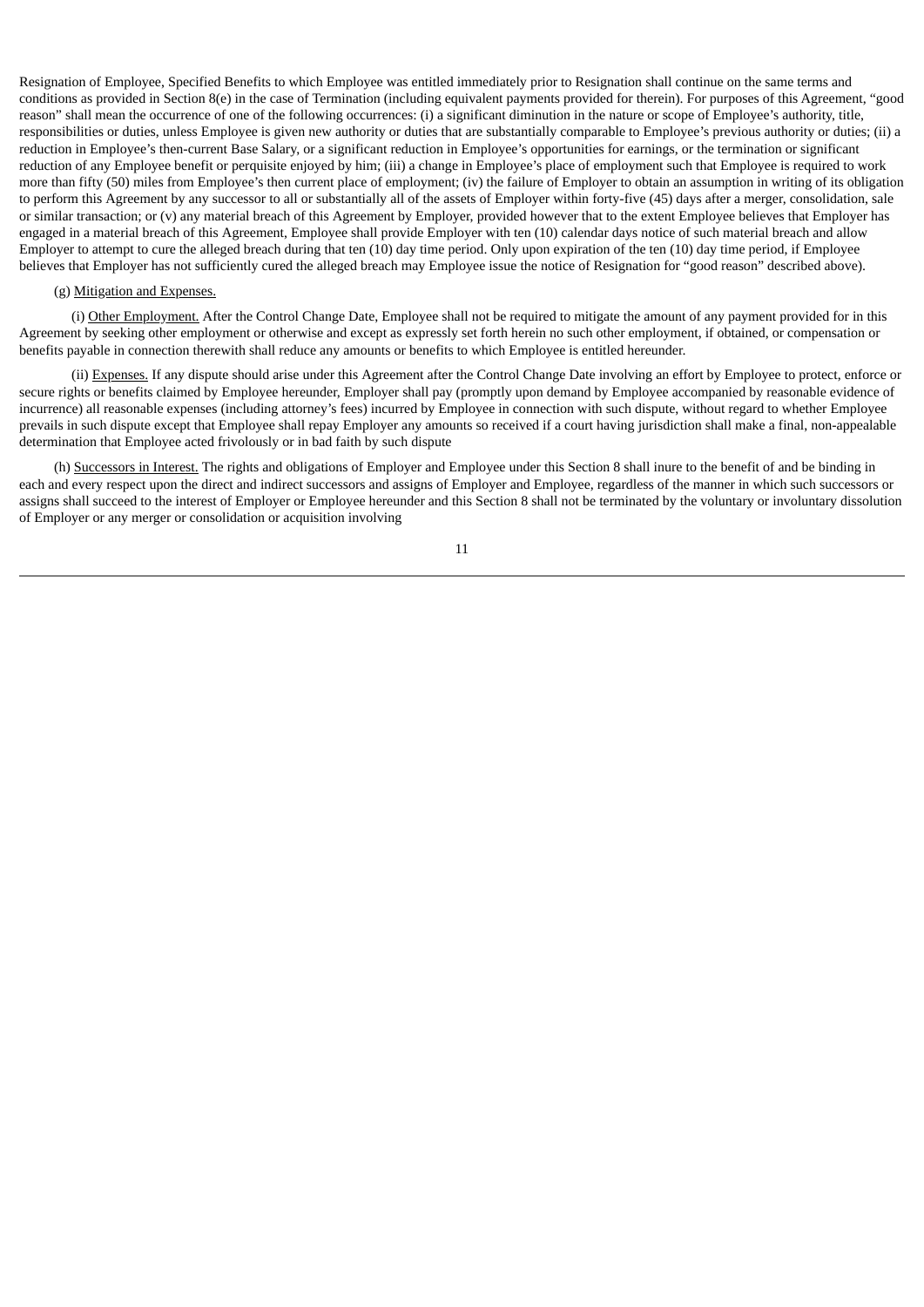Resignation of Employee, Specified Benefits to which Employee was entitled immediately prior to Resignation shall continue on the same terms and conditions as provided in Section 8(e) in the case of Termination (including equivalent payments provided for therein). For purposes of this Agreement, "good reason" shall mean the occurrence of one of the following occurrences: (i) a significant diminution in the nature or scope of Employee's authority, title, responsibilities or duties, unless Employee is given new authority or duties that are substantially comparable to Employee's previous authority or duties; (ii) a reduction in Employee's then-current Base Salary, or a significant reduction in Employee's opportunities for earnings, or the termination or significant reduction of any Employee benefit or perquisite enjoyed by him; (iii) a change in Employee's place of employment such that Employee is required to work more than fifty (50) miles from Employee's then current place of employment; (iv) the failure of Employer to obtain an assumption in writing of its obligation to perform this Agreement by any successor to all or substantially all of the assets of Employer within forty-five (45) days after a merger, consolidation, sale or similar transaction; or (v) any material breach of this Agreement by Employer, provided however that to the extent Employee believes that Employer has engaged in a material breach of this Agreement, Employee shall provide Employer with ten (10) calendar days notice of such material breach and allow Employer to attempt to cure the alleged breach during that ten (10) day time period. Only upon expiration of the ten (10) day time period, if Employee believes that Employer has not sufficiently cured the alleged breach may Employee issue the notice of Resignation for "good reason" described above).

(g) Mitigation and Expenses.

(i) Other Employment. After the Control Change Date, Employee shall not be required to mitigate the amount of any payment provided for in this Agreement by seeking other employment or otherwise and except as expressly set forth herein no such other employment, if obtained, or compensation or benefits payable in connection therewith shall reduce any amounts or benefits to which Employee is entitled hereunder.

(ii) Expenses. If any dispute should arise under this Agreement after the Control Change Date involving an effort by Employee to protect, enforce or secure rights or benefits claimed by Employee hereunder, Employer shall pay (promptly upon demand by Employee accompanied by reasonable evidence of incurrence) all reasonable expenses (including attorney's fees) incurred by Employee in connection with such dispute, without regard to whether Employee prevails in such dispute except that Employee shall repay Employer any amounts so received if a court having jurisdiction shall make a final, non-appealable determination that Employee acted frivolously or in bad faith by such dispute

(h) Successors in Interest. The rights and obligations of Employer and Employee under this Section 8 shall inure to the benefit of and be binding in each and every respect upon the direct and indirect successors and assigns of Employer and Employee, regardless of the manner in which such successors or assigns shall succeed to the interest of Employer or Employee hereunder and this Section 8 shall not be terminated by the voluntary or involuntary dissolution of Employer or any merger or consolidation or acquisition involving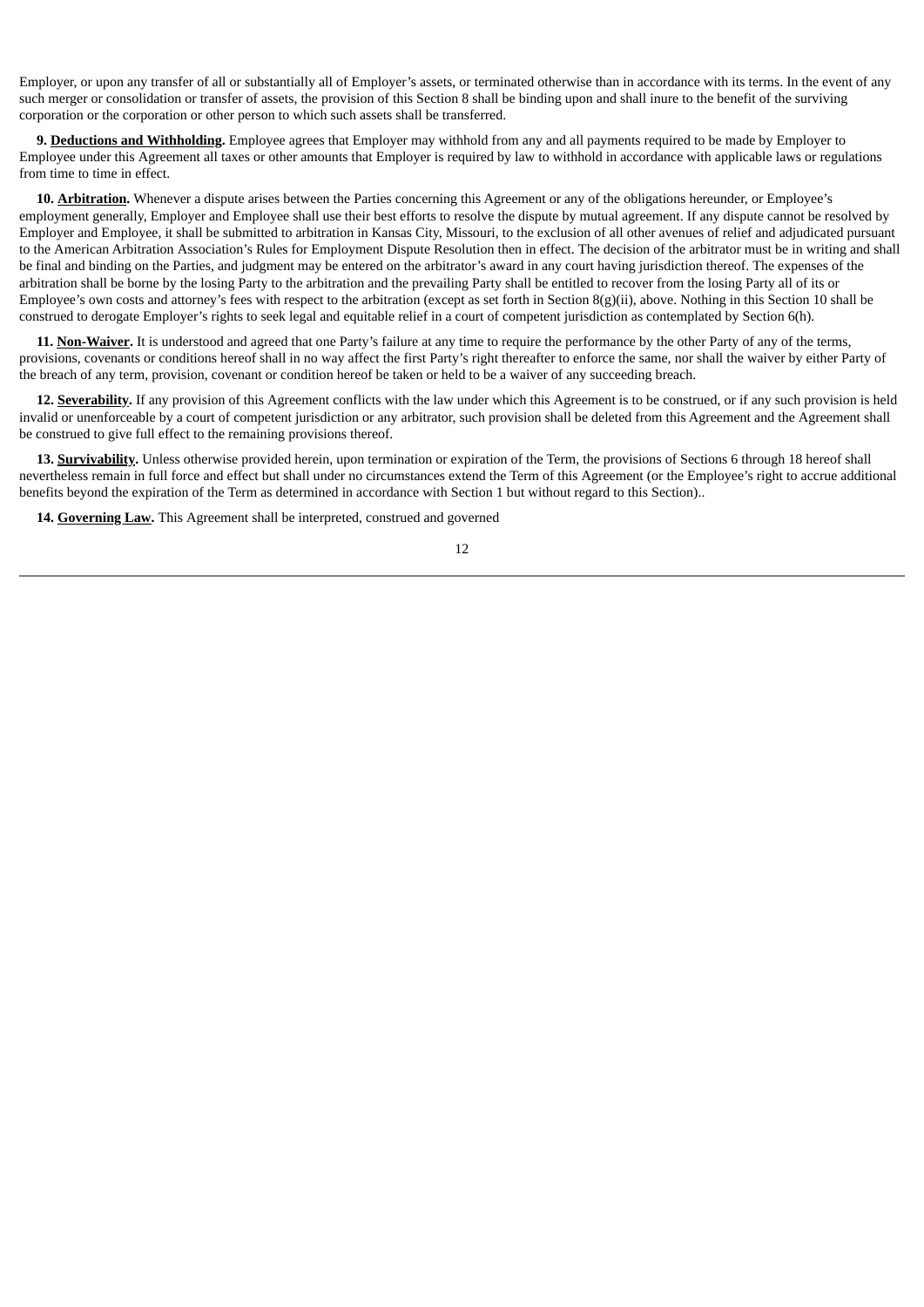Employer, or upon any transfer of all or substantially all of Employer's assets, or terminated otherwise than in accordance with its terms. In the event of any such merger or consolidation or transfer of assets, the provision of this Section 8 shall be binding upon and shall inure to the benefit of the surviving corporation or the corporation or other person to which such assets shall be transferred.

**9. Deductions and Withholding.** Employee agrees that Employer may withhold from any and all payments required to be made by Employer to Employee under this Agreement all taxes or other amounts that Employer is required by law to withhold in accordance with applicable laws or regulations from time to time in effect.

**10. Arbitration.** Whenever a dispute arises between the Parties concerning this Agreement or any of the obligations hereunder, or Employee's employment generally, Employer and Employee shall use their best efforts to resolve the dispute by mutual agreement. If any dispute cannot be resolved by Employer and Employee, it shall be submitted to arbitration in Kansas City, Missouri, to the exclusion of all other avenues of relief and adjudicated pursuant to the American Arbitration Association's Rules for Employment Dispute Resolution then in effect. The decision of the arbitrator must be in writing and shall be final and binding on the Parties, and judgment may be entered on the arbitrator's award in any court having jurisdiction thereof. The expenses of the arbitration shall be borne by the losing Party to the arbitration and the prevailing Party shall be entitled to recover from the losing Party all of its or Employee's own costs and attorney's fees with respect to the arbitration (except as set forth in Section 8(g)(ii), above. Nothing in this Section 10 shall be construed to derogate Employer's rights to seek legal and equitable relief in a court of competent jurisdiction as contemplated by Section 6(h).

**11. Non-Waiver.** It is understood and agreed that one Party's failure at any time to require the performance by the other Party of any of the terms, provisions, covenants or conditions hereof shall in no way affect the first Party's right thereafter to enforce the same, nor shall the waiver by either Party of the breach of any term, provision, covenant or condition hereof be taken or held to be a waiver of any succeeding breach.

**12. Severability.** If any provision of this Agreement conflicts with the law under which this Agreement is to be construed, or if any such provision is held invalid or unenforceable by a court of competent jurisdiction or any arbitrator, such provision shall be deleted from this Agreement and the Agreement shall be construed to give full effect to the remaining provisions thereof.

**13. Survivability.** Unless otherwise provided herein, upon termination or expiration of the Term, the provisions of Sections 6 through 18 hereof shall nevertheless remain in full force and effect but shall under no circumstances extend the Term of this Agreement (or the Employee's right to accrue additional benefits beyond the expiration of the Term as determined in accordance with Section 1 but without regard to this Section)..

**14. Governing Law.** This Agreement shall be interpreted, construed and governed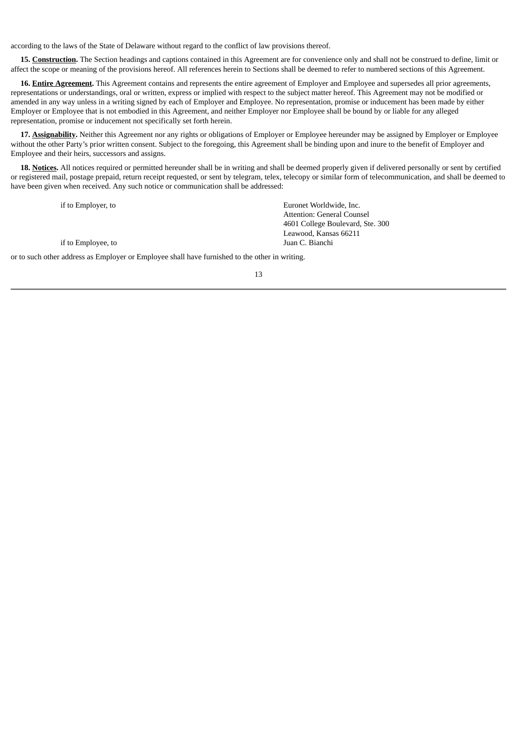according to the laws of the State of Delaware without regard to the conflict of law provisions thereof.

**15. <u>Construction</u>.** The Section headings and captions contained in this Agreement are for convenience only and shall not be construed to define, limit or affect the scope or meaning of the provisions hereof. All references herein to Sections shall be deemed to refer to numbered sections of this Agreement.

**16. <u>Entire Agreement</u>.** This Agreement contains and represents the entire agreement of Employer and Employee and supersedes all prior agreements, representations or understandings, oral or written, express or implied with respect to the subject matter hereof. This Agreement may not be modified or amended in any way unless in a writing signed by each of Employer and Employee. No representation, promise or inducement has been made by either Employer or Employee that is not embodied in this Agreement, and neither Employer nor Employee shall be bound by or liable for any alleged representation, promise or inducement not specifically set forth herein.

**17. <u>Assignability</u>.** Neither this Agreement nor any rights or obligations of Employer or Employee hereunder may be assigned by Employer or Employee without the other Party's prior written consent. Subject to the foregoing, this Agreement shall be binding upon and inure to the benefit of Employer and Employee and their heirs, successors and assigns.

**18. <u>Notices</u>.** All notices required or permitted hereunder shall be in writing and shall be deemed properly given if delivered personally or sent by certified or registered mail, postage prepaid, return receipt requested, or sent by telegram, telex, telecopy or similar form of telecommunication, and shall be deemed to have been given when received. Any such notice or communication shall be addressed:

if to Employer, to

Euronet Worldwide, Inc.
Attention: General Counsel
4601 College Boulevard, Ste. 300
Leawood, Kansas 66211

if to Employee, to

Juan C. Bianchi

or to such other address as Employer or Employee shall have furnished to the other in writing.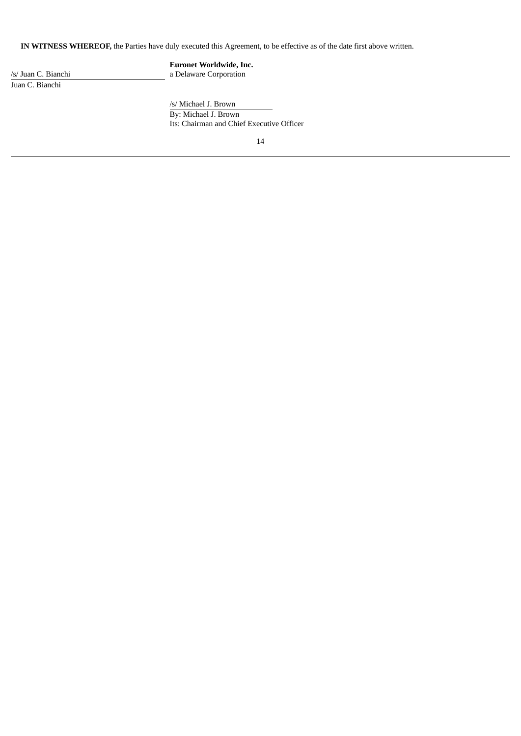**IN WITNESS WHEREOF,** the Parties have duly executed this Agreement, to be effective as of the date first above written.

| | |
|---|---|
| /s/ Juan C. Bianchi | **Euronet Worldwide, Inc.** |
| Juan C. Bianchi | a Delaware Corporation |
| | /s/ Michael J. Brown |
| | By: Michael J. Brown |
| | Its: Chairman and Chief Executive Officer |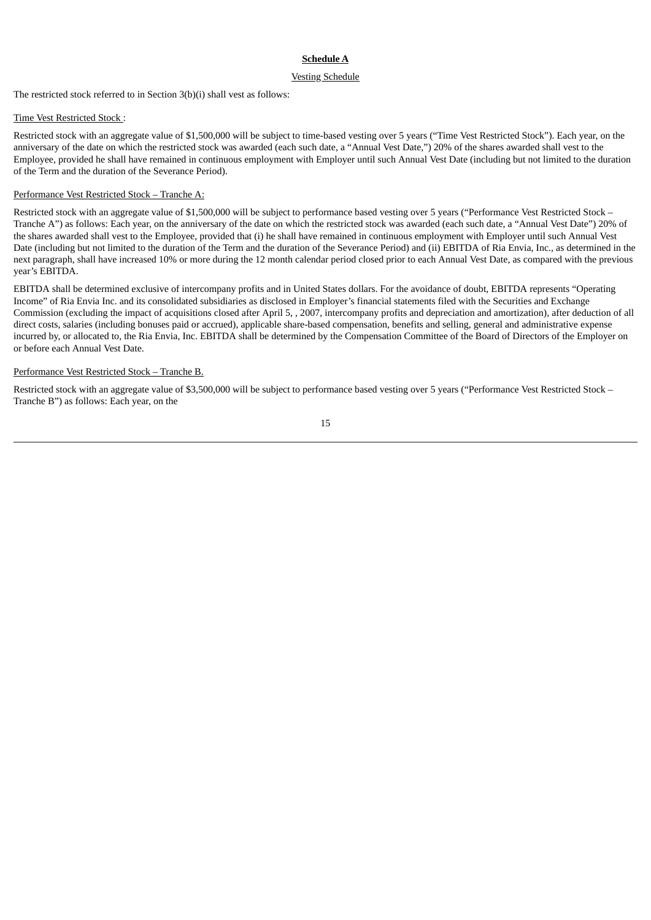**Schedule A**

Vesting Schedule

The restricted stock referred to in Section 3(b)(i) shall vest as follows:

Time Vest Restricted Stock :

Restricted stock with an aggregate value of $1,500,000 will be subject to time-based vesting over 5 years ("Time Vest Restricted Stock"). Each year, on the anniversary of the date on which the restricted stock was awarded (each such date, a "Annual Vest Date,") 20% of the shares awarded shall vest to the Employee, provided he shall have remained in continuous employment with Employer until such Annual Vest Date (including but not limited to the duration of the Term and the duration of the Severance Period).

Performance Vest Restricted Stock – Tranche A:

Restricted stock with an aggregate value of $1,500,000 will be subject to performance based vesting over 5 years ("Performance Vest Restricted Stock – Tranche A") as follows: Each year, on the anniversary of the date on which the restricted stock was awarded (each such date, a "Annual Vest Date") 20% of the shares awarded shall vest to the Employee, provided that (i) he shall have remained in continuous employment with Employer until such Annual Vest Date (including but not limited to the duration of the Term and the duration of the Severance Period) and (ii) EBITDA of Ria Envia, Inc., as determined in the next paragraph, shall have increased 10% or more during the 12 month calendar period closed prior to each Annual Vest Date, as compared with the previous year's EBITDA.

EBITDA shall be determined exclusive of intercompany profits and in United States dollars. For the avoidance of doubt, EBITDA represents "Operating Income" of Ria Envia Inc. and its consolidated subsidiaries as disclosed in Employer's financial statements filed with the Securities and Exchange Commission (excluding the impact of acquisitions closed after April 5, , 2007, intercompany profits and depreciation and amortization), after deduction of all direct costs, salaries (including bonuses paid or accrued), applicable share-based compensation, benefits and selling, general and administrative expense incurred by, or allocated to, the Ria Envia, Inc. EBITDA shall be determined by the Compensation Committee of the Board of Directors of the Employer on or before each Annual Vest Date.

Performance Vest Restricted Stock – Tranche B.

Restricted stock with an aggregate value of $3,500,000 will be subject to performance based vesting over 5 years ("Performance Vest Restricted Stock – Tranche B") as follows: Each year, on the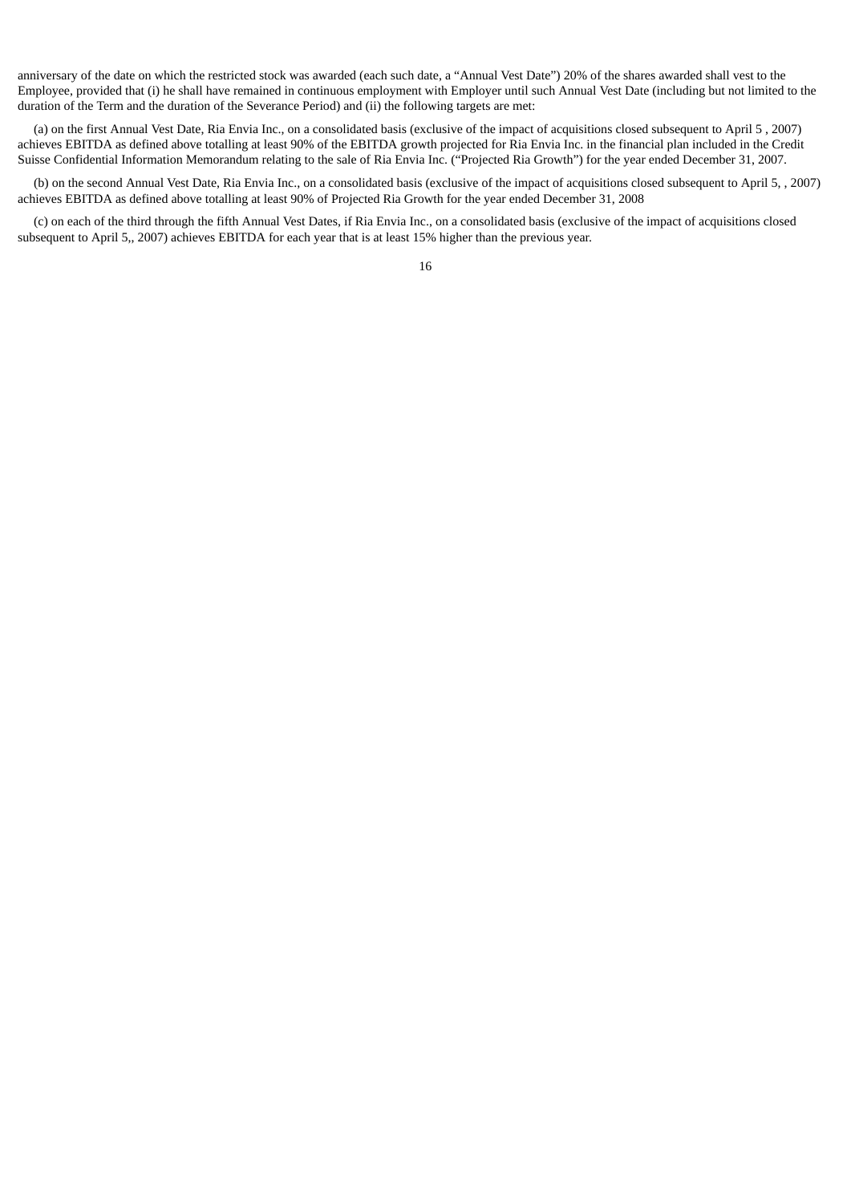anniversary of the date on which the restricted stock was awarded (each such date, a "Annual Vest Date") 20% of the shares awarded shall vest to the Employee, provided that (i) he shall have remained in continuous employment with Employer until such Annual Vest Date (including but not limited to the duration of the Term and the duration of the Severance Period) and (ii) the following targets are met:

(a) on the first Annual Vest Date, Ria Envia Inc., on a consolidated basis (exclusive of the impact of acquisitions closed subsequent to April 5 , 2007) achieves EBITDA as defined above totalling at least 90% of the EBITDA growth projected for Ria Envia Inc. in the financial plan included in the Credit Suisse Confidential Information Memorandum relating to the sale of Ria Envia Inc. ("Projected Ria Growth") for the year ended December 31, 2007.

(b) on the second Annual Vest Date, Ria Envia Inc., on a consolidated basis (exclusive of the impact of acquisitions closed subsequent to April 5, , 2007) achieves EBITDA as defined above totalling at least 90% of Projected Ria Growth for the year ended December 31, 2008

(c) on each of the third through the fifth Annual Vest Dates, if Ria Envia Inc., on a consolidated basis (exclusive of the impact of acquisitions closed subsequent to April 5,, 2007) achieves EBITDA for each year that is at least 15% higher than the previous year.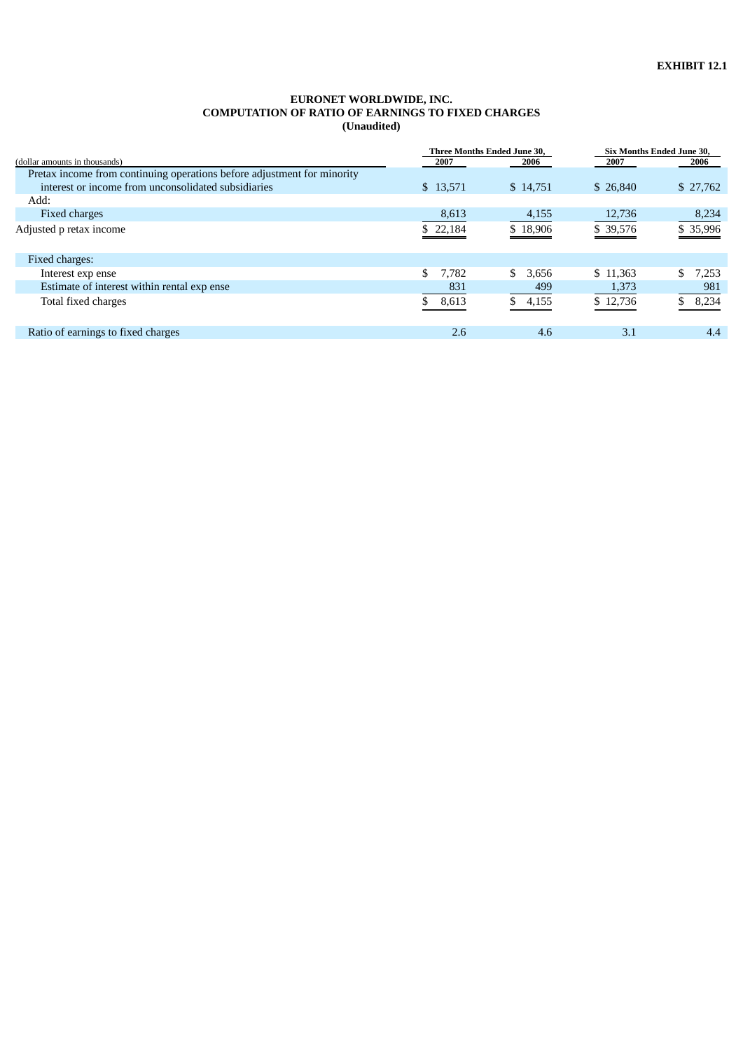**EXHIBIT 12.1**

**EURONET WORLDWIDE, INC.**
**COMPUTATION OF RATIO OF EARNINGS TO FIXED CHARGES**
**(Unaudited)**

| (dollar amounts in thousands) | Three Months Ended June 30, | | Six Months Ended June 30, | |
|---|---|---|---|---|
| | 2007 | 2006 | 2007 | 2006 |
| Pretax income from continuing operations before adjustment for minority interest or income from unconsolidated subsidiaries | $ 13,571 | $ 14,751 | $ 26,840 | $ 27,762 |
| Add: | | | | |
| Fixed charges | 8,613 | 4,155 | 12,736 | 8,234 |
| Adjusted pretax income | $ 22,184 | $ 18,906 | $ 39,576 | $ 35,996 |
| Fixed charges: | | | | |
| Interest expense | $ 7,782 | $ 3,656 | $ 11,363 | $ 7,253 |
| Estimate of interest within rental expense | 831 | 499 | 1,373 | 981 |
| Total fixed charges | $ 8,613 | $ 4,155 | $ 12,736 | $ 8,234 |
| Ratio of earnings to fixed charges | 2.6 | 4.6 | 3.1 | 4.4 |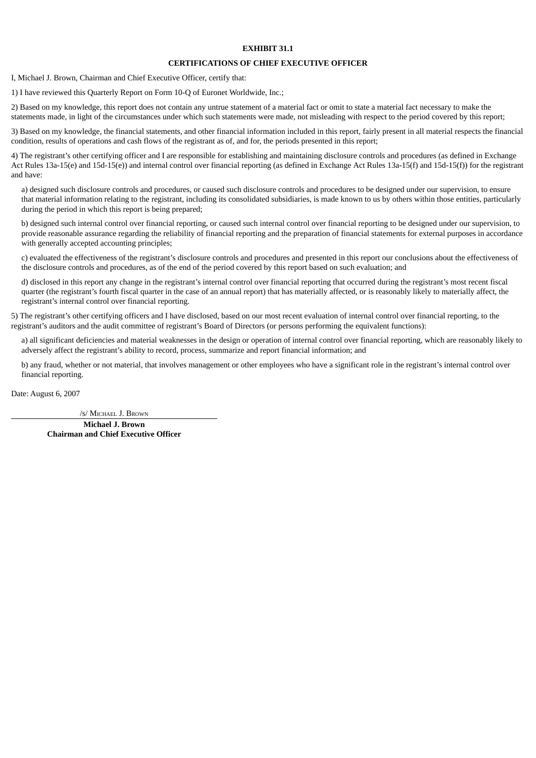**EXHIBIT 31.1**

**CERTIFICATIONS OF CHIEF EXECUTIVE OFFICER**

I, Michael J. Brown, Chairman and Chief Executive Officer, certify that:

1) I have reviewed this Quarterly Report on Form 10-Q of Euronet Worldwide, Inc.;

2) Based on my knowledge, this report does not contain any untrue statement of a material fact or omit to state a material fact necessary to make the statements made, in light of the circumstances under which such statements were made, not misleading with respect to the period covered by this report;

3) Based on my knowledge, the financial statements, and other financial information included in this report, fairly present in all material respects the financial condition, results of operations and cash flows of the registrant as of, and for, the periods presented in this report;

4) The registrant's other certifying officer and I are responsible for establishing and maintaining disclosure controls and procedures (as defined in Exchange Act Rules 13a-15(e) and 15d-15(e)) and internal control over financial reporting (as defined in Exchange Act Rules 13a-15(f) and 15d-15(f)) for the registrant and have:

a) designed such disclosure controls and procedures, or caused such disclosure controls and procedures to be designed under our supervision, to ensure that material information relating to the registrant, including its consolidated subsidiaries, is made known to us by others within those entities, particularly during the period in which this report is being prepared;

b) designed such internal control over financial reporting, or caused such internal control over financial reporting to be designed under our supervision, to provide reasonable assurance regarding the reliability of financial reporting and the preparation of financial statements for external purposes in accordance with generally accepted accounting principles;

c) evaluated the effectiveness of the registrant's disclosure controls and procedures and presented in this report our conclusions about the effectiveness of the disclosure controls and procedures, as of the end of the period covered by this report based on such evaluation; and

d) disclosed in this report any change in the registrant's internal control over financial reporting that occurred during the registrant's most recent fiscal quarter (the registrant's fourth fiscal quarter in the case of an annual report) that has materially affected, or is reasonably likely to materially affect, the registrant's internal control over financial reporting.

5) The registrant's other certifying officers and I have disclosed, based on our most recent evaluation of internal control over financial reporting, to the registrant's auditors and the audit committee of registrant's Board of Directors (or persons performing the equivalent functions):

a) all significant deficiencies and material weaknesses in the design or operation of internal control over financial reporting, which are reasonably likely to adversely affect the registrant's ability to record, process, summarize and report financial information; and

b) any fraud, whether or not material, that involves management or other employees who have a significant role in the registrant's internal control over financial reporting.

Date: August 6, 2007

/s/ MICHAEL J. BROWN

**Michael J. Brown**
**Chairman and Chief Executive Officer**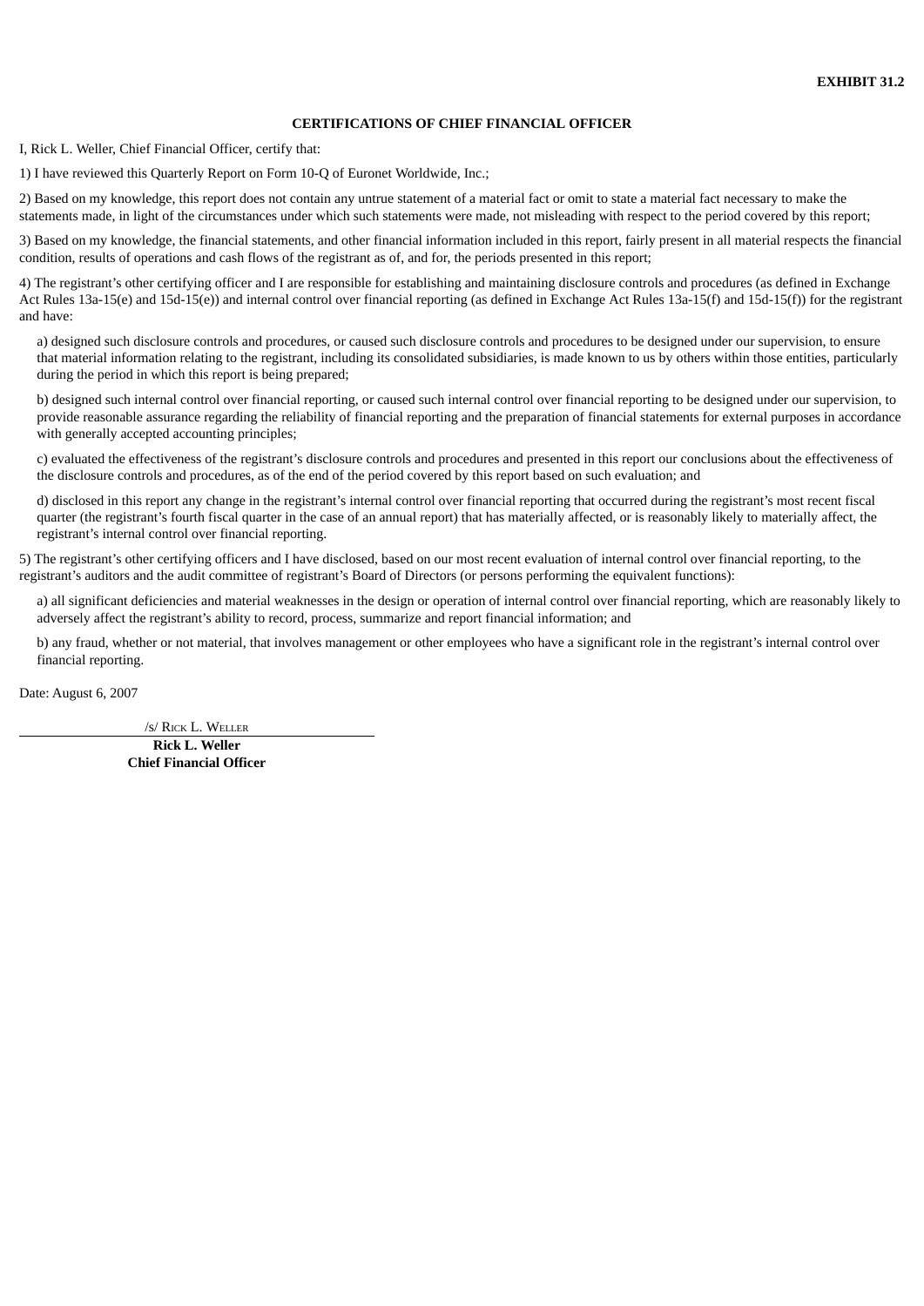**EXHIBIT 31.2**

**CERTIFICATIONS OF CHIEF FINANCIAL OFFICER**

I, Rick L. Weller, Chief Financial Officer, certify that:

1) I have reviewed this Quarterly Report on Form 10-Q of Euronet Worldwide, Inc.;

2) Based on my knowledge, this report does not contain any untrue statement of a material fact or omit to state a material fact necessary to make the statements made, in light of the circumstances under which such statements were made, not misleading with respect to the period covered by this report;

3) Based on my knowledge, the financial statements, and other financial information included in this report, fairly present in all material respects the financial condition, results of operations and cash flows of the registrant as of, and for, the periods presented in this report;

4) The registrant's other certifying officer and I are responsible for establishing and maintaining disclosure controls and procedures (as defined in Exchange Act Rules 13a-15(e) and 15d-15(e)) and internal control over financial reporting (as defined in Exchange Act Rules 13a-15(f) and 15d-15(f)) for the registrant and have:

a) designed such disclosure controls and procedures, or caused such disclosure controls and procedures to be designed under our supervision, to ensure that material information relating to the registrant, including its consolidated subsidiaries, is made known to us by others within those entities, particularly during the period in which this report is being prepared;

b) designed such internal control over financial reporting, or caused such internal control over financial reporting to be designed under our supervision, to provide reasonable assurance regarding the reliability of financial reporting and the preparation of financial statements for external purposes in accordance with generally accepted accounting principles;

c) evaluated the effectiveness of the registrant's disclosure controls and procedures and presented in this report our conclusions about the effectiveness of the disclosure controls and procedures, as of the end of the period covered by this report based on such evaluation; and

d) disclosed in this report any change in the registrant's internal control over financial reporting that occurred during the registrant's most recent fiscal quarter (the registrant's fourth fiscal quarter in the case of an annual report) that has materially affected, or is reasonably likely to materially affect, the registrant's internal control over financial reporting.

5) The registrant's other certifying officers and I have disclosed, based on our most recent evaluation of internal control over financial reporting, to the registrant's auditors and the audit committee of registrant's Board of Directors (or persons performing the equivalent functions):

a) all significant deficiencies and material weaknesses in the design or operation of internal control over financial reporting, which are reasonably likely to adversely affect the registrant's ability to record, process, summarize and report financial information; and

b) any fraud, whether or not material, that involves management or other employees who have a significant role in the registrant's internal control over financial reporting.

Date: August 6, 2007

/s/ Rick L. Weller

**Rick L. Weller**
**Chief Financial Officer**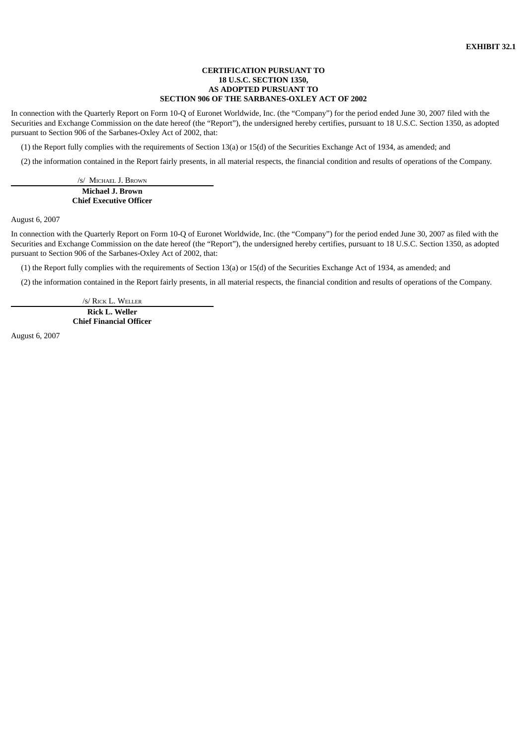**EXHIBIT 32.1**

**CERTIFICATION PURSUANT TO**
**18 U.S.C. SECTION 1350,**
**AS ADOPTED PURSUANT TO**
**SECTION 906 OF THE SARBANES-OXLEY ACT OF 2002**

In connection with the Quarterly Report on Form 10-Q of Euronet Worldwide, Inc. (the "Company") for the period ended June 30, 2007 filed with the Securities and Exchange Commission on the date hereof (the "Report"), the undersigned hereby certifies, pursuant to 18 U.S.C. Section 1350, as adopted pursuant to Section 906 of the Sarbanes-Oxley Act of 2002, that:

(1) the Report fully complies with the requirements of Section 13(a) or 15(d) of the Securities Exchange Act of 1934, as amended; and

(2) the information contained in the Report fairly presents, in all material respects, the financial condition and results of operations of the Company.

/s/ Michael J. Brown

**Michael J. Brown**
**Chief Executive Officer**

August 6, 2007

In connection with the Quarterly Report on Form 10-Q of Euronet Worldwide, Inc. (the "Company") for the period ended June 30, 2007 as filed with the Securities and Exchange Commission on the date hereof (the "Report"), the undersigned hereby certifies, pursuant to 18 U.S.C. Section 1350, as adopted pursuant to Section 906 of the Sarbanes-Oxley Act of 2002, that:

(1) the Report fully complies with the requirements of Section 13(a) or 15(d) of the Securities Exchange Act of 1934, as amended; and

(2) the information contained in the Report fairly presents, in all material respects, the financial condition and results of operations of the Company.

/s/ Rick L. Weller

**Rick L. Weller**
**Chief Financial Officer**

August 6, 2007